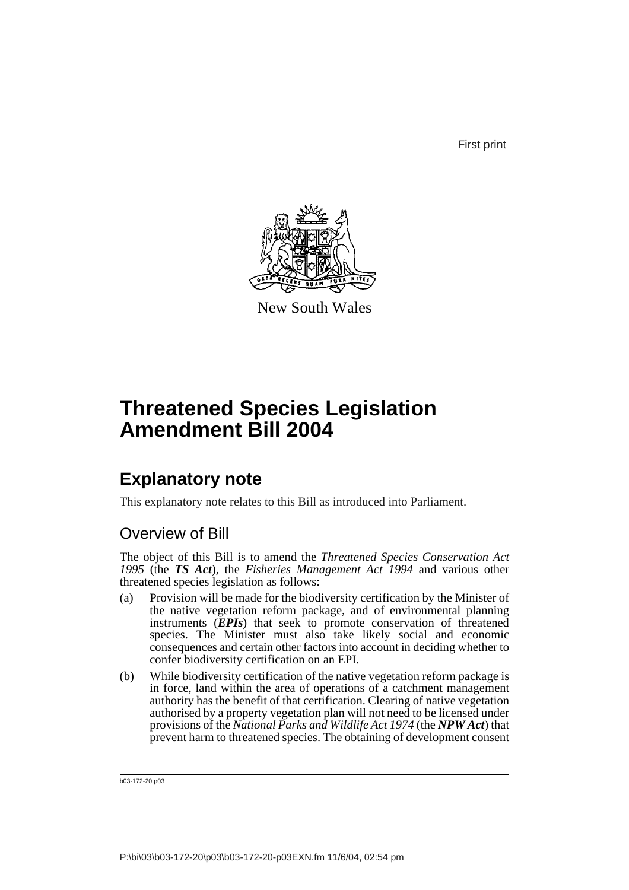First print

New South Wales

# Threatened Species Legislation Amendment Bill 2004

## Explanatory note

This explanatory note relates to this Bill as introduced into Parliament.

### Overview of Bill

The object of this Bill is to amend the *Threatened Species Conservation Act 1995* (the ***TS Act***), the *Fisheries Management Act 1994* and various other threatened species legislation as follows:

(a) Provision will be made for the biodiversity certification by the Minister of the native vegetation reform package, and of environmental planning instruments (***EPIs***) that seek to promote conservation of threatened species. The Minister must also take likely social and economic consequences and certain other factors into account in deciding whether to confer biodiversity certification on an EPI.

(b) While biodiversity certification of the native vegetation reform package is in force, land within the area of operations of a catchment management authority has the benefit of that certification. Clearing of native vegetation authorised by a property vegetation plan will not need to be licensed under provisions of the *National Parks and Wildlife Act 1974* (the ***NPW Act***) that prevent harm to threatened species. The obtaining of development consent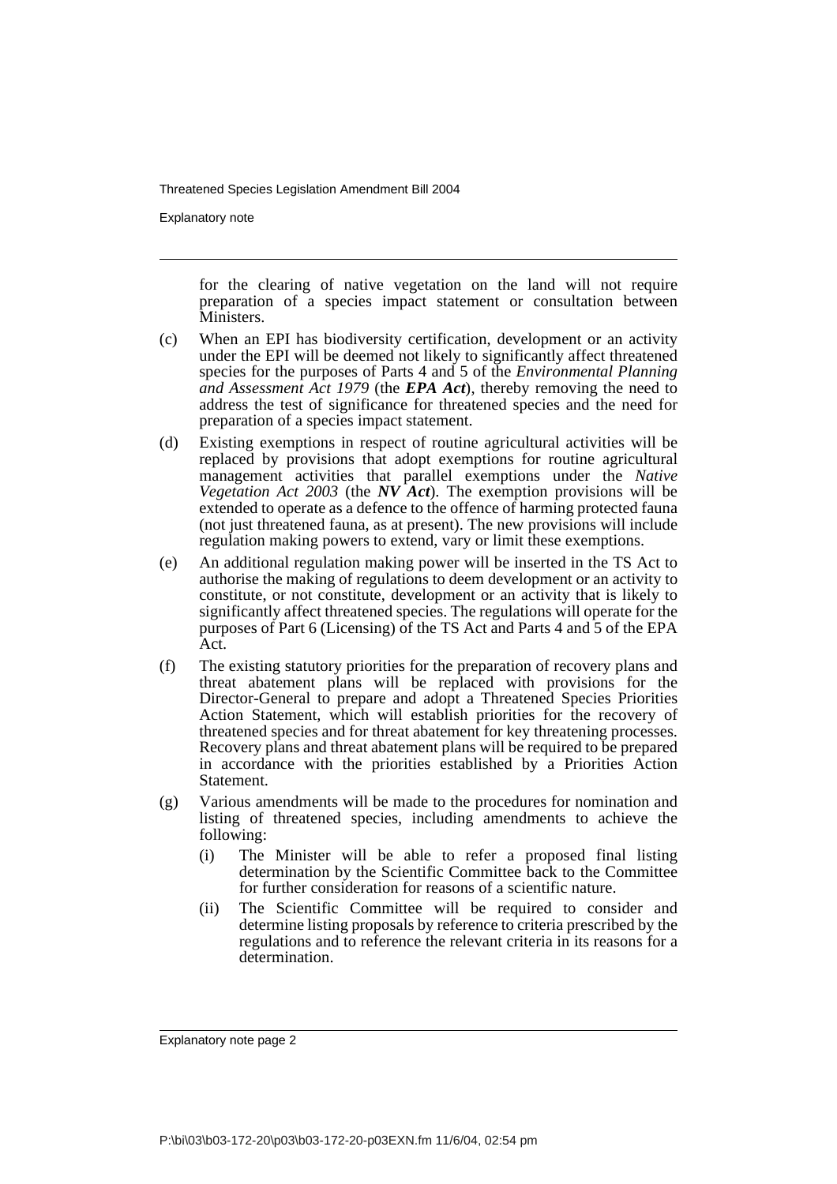for the clearing of native vegetation on the land will not require preparation of a species impact statement or consultation between Ministers.

(c) When an EPI has biodiversity certification, development or an activity under the EPI will be deemed not likely to significantly affect threatened species for the purposes of Parts 4 and 5 of the *Environmental Planning and Assessment Act 1979* (the ***EPA Act***), thereby removing the need to address the test of significance for threatened species and the need for preparation of a species impact statement.

(d) Existing exemptions in respect of routine agricultural activities will be replaced by provisions that adopt exemptions for routine agricultural management activities that parallel exemptions under the *Native Vegetation Act 2003* (the ***NV Act***). The exemption provisions will be extended to operate as a defence to the offence of harming protected fauna (not just threatened fauna, as at present). The new provisions will include regulation making powers to extend, vary or limit these exemptions.

(e) An additional regulation making power will be inserted in the TS Act to authorise the making of regulations to deem development or an activity to constitute, or not constitute, development or an activity that is likely to significantly affect threatened species. The regulations will operate for the purposes of Part 6 (Licensing) of the TS Act and Parts 4 and 5 of the EPA Act.

(f) The existing statutory priorities for the preparation of recovery plans and threat abatement plans will be replaced with provisions for the Director-General to prepare and adopt a Threatened Species Priorities Action Statement, which will establish priorities for the recovery of threatened species and for threat abatement for key threatening processes. Recovery plans and threat abatement plans will be required to be prepared in accordance with the priorities established by a Priorities Action Statement.

(g) Various amendments will be made to the procedures for nomination and listing of threatened species, including amendments to achieve the following:

    (i) The Minister will be able to refer a proposed final listing determination by the Scientific Committee back to the Committee for further consideration for reasons of a scientific nature.

    (ii) The Scientific Committee will be required to consider and determine listing proposals by reference to criteria prescribed by the regulations and to reference the relevant criteria in its reasons for a determination.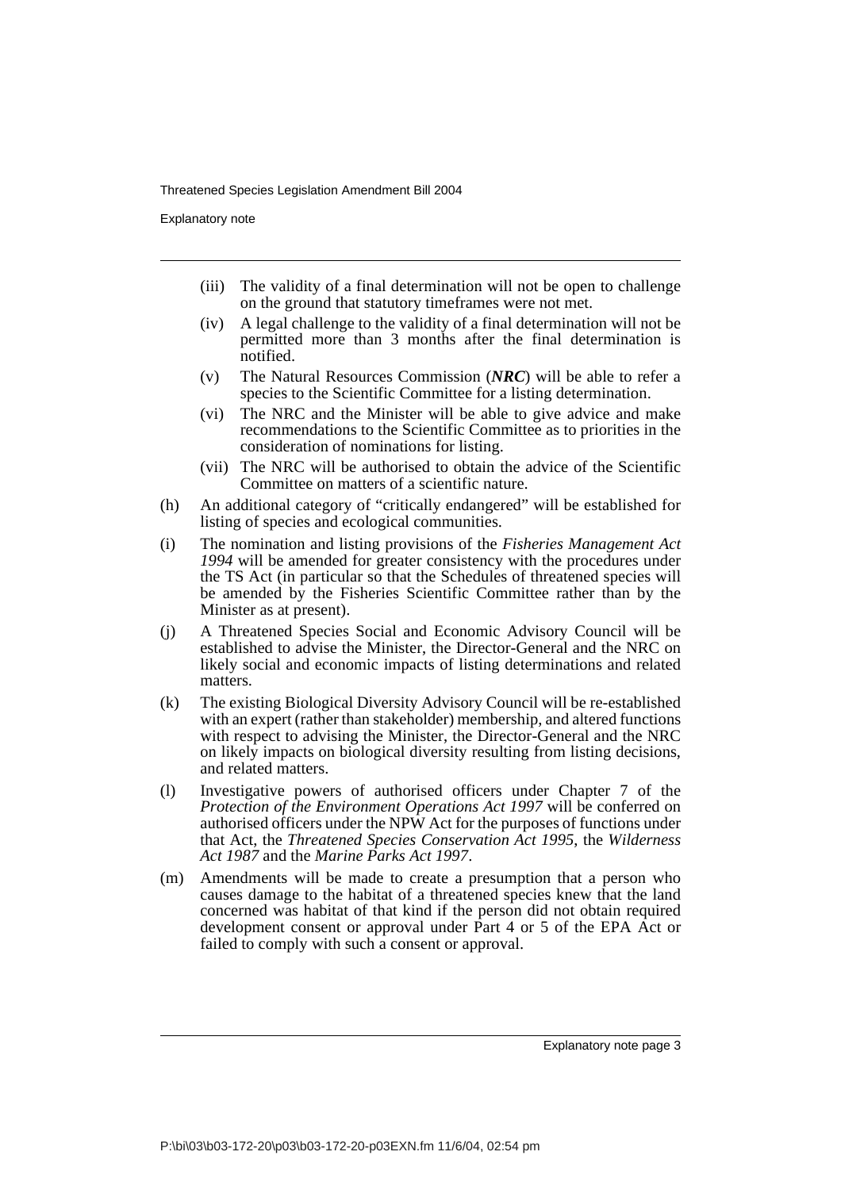(iii) The validity of a final determination will not be open to challenge on the ground that statutory timeframes were not met.

(iv) A legal challenge to the validity of a final determination will not be permitted more than 3 months after the final determination is notified.

(v) The Natural Resources Commission (***NRC***) will be able to refer a species to the Scientific Committee for a listing determination.

(vi) The NRC and the Minister will be able to give advice and make recommendations to the Scientific Committee as to priorities in the consideration of nominations for listing.

(vii) The NRC will be authorised to obtain the advice of the Scientific Committee on matters of a scientific nature.

(h) An additional category of "critically endangered" will be established for listing of species and ecological communities.

(i) The nomination and listing provisions of the *Fisheries Management Act 1994* will be amended for greater consistency with the procedures under the TS Act (in particular so that the Schedules of threatened species will be amended by the Fisheries Scientific Committee rather than by the Minister as at present).

(j) A Threatened Species Social and Economic Advisory Council will be established to advise the Minister, the Director-General and the NRC on likely social and economic impacts of listing determinations and related matters.

(k) The existing Biological Diversity Advisory Council will be re-established with an expert (rather than stakeholder) membership, and altered functions with respect to advising the Minister, the Director-General and the NRC on likely impacts on biological diversity resulting from listing decisions, and related matters.

(l) Investigative powers of authorised officers under Chapter 7 of the *Protection of the Environment Operations Act 1997* will be conferred on authorised officers under the NPW Act for the purposes of functions under that Act, the *Threatened Species Conservation Act 1995*, the *Wilderness Act 1987* and the *Marine Parks Act 1997*.

(m) Amendments will be made to create a presumption that a person who causes damage to the habitat of a threatened species knew that the land concerned was habitat of that kind if the person did not obtain required development consent or approval under Part 4 or 5 of the EPA Act or failed to comply with such a consent or approval.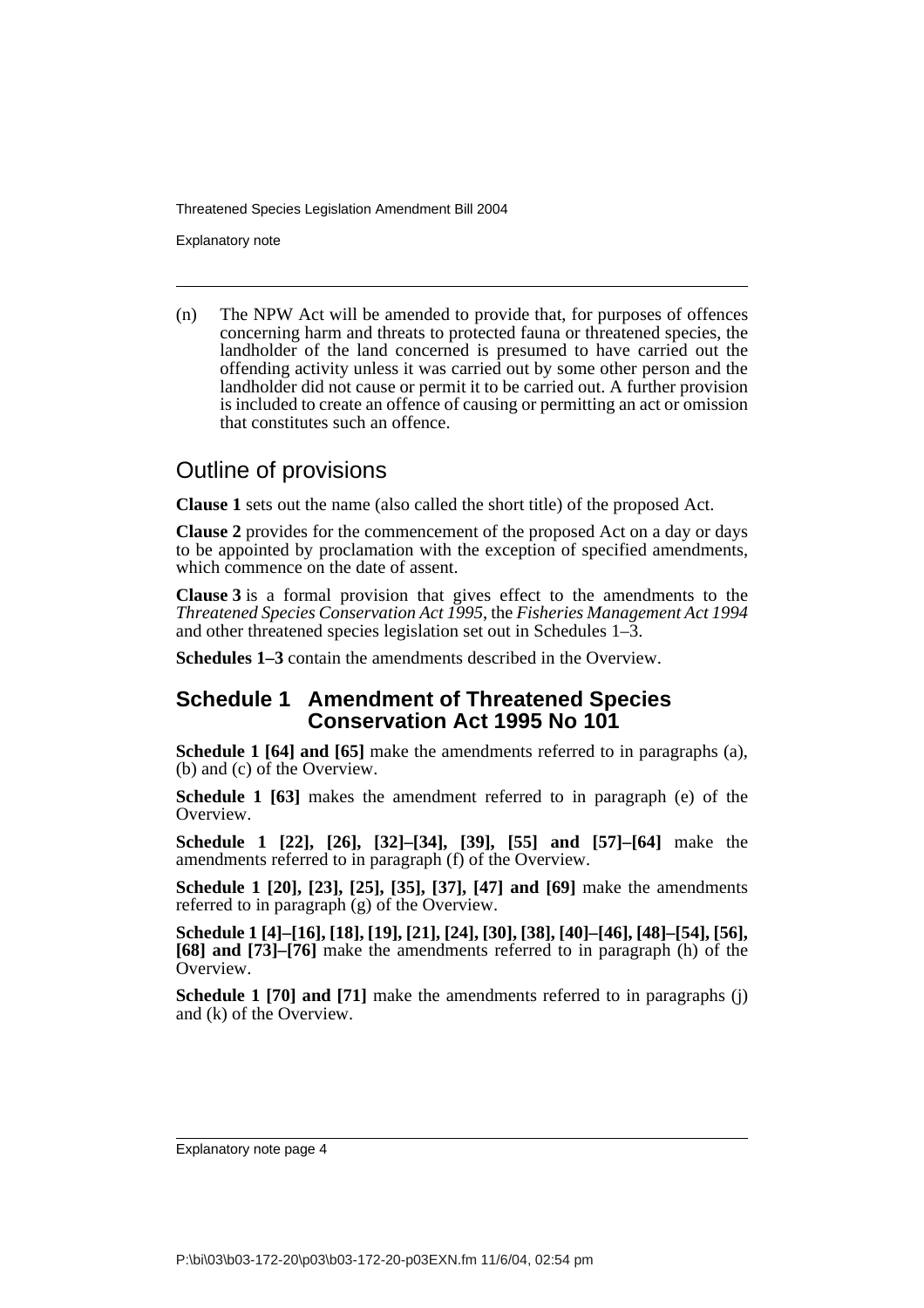(n) The NPW Act will be amended to provide that, for purposes of offences concerning harm and threats to protected fauna or threatened species, the landholder of the land concerned is presumed to have carried out the offending activity unless it was carried out by some other person and the landholder did not cause or permit it to be carried out. A further provision is included to create an offence of causing or permitting an act or omission that constitutes such an offence.

## Outline of provisions

**Clause 1** sets out the name (also called the short title) of the proposed Act.

**Clause 2** provides for the commencement of the proposed Act on a day or days to be appointed by proclamation with the exception of specified amendments, which commence on the date of assent.

**Clause 3** is a formal provision that gives effect to the amendments to the *Threatened Species Conservation Act 1995*, the *Fisheries Management Act 1994* and other threatened species legislation set out in Schedules 1–3.

**Schedules 1–3** contain the amendments described in the Overview.

### Schedule 1 Amendment of Threatened Species Conservation Act 1995 No 101

**Schedule 1 [64] and [65]** make the amendments referred to in paragraphs (a), (b) and (c) of the Overview.

**Schedule 1 [63]** makes the amendment referred to in paragraph (e) of the Overview.

**Schedule 1 [22], [26], [32]–[34], [39], [55] and [57]–[64]** make the amendments referred to in paragraph (f) of the Overview.

**Schedule 1 [20], [23], [25], [35], [37], [47] and [69]** make the amendments referred to in paragraph (g) of the Overview.

**Schedule 1 [4]–[16], [18], [19], [21], [24], [30], [38], [40]–[46], [48]–[54], [56], [68] and [73]–[76]** make the amendments referred to in paragraph (h) of the Overview.

**Schedule 1 [70] and [71]** make the amendments referred to in paragraphs (j) and (k) of the Overview.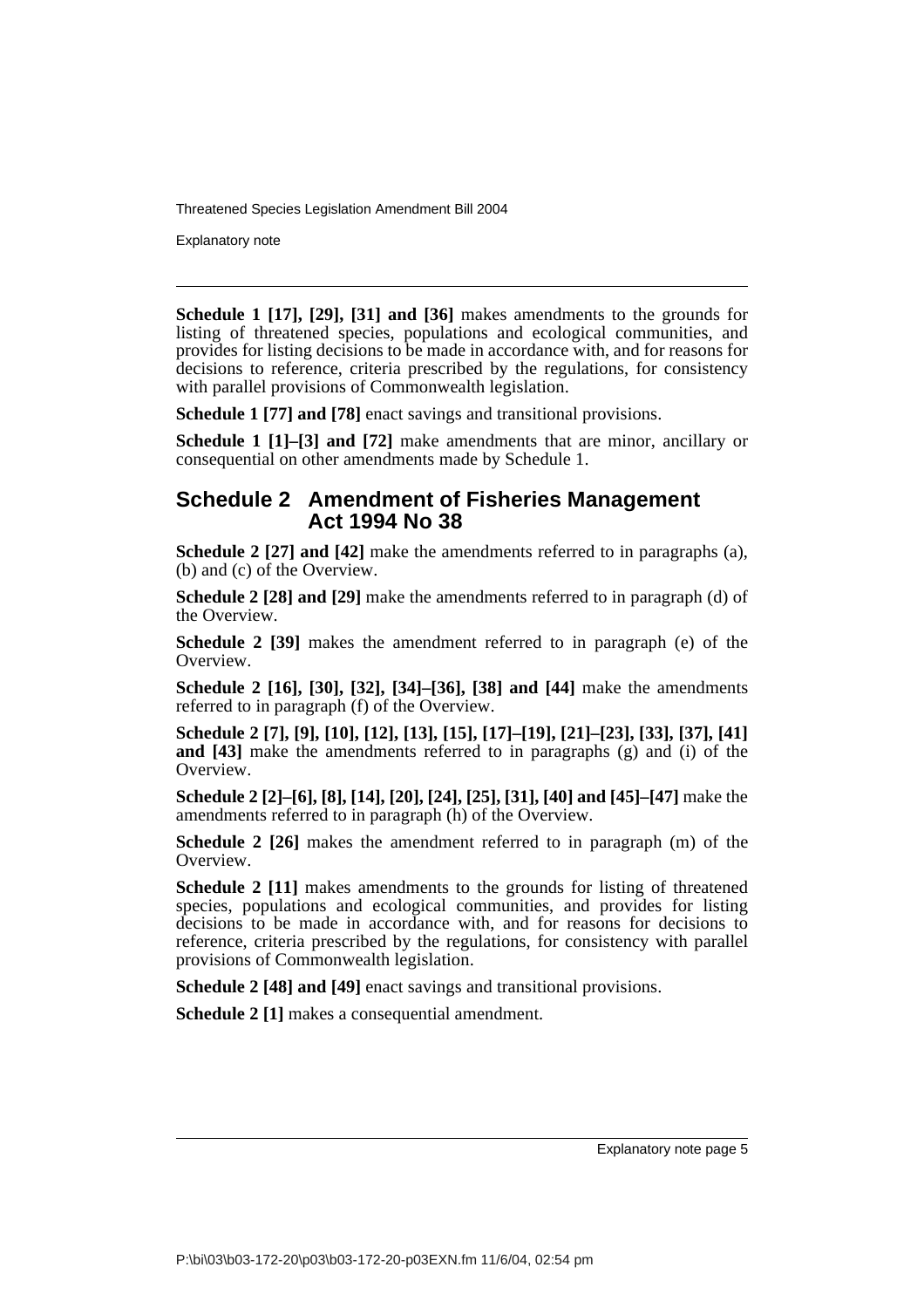**Schedule 1 [17], [29], [31] and [36]** makes amendments to the grounds for listing of threatened species, populations and ecological communities, and provides for listing decisions to be made in accordance with, and for reasons for decisions to reference, criteria prescribed by the regulations, for consistency with parallel provisions of Commonwealth legislation.

**Schedule 1 [77] and [78]** enact savings and transitional provisions.

**Schedule 1 [1]–[3] and [72]** make amendments that are minor, ancillary or consequential on other amendments made by Schedule 1.

## Schedule 2 Amendment of Fisheries Management Act 1994 No 38

**Schedule 2 [27] and [42]** make the amendments referred to in paragraphs (a), (b) and (c) of the Overview.

**Schedule 2 [28] and [29]** make the amendments referred to in paragraph (d) of the Overview.

**Schedule 2 [39]** makes the amendment referred to in paragraph (e) of the Overview.

**Schedule 2 [16], [30], [32], [34]–[36], [38] and [44]** make the amendments referred to in paragraph (f) of the Overview.

**Schedule 2 [7], [9], [10], [12], [13], [15], [17]–[19], [21]–[23], [33], [37], [41] and [43]** make the amendments referred to in paragraphs (g) and (i) of the Overview.

**Schedule 2 [2]–[6], [8], [14], [20], [24], [25], [31], [40] and [45]–[47]** make the amendments referred to in paragraph (h) of the Overview.

**Schedule 2 [26]** makes the amendment referred to in paragraph (m) of the Overview.

**Schedule 2 [11]** makes amendments to the grounds for listing of threatened species, populations and ecological communities, and provides for listing decisions to be made in accordance with, and for reasons for decisions to reference, criteria prescribed by the regulations, for consistency with parallel provisions of Commonwealth legislation.

**Schedule 2 [48] and [49]** enact savings and transitional provisions.

**Schedule 2 [1]** makes a consequential amendment.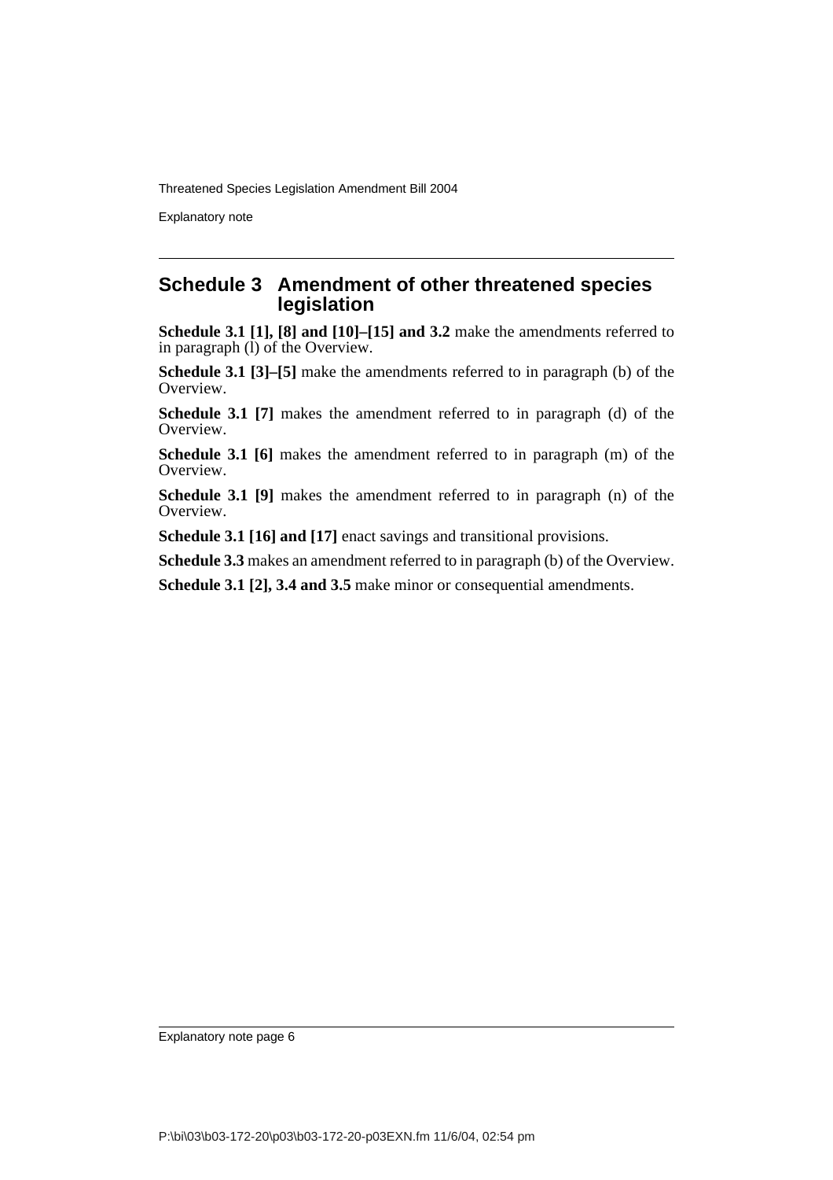## Schedule 3 Amendment of other threatened species legislation

**Schedule 3.1 [1], [8] and [10]–[15] and 3.2** make the amendments referred to in paragraph (l) of the Overview.

**Schedule 3.1 [3]–[5]** make the amendments referred to in paragraph (b) of the Overview.

**Schedule 3.1 [7]** makes the amendment referred to in paragraph (d) of the Overview.

**Schedule 3.1 [6]** makes the amendment referred to in paragraph (m) of the Overview.

**Schedule 3.1 [9]** makes the amendment referred to in paragraph (n) of the Overview.

**Schedule 3.1 [16] and [17]** enact savings and transitional provisions.

**Schedule 3.3** makes an amendment referred to in paragraph (b) of the Overview.

**Schedule 3.1 [2], 3.4 and 3.5** make minor or consequential amendments.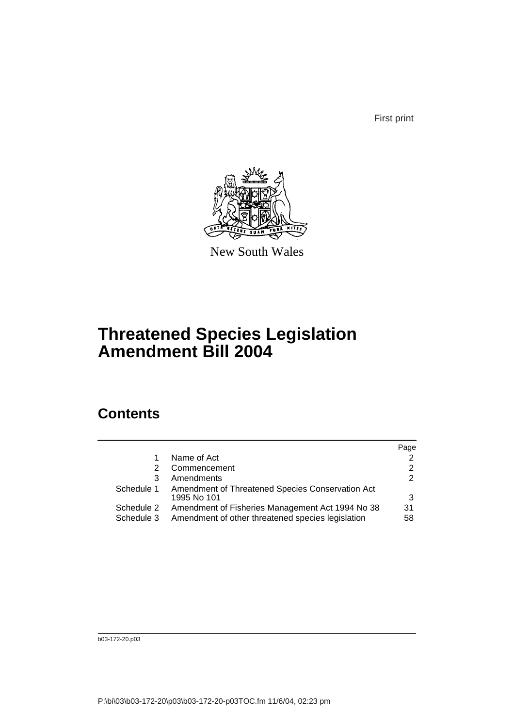First print

New South Wales

# Threatened Species Legislation Amendment Bill 2004

## Contents

| | | Page |
|---|---|---|
| 1 | Name of Act | 2 |
| 2 | Commencement | 2 |
| 3 | Amendments | 2 |
| Schedule 1 | Amendment of Threatened Species Conservation Act 1995 No 101 | 3 |
| Schedule 2 | Amendment of Fisheries Management Act 1994 No 38 | 31 |
| Schedule 3 | Amendment of other threatened species legislation | 58 |

b03-172-20.p03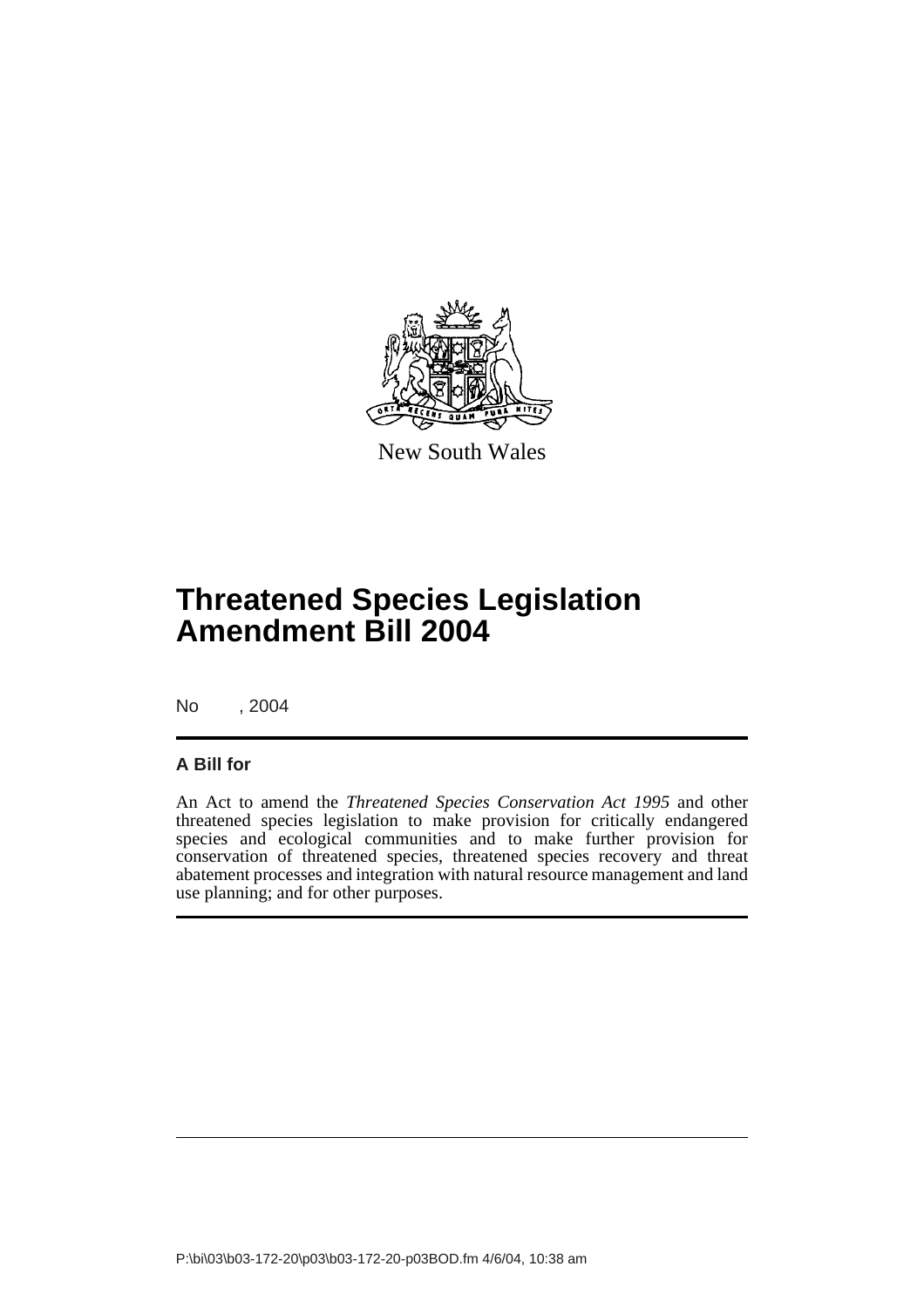New South Wales

# Threatened Species Legislation Amendment Bill 2004

No , 2004

## A Bill for

An Act to amend the *Threatened Species Conservation Act 1995* and other threatened species legislation to make provision for critically endangered species and ecological communities and to make further provision for conservation of threatened species, threatened species recovery and threat abatement processes and integration with natural resource management and land use planning; and for other purposes.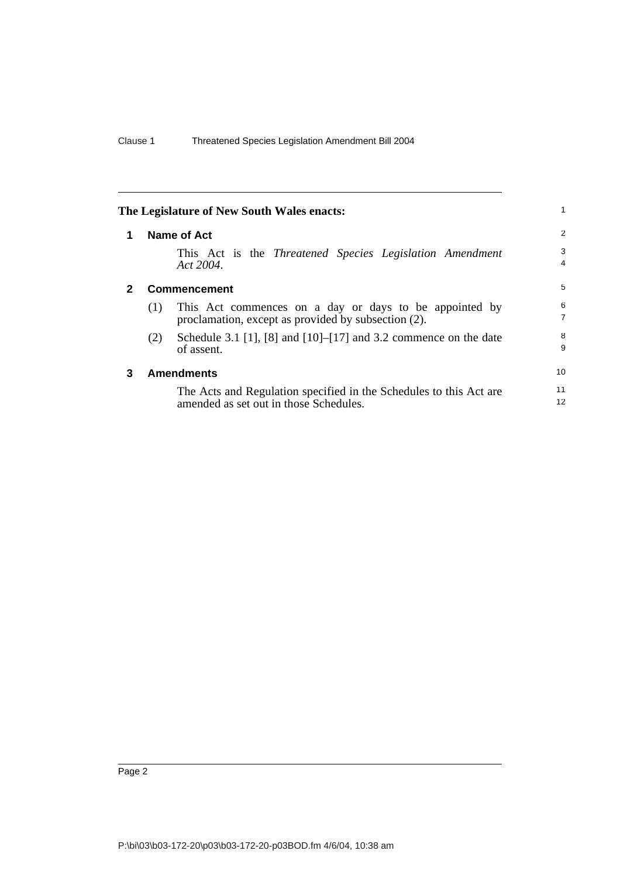**The Legislature of New South Wales enacts:**

## 1 Name of Act

This Act is the *Threatened Species Legislation Amendment Act 2004*.

## 2 Commencement

(1) This Act commences on a day or days to be appointed by proclamation, except as provided by subsection (2).

(2) Schedule 3.1 [1], [8] and [10]–[17] and 3.2 commence on the date of assent.

## 3 Amendments

The Acts and Regulation specified in the Schedules to this Act are amended as set out in those Schedules.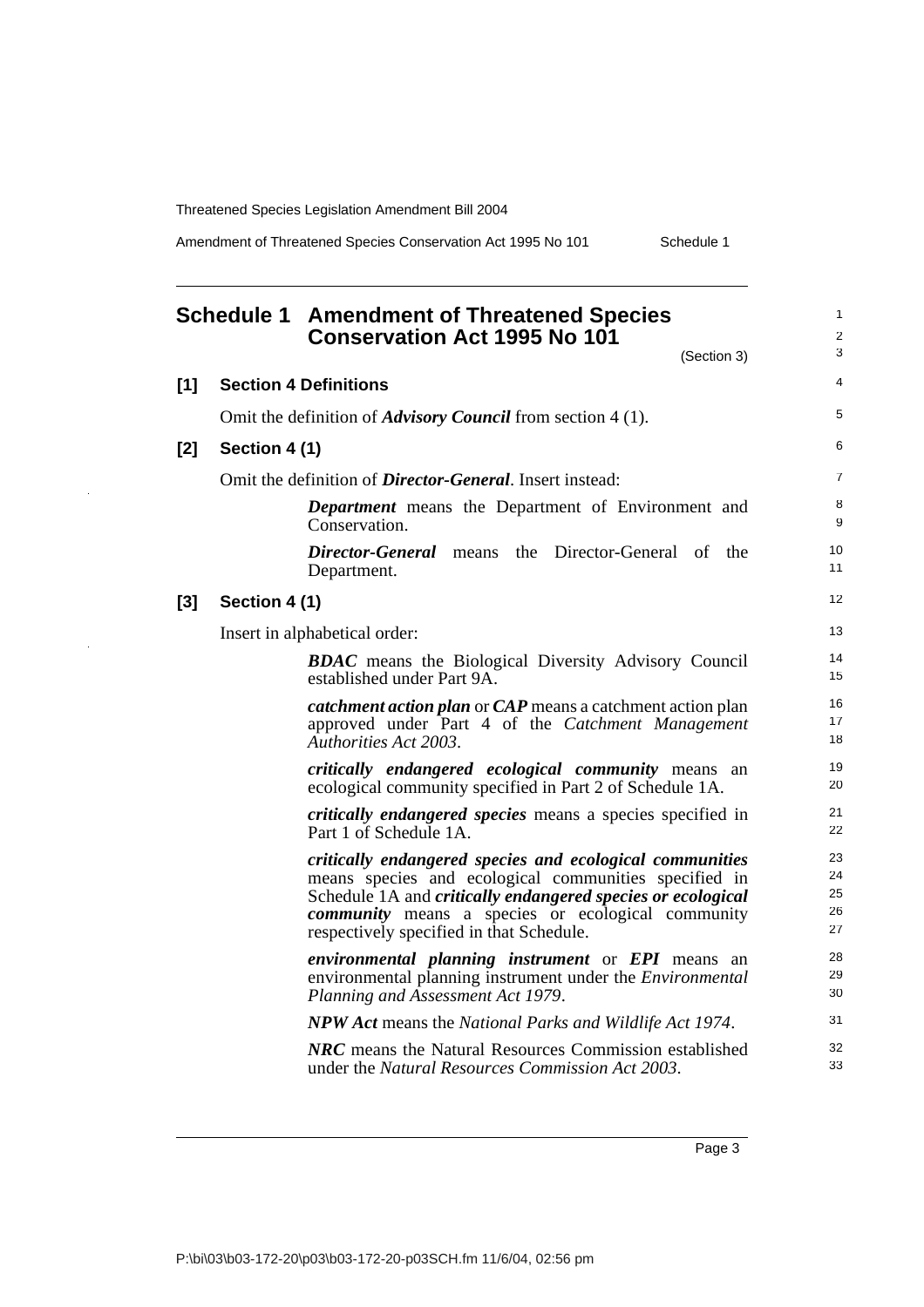# Schedule 1 Amendment of Threatened Species Conservation Act 1995 No 101

(Section 3)

### [1] Section 4 Definitions

Omit the definition of ***Advisory Council*** from section 4 (1).

### [2] Section 4 (1)

Omit the definition of ***Director-General***. Insert instead:

> ***Department*** means the Department of Environment and Conservation.
>
> ***Director-General*** means the Director-General of the Department.

### [3] Section 4 (1)

Insert in alphabetical order:

> ***BDAC*** means the Biological Diversity Advisory Council established under Part 9A.
>
> ***catchment action plan*** or ***CAP*** means a catchment action plan approved under Part 4 of the *Catchment Management Authorities Act 2003*.
>
> ***critically endangered ecological community*** means an ecological community specified in Part 2 of Schedule 1A.
>
> ***critically endangered species*** means a species specified in Part 1 of Schedule 1A.
>
> ***critically endangered species and ecological communities*** means species and ecological communities specified in Schedule 1A and ***critically endangered species or ecological community*** means a species or ecological community respectively specified in that Schedule.
>
> ***environmental planning instrument*** or ***EPI*** means an environmental planning instrument under the *Environmental Planning and Assessment Act 1979*.
>
> ***NPW Act*** means the *National Parks and Wildlife Act 1974*.
>
> ***NRC*** means the Natural Resources Commission established under the *Natural Resources Commission Act 2003*.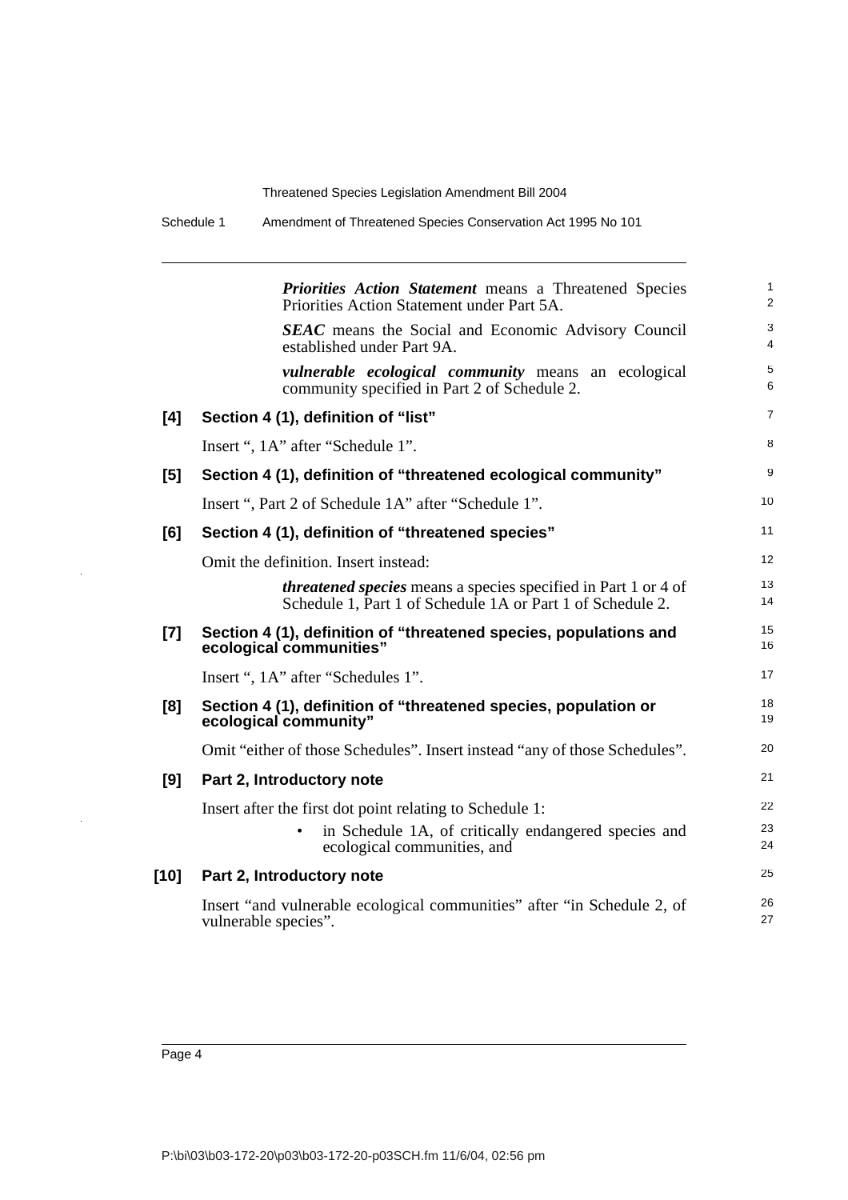***Priorities Action Statement*** means a Threatened Species Priorities Action Statement under Part 5A.

***SEAC*** means the Social and Economic Advisory Council established under Part 9A.

***vulnerable ecological community*** means an ecological community specified in Part 2 of Schedule 2.

**[4] Section 4 (1), definition of "list"**

Insert ", 1A" after "Schedule 1".

**[5] Section 4 (1), definition of "threatened ecological community"**

Insert ", Part 2 of Schedule 1A" after "Schedule 1".

**[6] Section 4 (1), definition of "threatened species"**

Omit the definition. Insert instead:

***threatened species*** means a species specified in Part 1 or 4 of Schedule 1, Part 1 of Schedule 1A or Part 1 of Schedule 2.

**[7] Section 4 (1), definition of "threatened species, populations and ecological communities"**

Insert ", 1A" after "Schedules 1".

**[8] Section 4 (1), definition of "threatened species, population or ecological community"**

Omit "either of those Schedules". Insert instead "any of those Schedules".

**[9] Part 2, Introductory note**

Insert after the first dot point relating to Schedule 1:

- in Schedule 1A, of critically endangered species and ecological communities, and

**[10] Part 2, Introductory note**

Insert "and vulnerable ecological communities" after "in Schedule 2, of vulnerable species".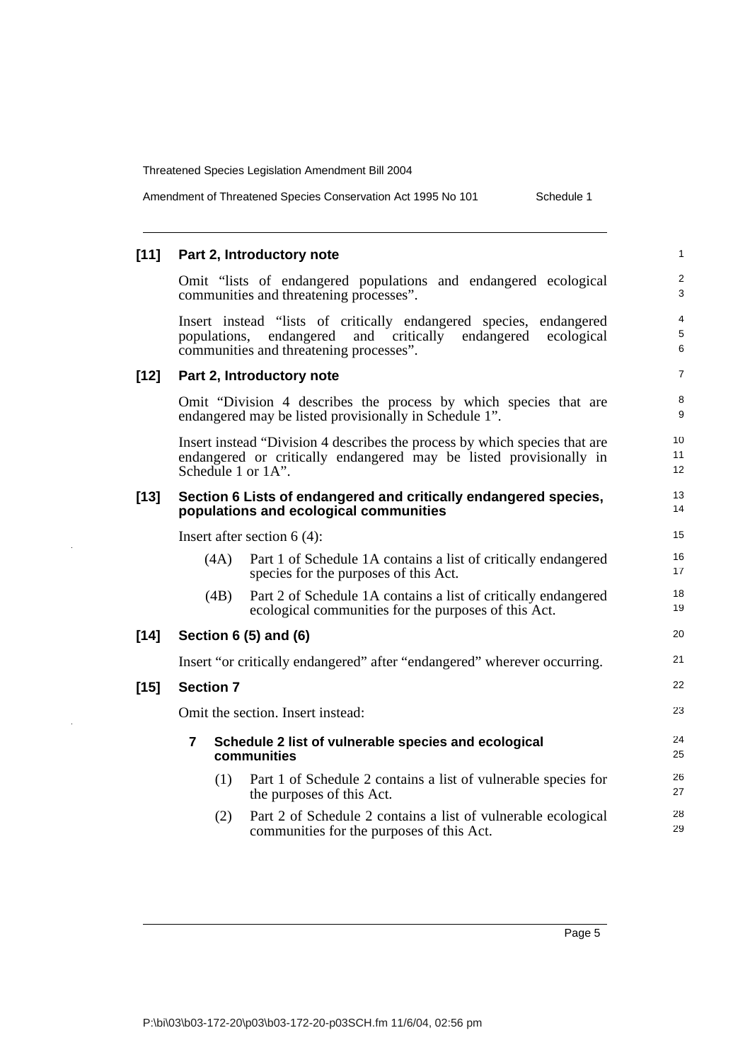**[11] Part 2, Introductory note**

Omit "lists of endangered populations and endangered ecological communities and threatening processes".

Insert instead "lists of critically endangered species, endangered populations, endangered and critically endangered ecological communities and threatening processes".

**[12] Part 2, Introductory note**

Omit "Division 4 describes the process by which species that are endangered may be listed provisionally in Schedule 1".

Insert instead "Division 4 describes the process by which species that are endangered or critically endangered may be listed provisionally in Schedule 1 or 1A".

**[13] Section 6 Lists of endangered and critically endangered species, populations and ecological communities**

Insert after section 6 (4):

(4A) Part 1 of Schedule 1A contains a list of critically endangered species for the purposes of this Act.

(4B) Part 2 of Schedule 1A contains a list of critically endangered ecological communities for the purposes of this Act.

**[14] Section 6 (5) and (6)**

Insert "or critically endangered" after "endangered" wherever occurring.

**[15] Section 7**

Omit the section. Insert instead:

**7 Schedule 2 list of vulnerable species and ecological communities**

(1) Part 1 of Schedule 2 contains a list of vulnerable species for the purposes of this Act.

(2) Part 2 of Schedule 2 contains a list of vulnerable ecological communities for the purposes of this Act.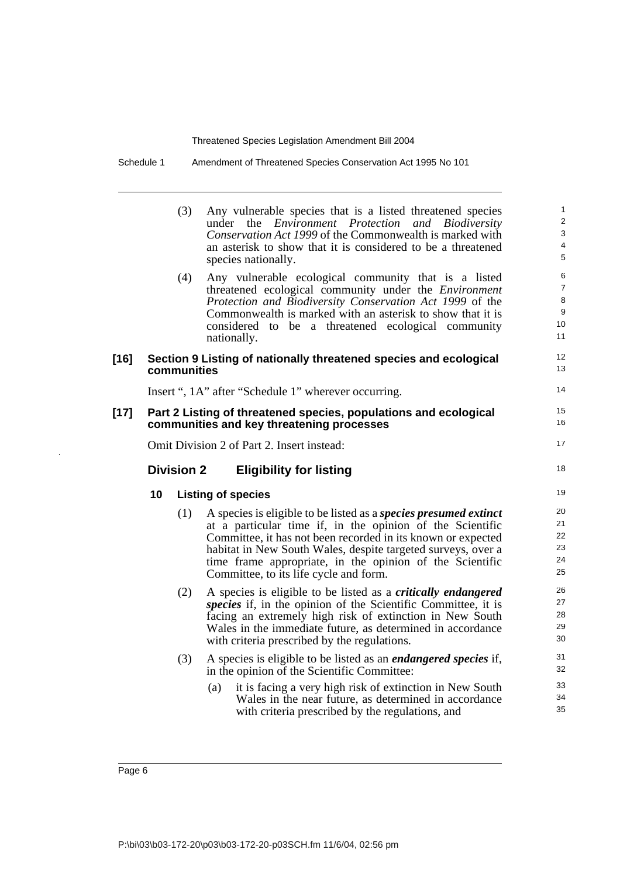(3) Any vulnerable species that is a listed threatened species under the *Environment Protection and Biodiversity Conservation Act 1999* of the Commonwealth is marked with an asterisk to show that it is considered to be a threatened species nationally.

(4) Any vulnerable ecological community that is a listed threatened ecological community under the *Environment Protection and Biodiversity Conservation Act 1999* of the Commonwealth is marked with an asterisk to show that it is considered to be a threatened ecological community nationally.

### [16] Section 9 Listing of nationally threatened species and ecological communities

Insert ", 1A" after "Schedule 1" wherever occurring.

### [17] Part 2 Listing of threatened species, populations and ecological communities and key threatening processes

Omit Division 2 of Part 2. Insert instead:

## Division 2 Eligibility for listing

### 10 Listing of species

(1) A species is eligible to be listed as a ***species presumed extinct*** at a particular time if, in the opinion of the Scientific Committee, it has not been recorded in its known or expected habitat in New South Wales, despite targeted surveys, over a time frame appropriate, in the opinion of the Scientific Committee, to its life cycle and form.

(2) A species is eligible to be listed as a ***critically endangered species*** if, in the opinion of the Scientific Committee, it is facing an extremely high risk of extinction in New South Wales in the immediate future, as determined in accordance with criteria prescribed by the regulations.

(3) A species is eligible to be listed as an ***endangered species*** if, in the opinion of the Scientific Committee:

(a) it is facing a very high risk of extinction in New South Wales in the near future, as determined in accordance with criteria prescribed by the regulations, and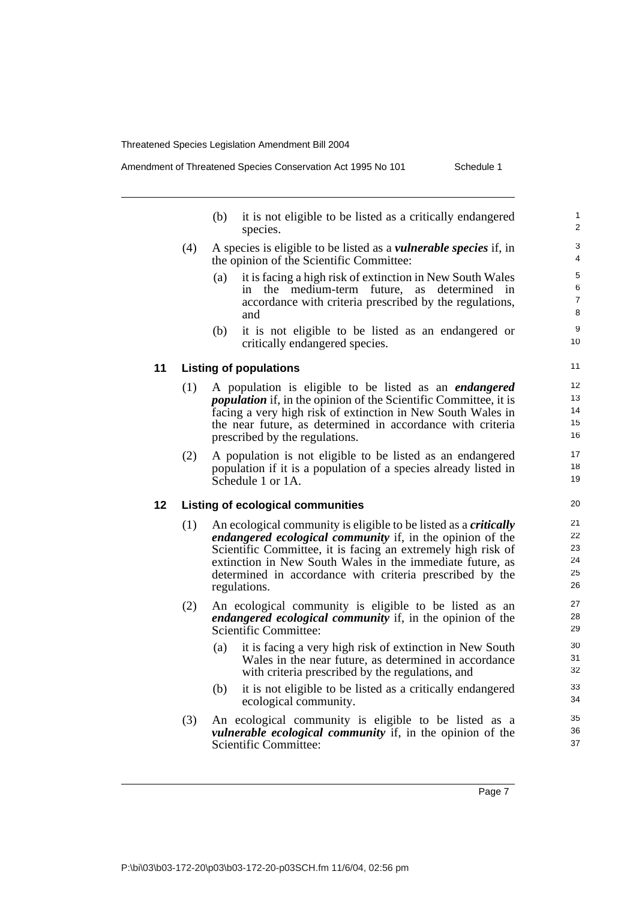(b) it is not eligible to be listed as a critically endangered species.

(4) A species is eligible to be listed as a ***vulnerable species*** if, in the opinion of the Scientific Committee:

(a) it is facing a high risk of extinction in New South Wales in the medium-term future, as determined in accordance with criteria prescribed by the regulations, and

(b) it is not eligible to be listed as an endangered or critically endangered species.

### 11 Listing of populations

(1) A population is eligible to be listed as an ***endangered population*** if, in the opinion of the Scientific Committee, it is facing a very high risk of extinction in New South Wales in the near future, as determined in accordance with criteria prescribed by the regulations.

(2) A population is not eligible to be listed as an endangered population if it is a population of a species already listed in Schedule 1 or 1A.

### 12 Listing of ecological communities

(1) An ecological community is eligible to be listed as a ***critically endangered ecological community*** if, in the opinion of the Scientific Committee, it is facing an extremely high risk of extinction in New South Wales in the immediate future, as determined in accordance with criteria prescribed by the regulations.

(2) An ecological community is eligible to be listed as an ***endangered ecological community*** if, in the opinion of the Scientific Committee:

(a) it is facing a very high risk of extinction in New South Wales in the near future, as determined in accordance with criteria prescribed by the regulations, and

(b) it is not eligible to be listed as a critically endangered ecological community.

(3) An ecological community is eligible to be listed as a ***vulnerable ecological community*** if, in the opinion of the Scientific Committee: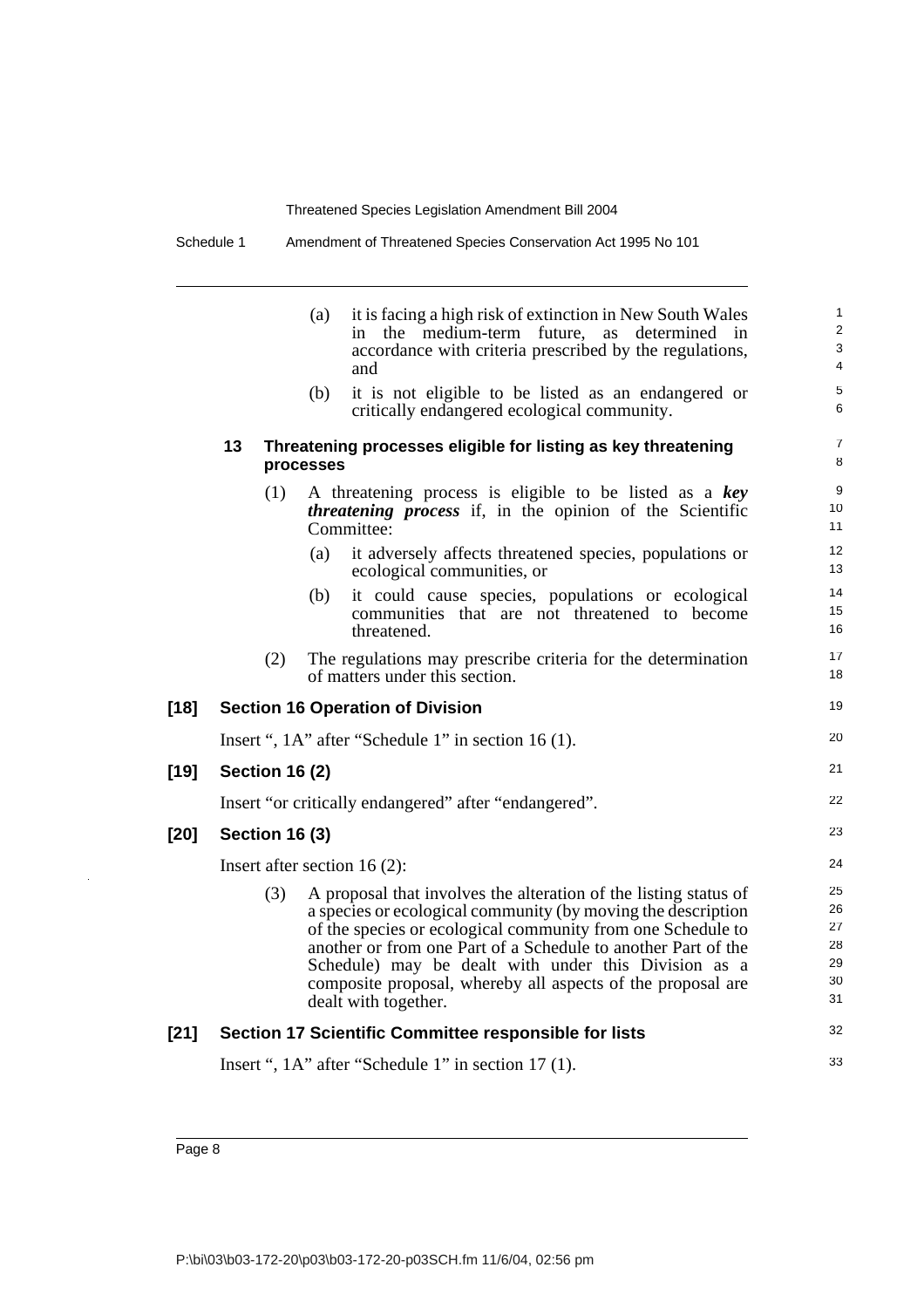(a) it is facing a high risk of extinction in New South Wales in the medium-term future, as determined in accordance with criteria prescribed by the regulations, and

(b) it is not eligible to be listed as an endangered or critically endangered ecological community.

**13 Threatening processes eligible for listing as key threatening processes**

(1) A threatening process is eligible to be listed as a ***key threatening process*** if, in the opinion of the Scientific Committee:

(a) it adversely affects threatened species, populations or ecological communities, or

(b) it could cause species, populations or ecological communities that are not threatened to become threatened.

(2) The regulations may prescribe criteria for the determination of matters under this section.

**[18] Section 16 Operation of Division**

Insert ", 1A" after "Schedule 1" in section 16 (1).

**[19] Section 16 (2)**

Insert "or critically endangered" after "endangered".

**[20] Section 16 (3)**

Insert after section 16 (2):

(3) A proposal that involves the alteration of the listing status of a species or ecological community (by moving the description of the species or ecological community from one Schedule to another or from one Part of a Schedule to another Part of the Schedule) may be dealt with under this Division as a composite proposal, whereby all aspects of the proposal are dealt with together.

**[21] Section 17 Scientific Committee responsible for lists**

Insert ", 1A" after "Schedule 1" in section 17 (1).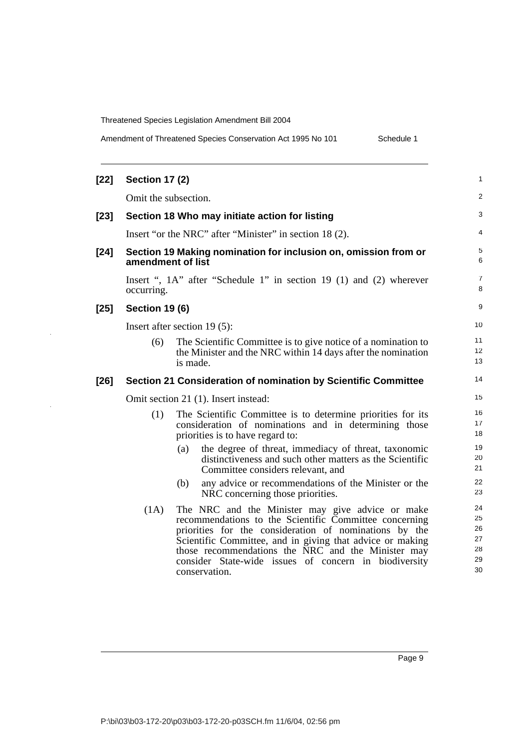**[22] Section 17 (2)**

Omit the subsection.

**[23] Section 18 Who may initiate action for listing**

Insert "or the NRC" after "Minister" in section 18 (2).

**[24] Section 19 Making nomination for inclusion on, omission from or amendment of list**

Insert ", 1A" after "Schedule 1" in section 19 (1) and (2) wherever occurring.

**[25] Section 19 (6)**

Insert after section 19 (5):

(6) The Scientific Committee is to give notice of a nomination to the Minister and the NRC within 14 days after the nomination is made.

**[26] Section 21 Consideration of nomination by Scientific Committee**

Omit section 21 (1). Insert instead:

(1) The Scientific Committee is to determine priorities for its consideration of nominations and in determining those priorities is to have regard to:

(a) the degree of threat, immediacy of threat, taxonomic distinctiveness and such other matters as the Scientific Committee considers relevant, and

(b) any advice or recommendations of the Minister or the NRC concerning those priorities.

(1A) The NRC and the Minister may give advice or make recommendations to the Scientific Committee concerning priorities for the consideration of nominations by the Scientific Committee, and in giving that advice or making those recommendations the NRC and the Minister may consider State-wide issues of concern in biodiversity conservation.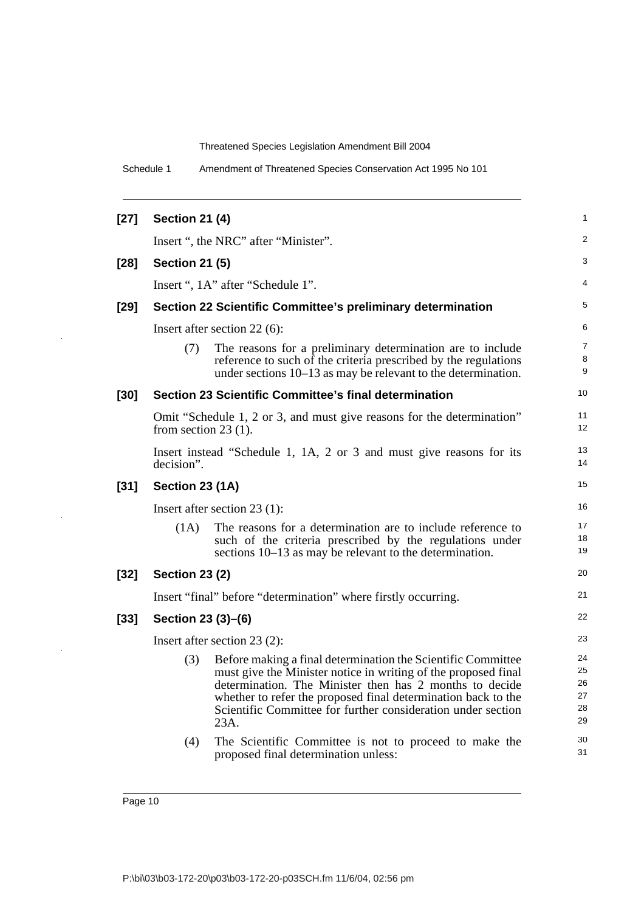**[27] Section 21 (4)**

Insert ", the NRC" after "Minister".

**[28] Section 21 (5)**

Insert ", 1A" after "Schedule 1".

**[29] Section 22 Scientific Committee's preliminary determination**

Insert after section 22 (6):

(7) The reasons for a preliminary determination are to include reference to such of the criteria prescribed by the regulations under sections 10–13 as may be relevant to the determination.

**[30] Section 23 Scientific Committee's final determination**

Omit "Schedule 1, 2 or 3, and must give reasons for the determination" from section 23 (1).

Insert instead "Schedule 1, 1A, 2 or 3 and must give reasons for its decision".

**[31] Section 23 (1A)**

Insert after section 23 (1):

(1A) The reasons for a determination are to include reference to such of the criteria prescribed by the regulations under sections 10–13 as may be relevant to the determination.

**[32] Section 23 (2)**

Insert "final" before "determination" where firstly occurring.

**[33] Section 23 (3)–(6)**

Insert after section 23 (2):

(3) Before making a final determination the Scientific Committee must give the Minister notice in writing of the proposed final determination. The Minister then has 2 months to decide whether to refer the proposed final determination back to the Scientific Committee for further consideration under section 23A.

(4) The Scientific Committee is not to proceed to make the proposed final determination unless: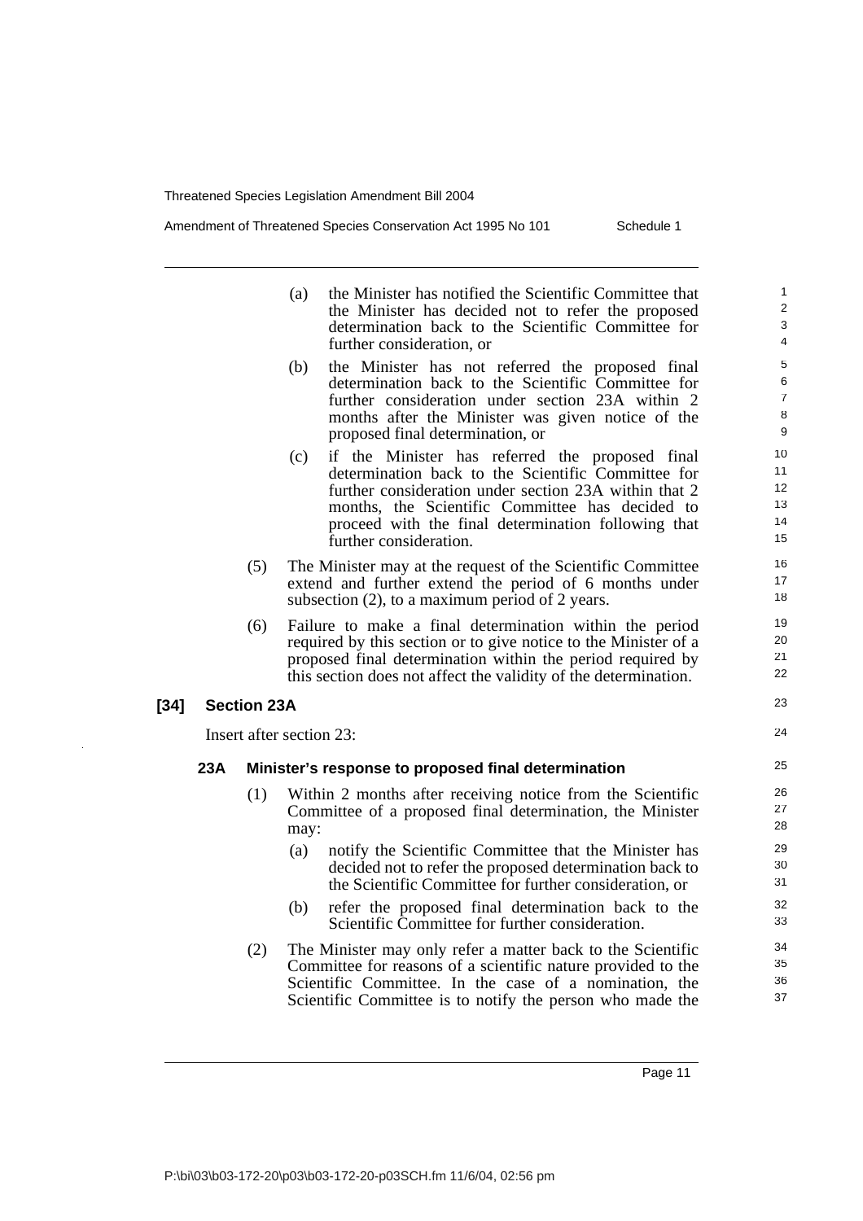(a) the Minister has notified the Scientific Committee that the Minister has decided not to refer the proposed determination back to the Scientific Committee for further consideration, or

(b) the Minister has not referred the proposed final determination back to the Scientific Committee for further consideration under section 23A within 2 months after the Minister was given notice of the proposed final determination, or

(c) if the Minister has referred the proposed final determination back to the Scientific Committee for further consideration under section 23A within that 2 months, the Scientific Committee has decided to proceed with the final determination following that further consideration.

(5) The Minister may at the request of the Scientific Committee extend and further extend the period of 6 months under subsection (2), to a maximum period of 2 years.

(6) Failure to make a final determination within the period required by this section or to give notice to the Minister of a proposed final determination within the period required by this section does not affect the validity of the determination.

**[34] Section 23A**

Insert after section 23:

**23A Minister's response to proposed final determination**

(1) Within 2 months after receiving notice from the Scientific Committee of a proposed final determination, the Minister may:

(a) notify the Scientific Committee that the Minister has decided not to refer the proposed determination back to the Scientific Committee for further consideration, or

(b) refer the proposed final determination back to the Scientific Committee for further consideration.

(2) The Minister may only refer a matter back to the Scientific Committee for reasons of a scientific nature provided to the Scientific Committee. In the case of a nomination, the Scientific Committee is to notify the person who made the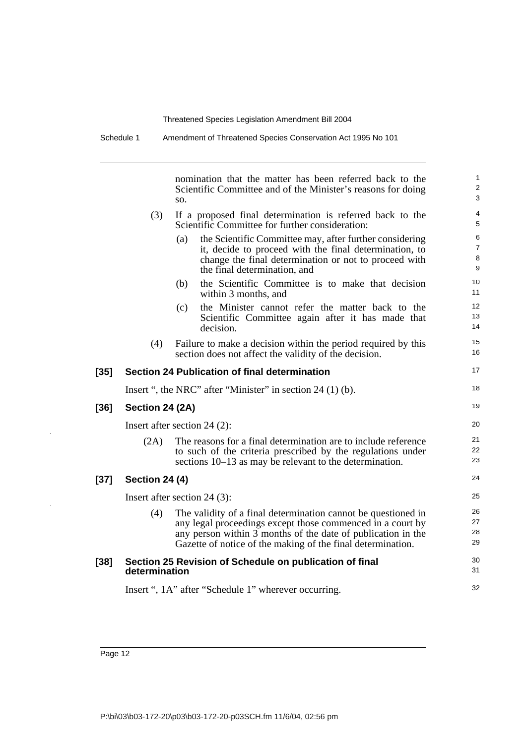nomination that the matter has been referred back to the Scientific Committee and of the Minister's reasons for doing so.

(3) If a proposed final determination is referred back to the Scientific Committee for further consideration:

(a) the Scientific Committee may, after further considering it, decide to proceed with the final determination, to change the final determination or not to proceed with the final determination, and

(b) the Scientific Committee is to make that decision within 3 months, and

(c) the Minister cannot refer the matter back to the Scientific Committee again after it has made that decision.

(4) Failure to make a decision within the period required by this section does not affect the validity of the decision.

### [35] Section 24 Publication of final determination

Insert ", the NRC" after "Minister" in section 24 (1) (b).

### [36] Section 24 (2A)

Insert after section 24 (2):

(2A) The reasons for a final determination are to include reference to such of the criteria prescribed by the regulations under sections 10–13 as may be relevant to the determination.

### [37] Section 24 (4)

Insert after section 24 (3):

(4) The validity of a final determination cannot be questioned in any legal proceedings except those commenced in a court by any person within 3 months of the date of publication in the Gazette of notice of the making of the final determination.

### [38] Section 25 Revision of Schedule on publication of final determination

Insert ", 1A" after "Schedule 1" wherever occurring.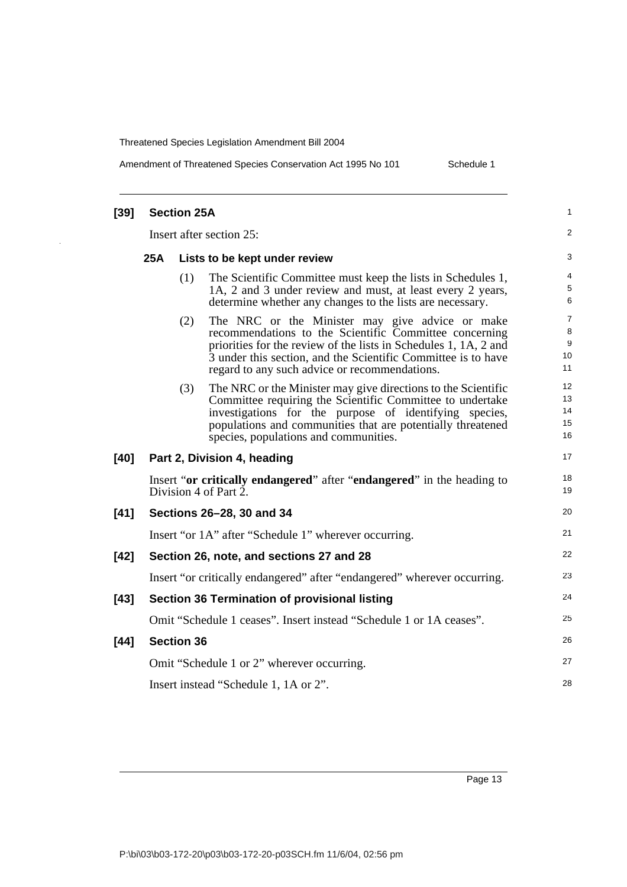**[39] Section 25A**

Insert after section 25:

**25A Lists to be kept under review**

(1) The Scientific Committee must keep the lists in Schedules 1, 1A, 2 and 3 under review and must, at least every 2 years, determine whether any changes to the lists are necessary.

(2) The NRC or the Minister may give advice or make recommendations to the Scientific Committee concerning priorities for the review of the lists in Schedules 1, 1A, 2 and 3 under this section, and the Scientific Committee is to have regard to any such advice or recommendations.

(3) The NRC or the Minister may give directions to the Scientific Committee requiring the Scientific Committee to undertake investigations for the purpose of identifying species, populations and communities that are potentially threatened species, populations and communities.

**[40] Part 2, Division 4, heading**

Insert "**or critically endangered**" after "**endangered**" in the heading to Division 4 of Part 2.

**[41] Sections 26–28, 30 and 34**

Insert "or 1A" after "Schedule 1" wherever occurring.

**[42] Section 26, note, and sections 27 and 28**

Insert "or critically endangered" after "endangered" wherever occurring.

**[43] Section 36 Termination of provisional listing**

Omit "Schedule 1 ceases". Insert instead "Schedule 1 or 1A ceases".

**[44] Section 36**

Omit "Schedule 1 or 2" wherever occurring.

Insert instead "Schedule 1, 1A or 2".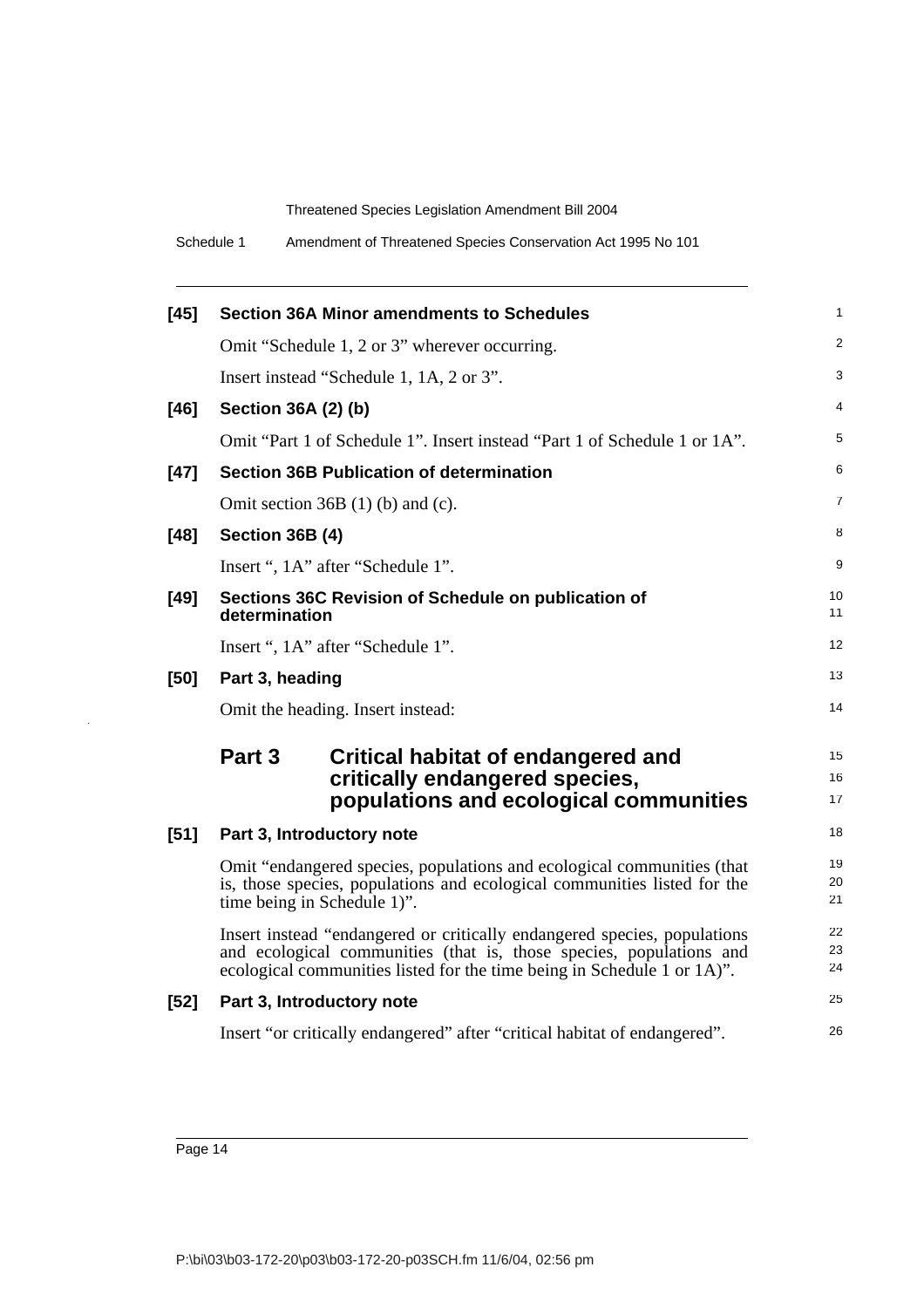**[45] Section 36A Minor amendments to Schedules**

Omit "Schedule 1, 2 or 3" wherever occurring.

Insert instead "Schedule 1, 1A, 2 or 3".

**[46] Section 36A (2) (b)**

Omit "Part 1 of Schedule 1". Insert instead "Part 1 of Schedule 1 or 1A".

**[47] Section 36B Publication of determination**

Omit section 36B (1) (b) and (c).

**[48] Section 36B (4)**

Insert ", 1A" after "Schedule 1".

**[49] Sections 36C Revision of Schedule on publication of determination**

Insert ", 1A" after "Schedule 1".

**[50] Part 3, heading**

Omit the heading. Insert instead:

## Part 3 Critical habitat of endangered and critically endangered species, populations and ecological communities

**[51] Part 3, Introductory note**

Omit "endangered species, populations and ecological communities (that is, those species, populations and ecological communities listed for the time being in Schedule 1)".

Insert instead "endangered or critically endangered species, populations and ecological communities (that is, those species, populations and ecological communities listed for the time being in Schedule 1 or 1A)".

**[52] Part 3, Introductory note**

Insert "or critically endangered" after "critical habitat of endangered".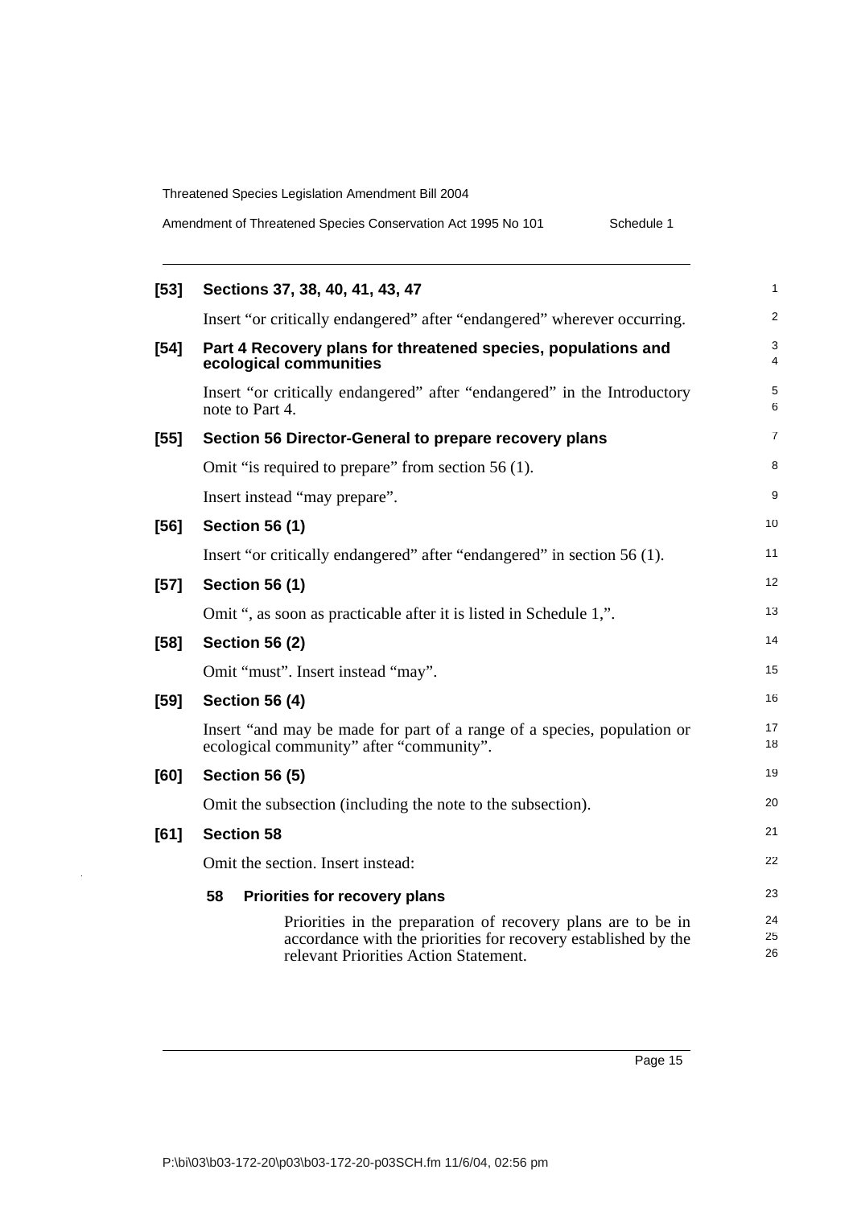**[53] Sections 37, 38, 40, 41, 43, 47**

Insert "or critically endangered" after "endangered" wherever occurring.

**[54] Part 4 Recovery plans for threatened species, populations and ecological communities**

Insert "or critically endangered" after "endangered" in the Introductory note to Part 4.

**[55] Section 56 Director-General to prepare recovery plans**

Omit "is required to prepare" from section 56 (1).

Insert instead "may prepare".

**[56] Section 56 (1)**

Insert "or critically endangered" after "endangered" in section 56 (1).

**[57] Section 56 (1)**

Omit ", as soon as practicable after it is listed in Schedule 1,".

**[58] Section 56 (2)**

Omit "must". Insert instead "may".

**[59] Section 56 (4)**

Insert "and may be made for part of a range of a species, population or ecological community" after "community".

**[60] Section 56 (5)**

Omit the subsection (including the note to the subsection).

**[61] Section 58**

Omit the section. Insert instead:

**58 Priorities for recovery plans**

Priorities in the preparation of recovery plans are to be in accordance with the priorities for recovery established by the relevant Priorities Action Statement.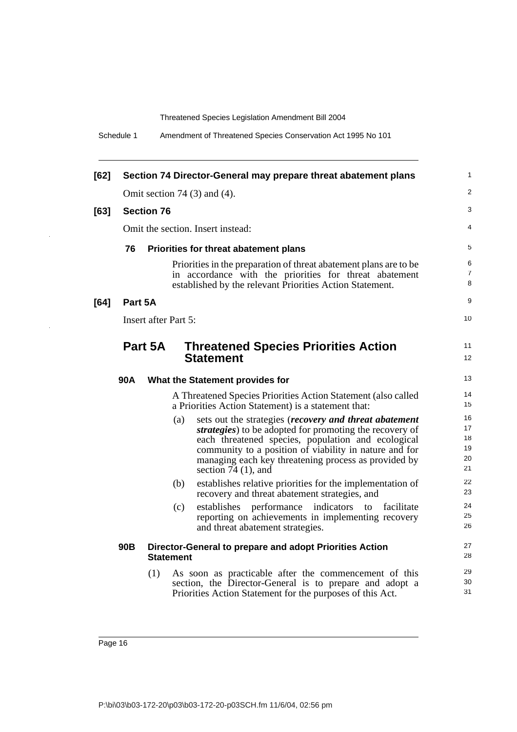**[62] Section 74 Director-General may prepare threat abatement plans**

Omit section 74 (3) and (4).

**[63] Section 76**

Omit the section. Insert instead:

**76 Priorities for threat abatement plans**

Priorities in the preparation of threat abatement plans are to be in accordance with the priorities for threat abatement established by the relevant Priorities Action Statement.

**[64] Part 5A**

Insert after Part 5:

## Part 5A Threatened Species Priorities Action Statement

**90A What the Statement provides for**

A Threatened Species Priorities Action Statement (also called a Priorities Action Statement) is a statement that:

(a) sets out the strategies (***recovery and threat abatement strategies***) to be adopted for promoting the recovery of each threatened species, population and ecological community to a position of viability in nature and for managing each key threatening process as provided by section 74 (1), and

(b) establishes relative priorities for the implementation of recovery and threat abatement strategies, and

(c) establishes performance indicators to facilitate reporting on achievements in implementing recovery and threat abatement strategies.

**90B Director-General to prepare and adopt Priorities Action Statement**

(1) As soon as practicable after the commencement of this section, the Director-General is to prepare and adopt a Priorities Action Statement for the purposes of this Act.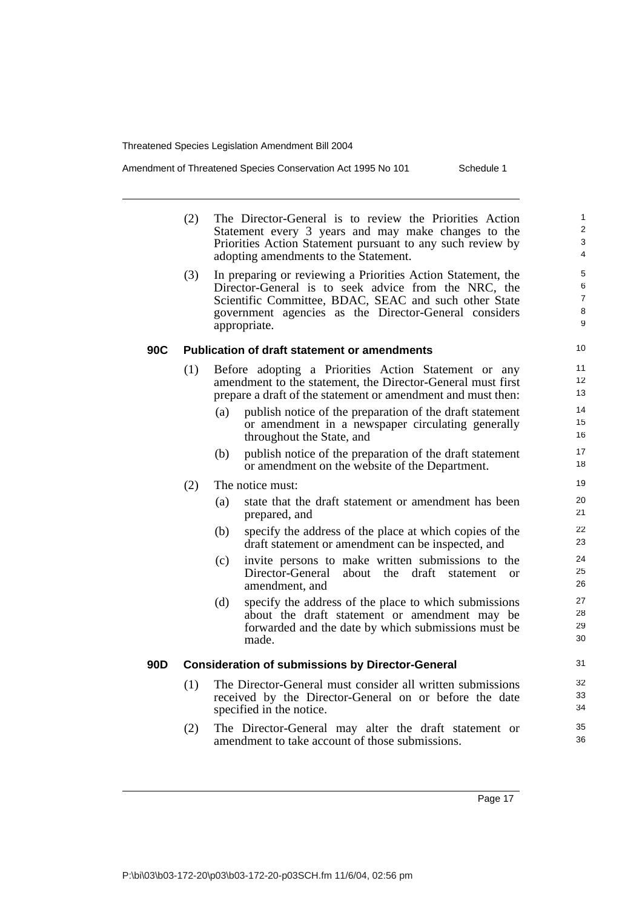(2) The Director-General is to review the Priorities Action Statement every 3 years and may make changes to the Priorities Action Statement pursuant to any such review by adopting amendments to the Statement.

(3) In preparing or reviewing a Priorities Action Statement, the Director-General is to seek advice from the NRC, the Scientific Committee, BDAC, SEAC and such other State government agencies as the Director-General considers appropriate.

### 90C Publication of draft statement or amendments

(1) Before adopting a Priorities Action Statement or any amendment to the statement, the Director-General must first prepare a draft of the statement or amendment and must then:

- (a) publish notice of the preparation of the draft statement or amendment in a newspaper circulating generally throughout the State, and
- (b) publish notice of the preparation of the draft statement or amendment on the website of the Department.

(2) The notice must:

- (a) state that the draft statement or amendment has been prepared, and
- (b) specify the address of the place at which copies of the draft statement or amendment can be inspected, and
- (c) invite persons to make written submissions to the Director-General about the draft statement or amendment, and
- (d) specify the address of the place to which submissions about the draft statement or amendment may be forwarded and the date by which submissions must be made.

### 90D Consideration of submissions by Director-General

(1) The Director-General must consider all written submissions received by the Director-General on or before the date specified in the notice.

(2) The Director-General may alter the draft statement or amendment to take account of those submissions.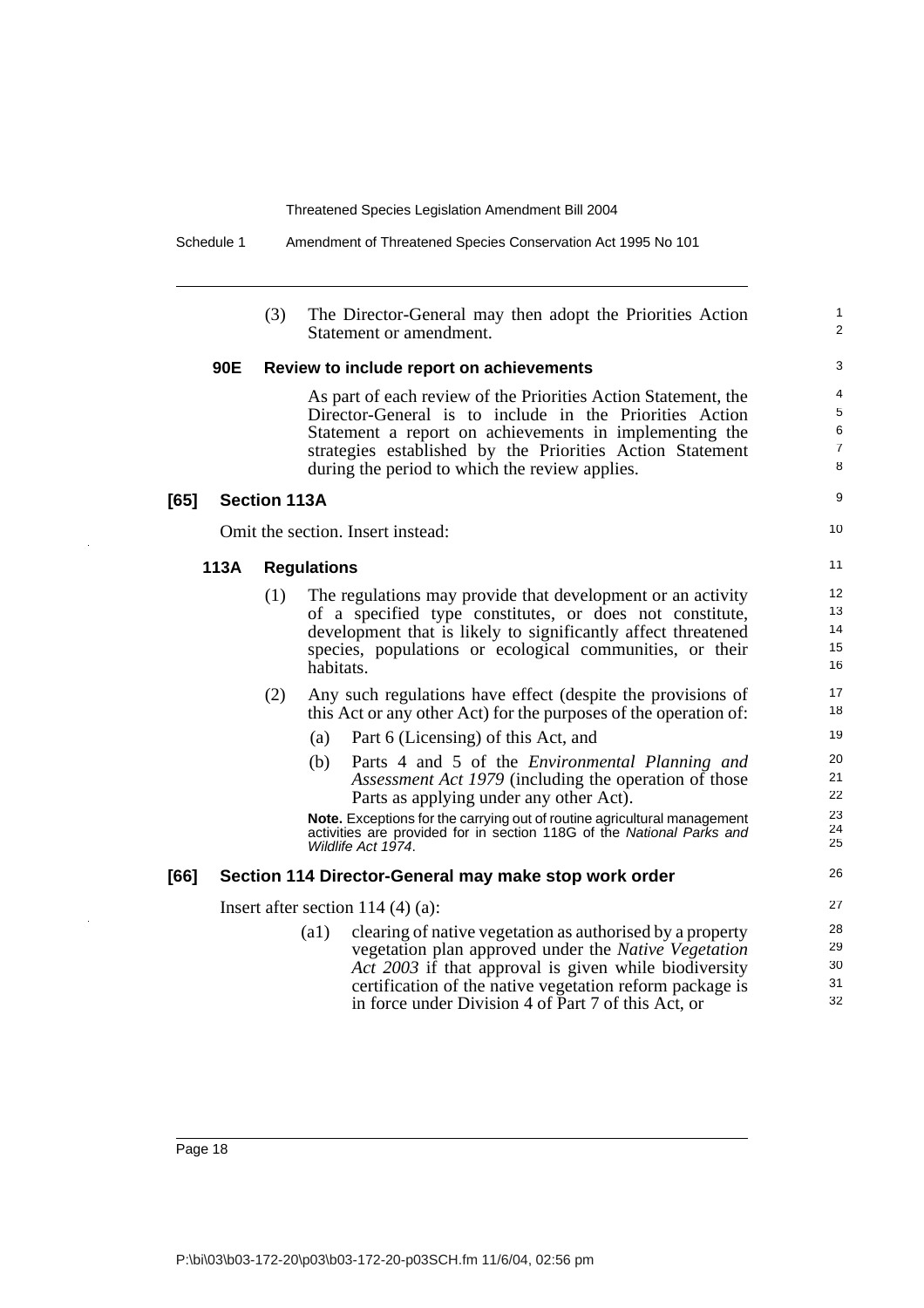(3) The Director-General may then adopt the Priorities Action Statement or amendment.

**90E Review to include report on achievements**

As part of each review of the Priorities Action Statement, the Director-General is to include in the Priorities Action Statement a report on achievements in implementing the strategies established by the Priorities Action Statement during the period to which the review applies.

## [65] Section 113A

Omit the section. Insert instead:

**113A Regulations**

(1) The regulations may provide that development or an activity of a specified type constitutes, or does not constitute, development that is likely to significantly affect threatened species, populations or ecological communities, or their habitats.

(2) Any such regulations have effect (despite the provisions of this Act or any other Act) for the purposes of the operation of:

(a) Part 6 (Licensing) of this Act, and

(b) Parts 4 and 5 of the *Environmental Planning and Assessment Act 1979* (including the operation of those Parts as applying under any other Act).

**Note.** Exceptions for the carrying out of routine agricultural management activities are provided for in section 118G of the *National Parks and Wildlife Act 1974*.

## [66] Section 114 Director-General may make stop work order

Insert after section 114 (4) (a):

(a1) clearing of native vegetation as authorised by a property vegetation plan approved under the *Native Vegetation Act 2003* if that approval is given while biodiversity certification of the native vegetation reform package is in force under Division 4 of Part 7 of this Act, or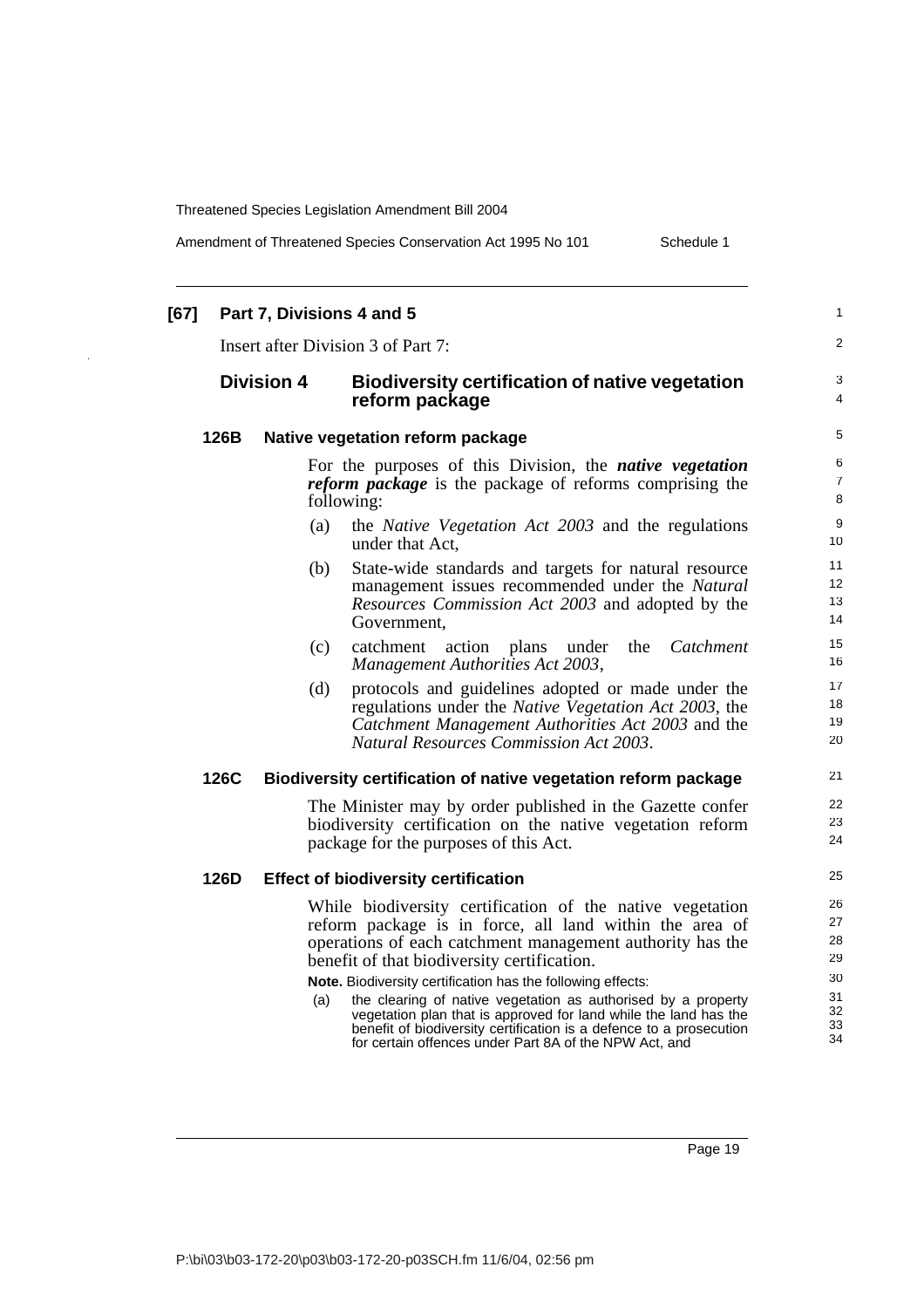### [67] Part 7, Divisions 4 and 5

Insert after Division 3 of Part 7:

## Division 4 Biodiversity certification of native vegetation reform package

### 126B Native vegetation reform package

For the purposes of this Division, the ***native vegetation reform package*** is the package of reforms comprising the following:

(a) the *Native Vegetation Act 2003* and the regulations under that Act,

(b) State-wide standards and targets for natural resource management issues recommended under the *Natural Resources Commission Act 2003* and adopted by the Government,

(c) catchment action plans under the *Catchment Management Authorities Act 2003*,

(d) protocols and guidelines adopted or made under the regulations under the *Native Vegetation Act 2003*, the *Catchment Management Authorities Act 2003* and the *Natural Resources Commission Act 2003*.

### 126C Biodiversity certification of native vegetation reform package

The Minister may by order published in the Gazette confer biodiversity certification on the native vegetation reform package for the purposes of this Act.

### 126D Effect of biodiversity certification

While biodiversity certification of the native vegetation reform package is in force, all land within the area of operations of each catchment management authority has the benefit of that biodiversity certification.

**Note.** Biodiversity certification has the following effects:

(a) the clearing of native vegetation as authorised by a property vegetation plan that is approved for land while the land has the benefit of biodiversity certification is a defence to a prosecution for certain offences under Part 8A of the NPW Act, and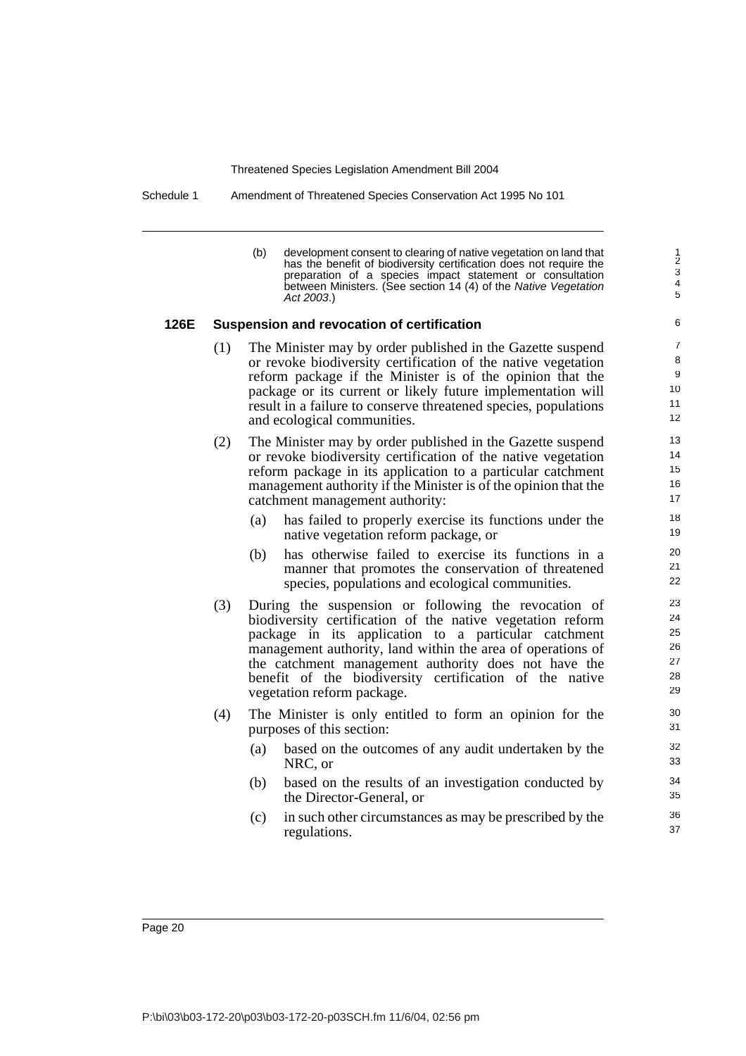(b) development consent to clearing of native vegetation on land that has the benefit of biodiversity certification does not require the preparation of a species impact statement or consultation between Ministers. (See section 14 (4) of the *Native Vegetation Act 2003*.)

### 126E Suspension and revocation of certification

(1) The Minister may by order published in the Gazette suspend or revoke biodiversity certification of the native vegetation reform package if the Minister is of the opinion that the package or its current or likely future implementation will result in a failure to conserve threatened species, populations and ecological communities.

(2) The Minister may by order published in the Gazette suspend or revoke biodiversity certification of the native vegetation reform package in its application to a particular catchment management authority if the Minister is of the opinion that the catchment management authority:

(a) has failed to properly exercise its functions under the native vegetation reform package, or

(b) has otherwise failed to exercise its functions in a manner that promotes the conservation of threatened species, populations and ecological communities.

(3) During the suspension or following the revocation of biodiversity certification of the native vegetation reform package in its application to a particular catchment management authority, land within the area of operations of the catchment management authority does not have the benefit of the biodiversity certification of the native vegetation reform package.

(4) The Minister is only entitled to form an opinion for the purposes of this section:

(a) based on the outcomes of any audit undertaken by the NRC, or

(b) based on the results of an investigation conducted by the Director-General, or

(c) in such other circumstances as may be prescribed by the regulations.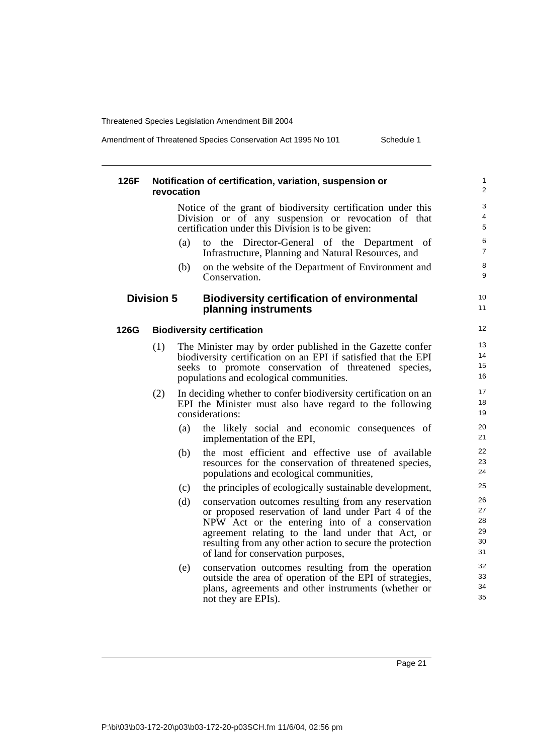#### 126F Notification of certification, variation, suspension or revocation

Notice of the grant of biodiversity certification under this Division or of any suspension or revocation of that certification under this Division is to be given:

(a) to the Director-General of the Department of Infrastructure, Planning and Natural Resources, and

(b) on the website of the Department of Environment and Conservation.

### Division 5 Biodiversity certification of environmental planning instruments

#### 126G Biodiversity certification

(1) The Minister may by order published in the Gazette confer biodiversity certification on an EPI if satisfied that the EPI seeks to promote conservation of threatened species, populations and ecological communities.

(2) In deciding whether to confer biodiversity certification on an EPI the Minister must also have regard to the following considerations:

(a) the likely social and economic consequences of implementation of the EPI,

(b) the most efficient and effective use of available resources for the conservation of threatened species, populations and ecological communities,

(c) the principles of ecologically sustainable development,

(d) conservation outcomes resulting from any reservation or proposed reservation of land under Part 4 of the NPW Act or the entering into of a conservation agreement relating to the land under that Act, or resulting from any other action to secure the protection of land for conservation purposes,

(e) conservation outcomes resulting from the operation outside the area of operation of the EPI of strategies, plans, agreements and other instruments (whether or not they are EPIs).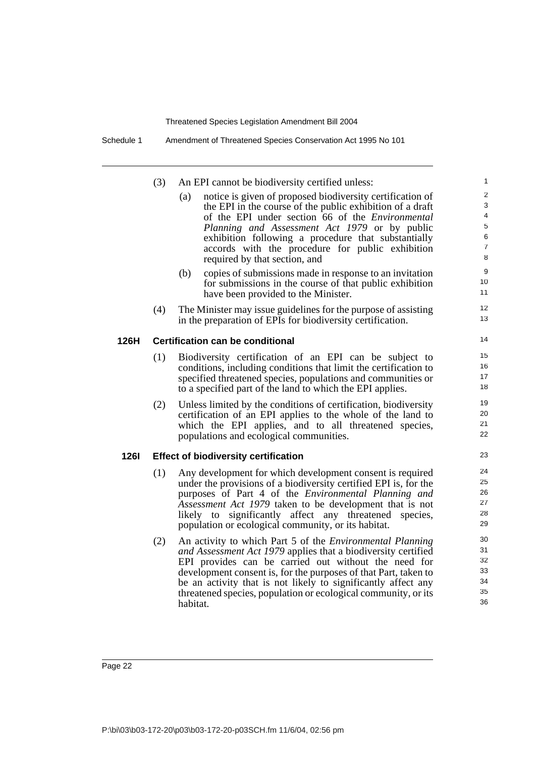(3) An EPI cannot be biodiversity certified unless:

(a) notice is given of proposed biodiversity certification of the EPI in the course of the public exhibition of a draft of the EPI under section 66 of the *Environmental Planning and Assessment Act 1979* or by public exhibition following a procedure that substantially accords with the procedure for public exhibition required by that section, and

(b) copies of submissions made in response to an invitation for submissions in the course of that public exhibition have been provided to the Minister.

(4) The Minister may issue guidelines for the purpose of assisting in the preparation of EPIs for biodiversity certification.

### 126H Certification can be conditional

(1) Biodiversity certification of an EPI can be subject to conditions, including conditions that limit the certification to specified threatened species, populations and communities or to a specified part of the land to which the EPI applies.

(2) Unless limited by the conditions of certification, biodiversity certification of an EPI applies to the whole of the land to which the EPI applies, and to all threatened species, populations and ecological communities.

### 126I Effect of biodiversity certification

(1) Any development for which development consent is required under the provisions of a biodiversity certified EPI is, for the purposes of Part 4 of the *Environmental Planning and Assessment Act 1979* taken to be development that is not likely to significantly affect any threatened species, population or ecological community, or its habitat.

(2) An activity to which Part 5 of the *Environmental Planning and Assessment Act 1979* applies that a biodiversity certified EPI provides can be carried out without the need for development consent is, for the purposes of that Part, taken to be an activity that is not likely to significantly affect any threatened species, population or ecological community, or its habitat.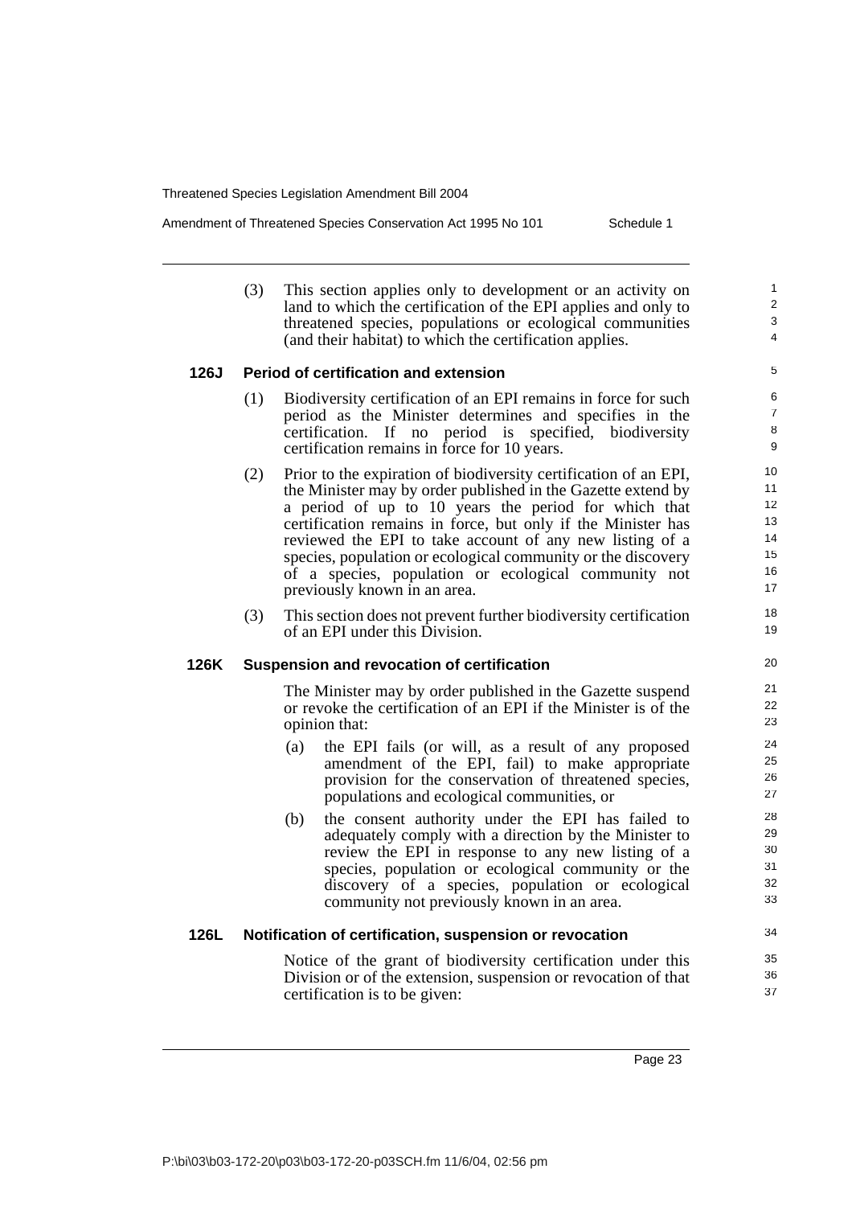(3) This section applies only to development or an activity on land to which the certification of the EPI applies and only to threatened species, populations or ecological communities (and their habitat) to which the certification applies.

### 126J Period of certification and extension

(1) Biodiversity certification of an EPI remains in force for such period as the Minister determines and specifies in the certification. If no period is specified, biodiversity certification remains in force for 10 years.

(2) Prior to the expiration of biodiversity certification of an EPI, the Minister may by order published in the Gazette extend by a period of up to 10 years the period for which that certification remains in force, but only if the Minister has reviewed the EPI to take account of any new listing of a species, population or ecological community or the discovery of a species, population or ecological community not previously known in an area.

(3) This section does not prevent further biodiversity certification of an EPI under this Division.

### 126K Suspension and revocation of certification

The Minister may by order published in the Gazette suspend or revoke the certification of an EPI if the Minister is of the opinion that:

(a) the EPI fails (or will, as a result of any proposed amendment of the EPI, fail) to make appropriate provision for the conservation of threatened species, populations and ecological communities, or

(b) the consent authority under the EPI has failed to adequately comply with a direction by the Minister to review the EPI in response to any new listing of a species, population or ecological community or the discovery of a species, population or ecological community not previously known in an area.

### 126L Notification of certification, suspension or revocation

Notice of the grant of biodiversity certification under this Division or of the extension, suspension or revocation of that certification is to be given: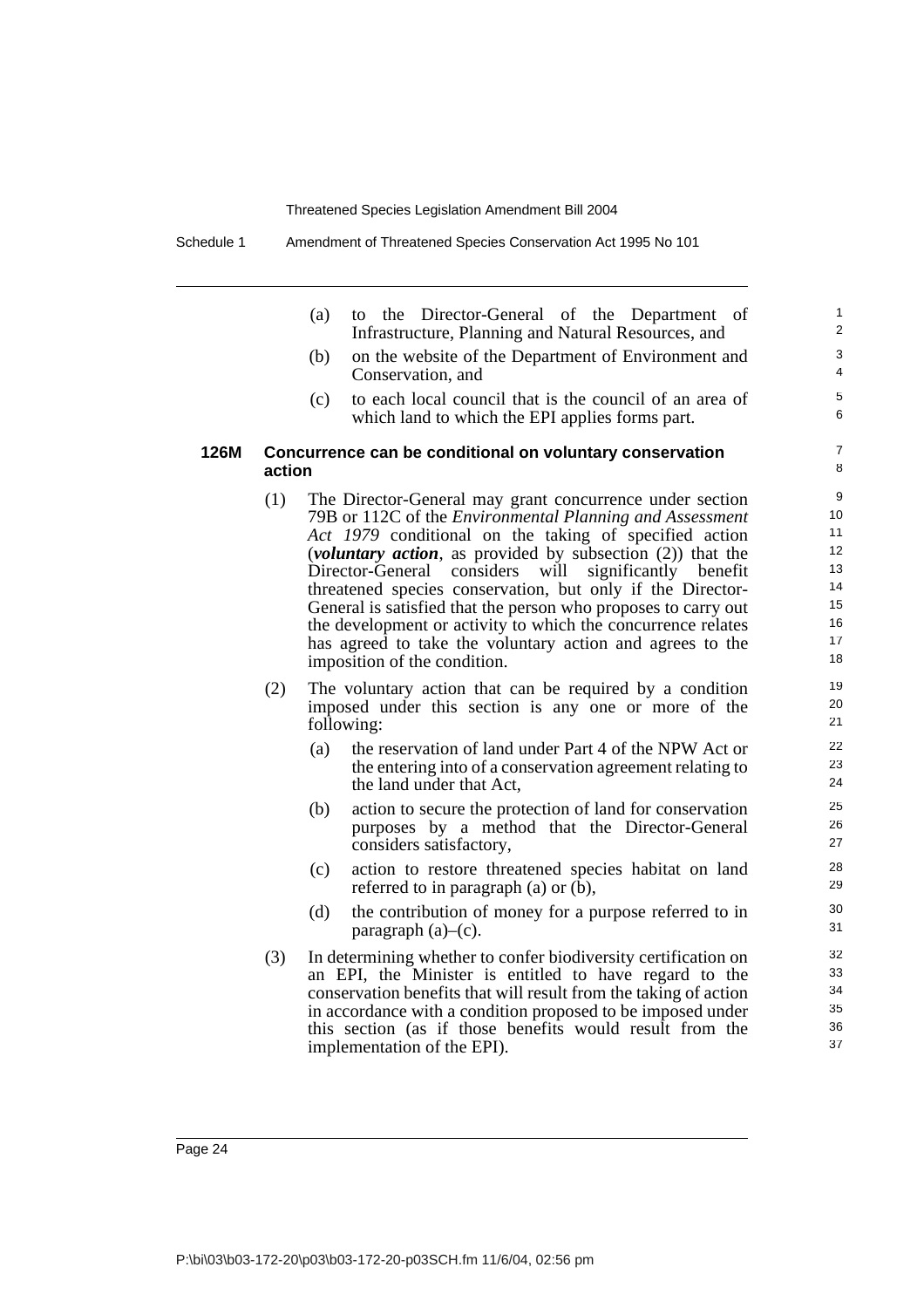(a) to the Director-General of the Department of Infrastructure, Planning and Natural Resources, and

(b) on the website of the Department of Environment and Conservation, and

(c) to each local council that is the council of an area of which land to which the EPI applies forms part.

### 126M Concurrence can be conditional on voluntary conservation action

(1) The Director-General may grant concurrence under section 79B or 112C of the *Environmental Planning and Assessment Act 1979* conditional on the taking of specified action (***voluntary action***, as provided by subsection (2)) that the Director-General considers will significantly benefit threatened species conservation, but only if the Director-General is satisfied that the person who proposes to carry out the development or activity to which the concurrence relates has agreed to take the voluntary action and agrees to the imposition of the condition.

(2) The voluntary action that can be required by a condition imposed under this section is any one or more of the following:

(a) the reservation of land under Part 4 of the NPW Act or the entering into of a conservation agreement relating to the land under that Act,

(b) action to secure the protection of land for conservation purposes by a method that the Director-General considers satisfactory,

(c) action to restore threatened species habitat on land referred to in paragraph (a) or (b),

(d) the contribution of money for a purpose referred to in paragraph (a)–(c).

(3) In determining whether to confer biodiversity certification on an EPI, the Minister is entitled to have regard to the conservation benefits that will result from the taking of action in accordance with a condition proposed to be imposed under this section (as if those benefits would result from the implementation of the EPI).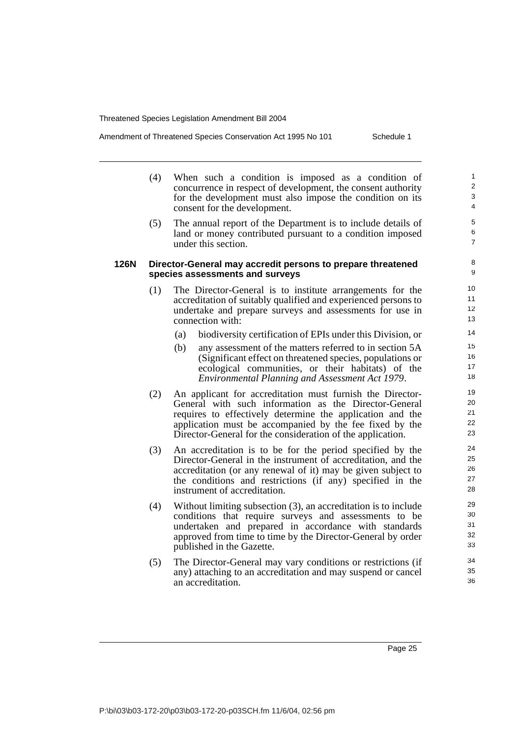(4) When such a condition is imposed as a condition of concurrence in respect of development, the consent authority for the development must also impose the condition on its consent for the development.

(5) The annual report of the Department is to include details of land or money contributed pursuant to a condition imposed under this section.

### 126N Director-General may accredit persons to prepare threatened species assessments and surveys

(1) The Director-General is to institute arrangements for the accreditation of suitably qualified and experienced persons to undertake and prepare surveys and assessments for use in connection with:

- (a) biodiversity certification of EPIs under this Division, or
- (b) any assessment of the matters referred to in section 5A (Significant effect on threatened species, populations or ecological communities, or their habitats) of the *Environmental Planning and Assessment Act 1979*.

(2) An applicant for accreditation must furnish the Director-General with such information as the Director-General requires to effectively determine the application and the application must be accompanied by the fee fixed by the Director-General for the consideration of the application.

(3) An accreditation is to be for the period specified by the Director-General in the instrument of accreditation, and the accreditation (or any renewal of it) may be given subject to the conditions and restrictions (if any) specified in the instrument of accreditation.

(4) Without limiting subsection (3), an accreditation is to include conditions that require surveys and assessments to be undertaken and prepared in accordance with standards approved from time to time by the Director-General by order published in the Gazette.

(5) The Director-General may vary conditions or restrictions (if any) attaching to an accreditation and may suspend or cancel an accreditation.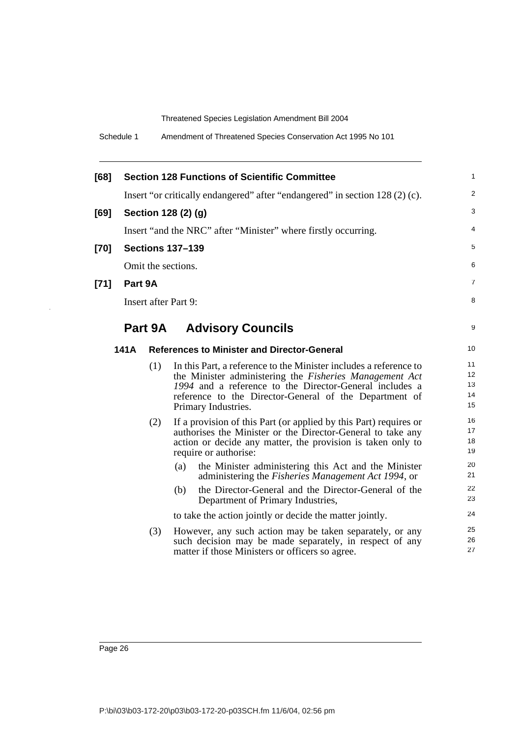**[68] Section 128 Functions of Scientific Committee**

Insert "or critically endangered" after "endangered" in section 128 (2) (c).

**[69] Section 128 (2) (g)**

Insert "and the NRC" after "Minister" where firstly occurring.

**[70] Sections 137–139**

Omit the sections.

**[71] Part 9A**

Insert after Part 9:

## Part 9A Advisory Councils

### 141A References to Minister and Director-General

(1) In this Part, a reference to the Minister includes a reference to the Minister administering the *Fisheries Management Act 1994* and a reference to the Director-General includes a reference to the Director-General of the Department of Primary Industries.

(2) If a provision of this Part (or applied by this Part) requires or authorises the Minister or the Director-General to take any action or decide any matter, the provision is taken only to require or authorise:

- (a) the Minister administering this Act and the Minister administering the *Fisheries Management Act 1994*, or
- (b) the Director-General and the Director-General of the Department of Primary Industries,

to take the action jointly or decide the matter jointly.

(3) However, any such action may be taken separately, or any such decision may be made separately, in respect of any matter if those Ministers or officers so agree.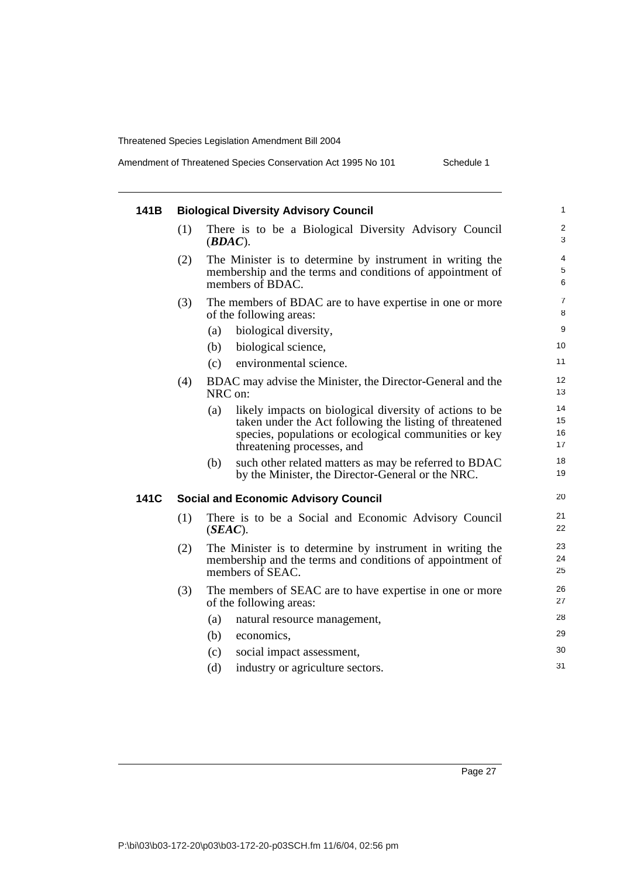### 141B Biological Diversity Advisory Council

(1) There is to be a Biological Diversity Advisory Council (***BDAC***).

(2) The Minister is to determine by instrument in writing the membership and the terms and conditions of appointment of members of BDAC.

(3) The members of BDAC are to have expertise in one or more of the following areas:

(a) biological diversity,

(b) biological science,

(c) environmental science.

(4) BDAC may advise the Minister, the Director-General and the NRC on:

(a) likely impacts on biological diversity of actions to be taken under the Act following the listing of threatened species, populations or ecological communities or key threatening processes, and

(b) such other related matters as may be referred to BDAC by the Minister, the Director-General or the NRC.

### 141C Social and Economic Advisory Council

(1) There is to be a Social and Economic Advisory Council (***SEAC***).

(2) The Minister is to determine by instrument in writing the membership and the terms and conditions of appointment of members of SEAC.

(3) The members of SEAC are to have expertise in one or more of the following areas:

(a) natural resource management,

(b) economics,

(c) social impact assessment,

(d) industry or agriculture sectors.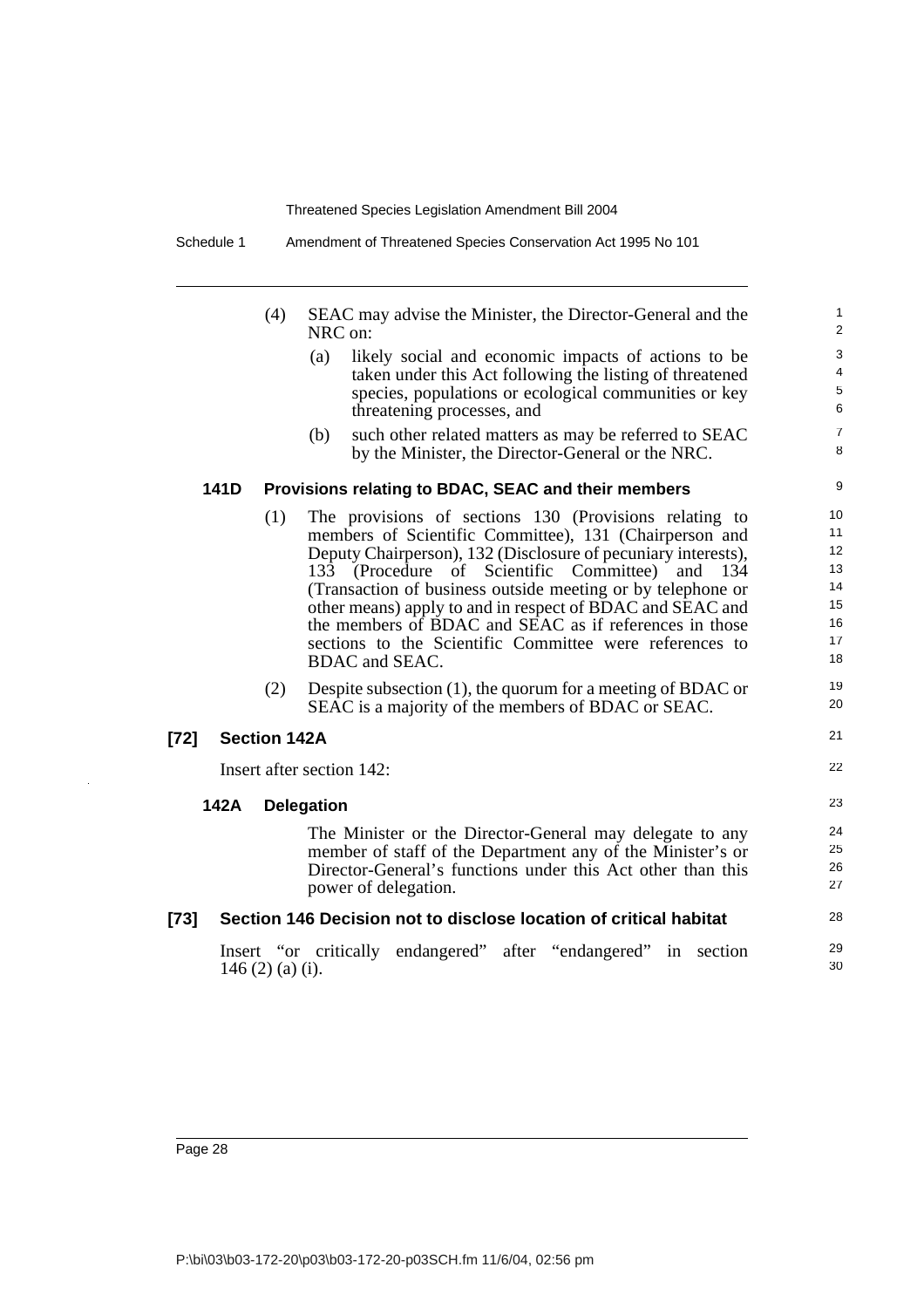(4) SEAC may advise the Minister, the Director-General and the NRC on:

(a) likely social and economic impacts of actions to be taken under this Act following the listing of threatened species, populations or ecological communities or key threatening processes, and

(b) such other related matters as may be referred to SEAC by the Minister, the Director-General or the NRC.

#### 141D Provisions relating to BDAC, SEAC and their members

(1) The provisions of sections 130 (Provisions relating to members of Scientific Committee), 131 (Chairperson and Deputy Chairperson), 132 (Disclosure of pecuniary interests), 133 (Procedure of Scientific Committee) and 134 (Transaction of business outside meeting or by telephone or other means) apply to and in respect of BDAC and SEAC and the members of BDAC and SEAC as if references in those sections to the Scientific Committee were references to BDAC and SEAC.

(2) Despite subsection (1), the quorum for a meeting of BDAC or SEAC is a majority of the members of BDAC or SEAC.

### [72] Section 142A

Insert after section 142:

#### 142A Delegation

The Minister or the Director-General may delegate to any member of staff of the Department any of the Minister's or Director-General's functions under this Act other than this power of delegation.

### [73] Section 146 Decision not to disclose location of critical habitat

Insert "or critically endangered" after "endangered" in section 146 (2) (a) (i).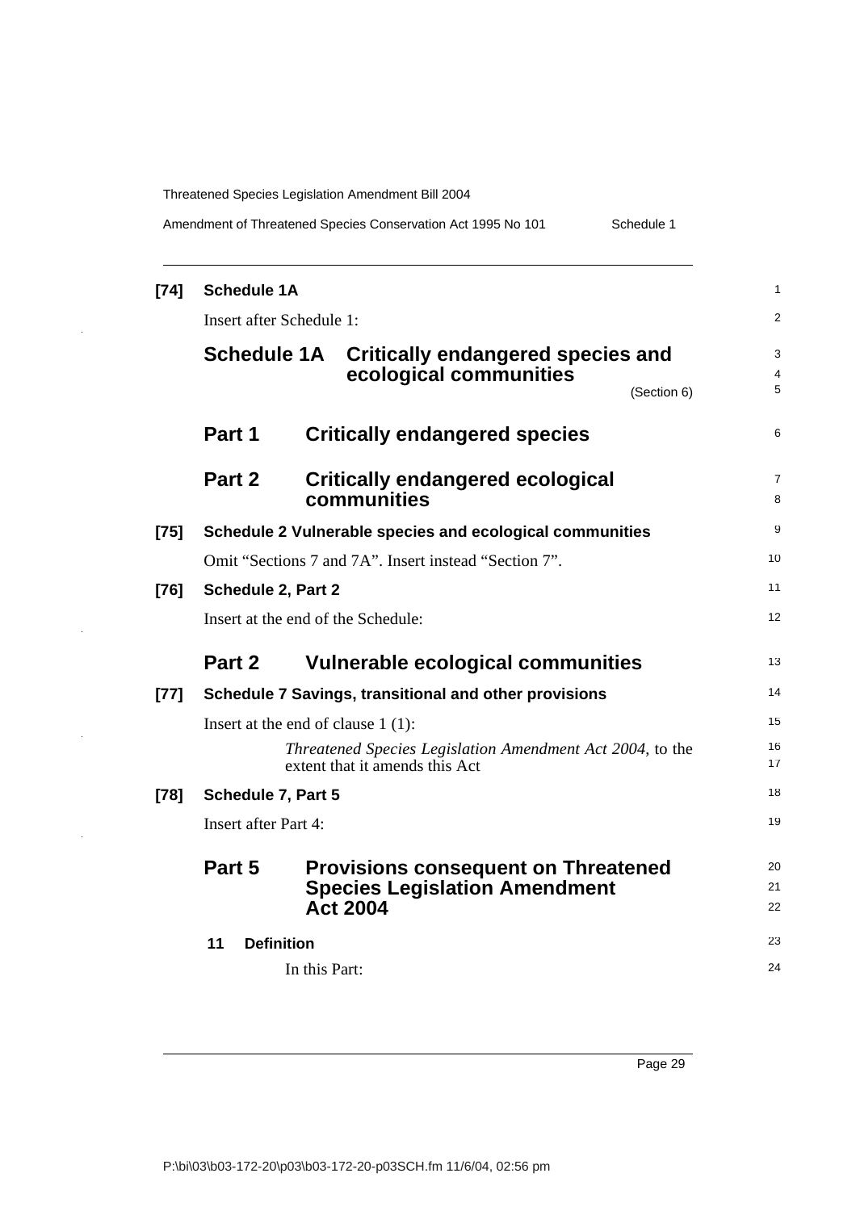**[74] Schedule 1A**

Insert after Schedule 1:

## Schedule 1A Critically endangered species and ecological communities

(Section 6)

## Part 1 Critically endangered species

## Part 2 Critically endangered ecological communities

**[75] Schedule 2 Vulnerable species and ecological communities**

Omit "Sections 7 and 7A". Insert instead "Section 7".

**[76] Schedule 2, Part 2**

Insert at the end of the Schedule:

## Part 2 Vulnerable ecological communities

**[77] Schedule 7 Savings, transitional and other provisions**

Insert at the end of clause 1 (1):

*Threatened Species Legislation Amendment Act 2004*, to the extent that it amends this Act

**[78] Schedule 7, Part 5**

Insert after Part 4:

## Part 5 Provisions consequent on Threatened Species Legislation Amendment Act 2004

**11 Definition**

In this Part: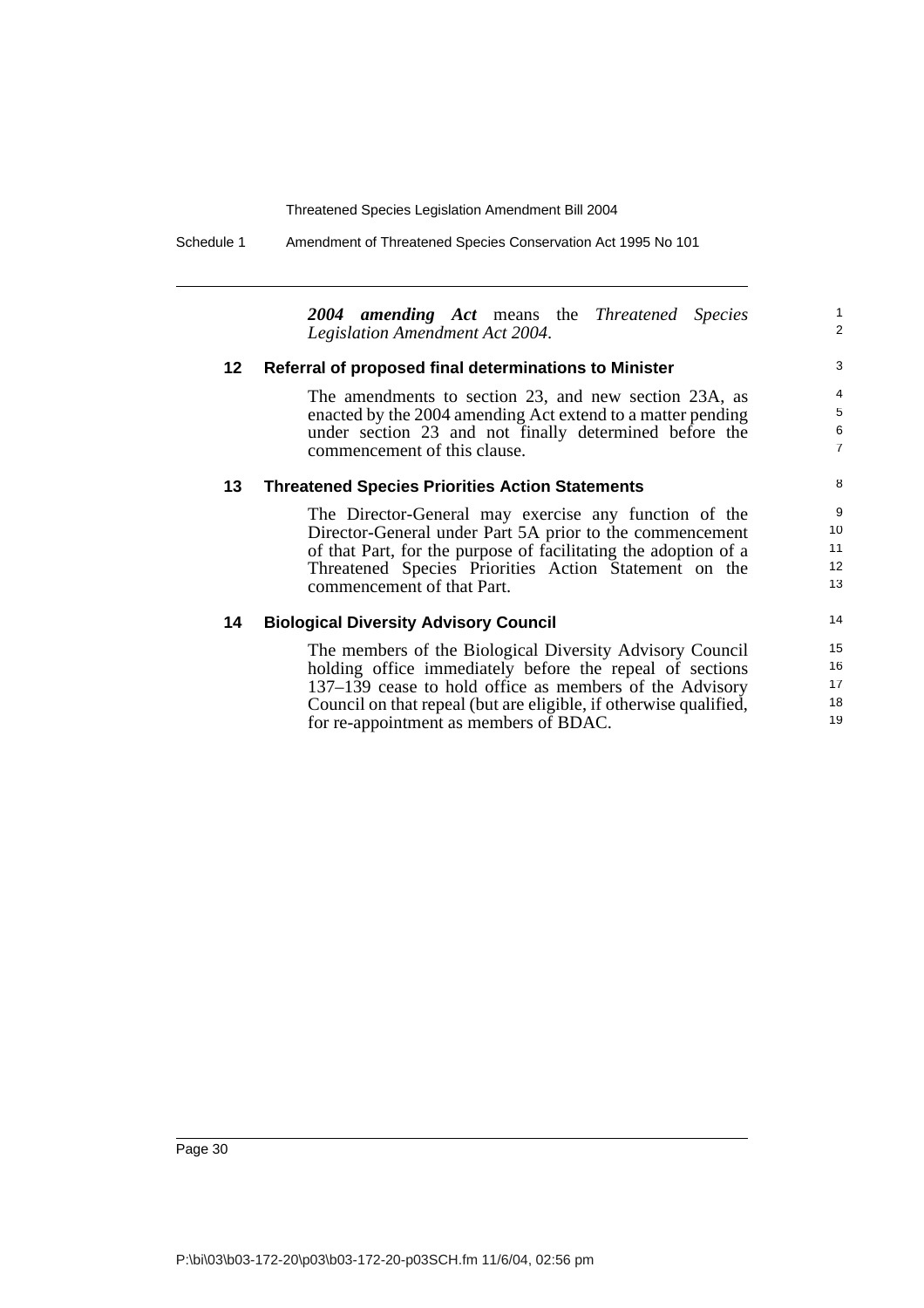***2004 amending Act*** means the *Threatened Species Legislation Amendment Act 2004*.

**12 Referral of proposed final determinations to Minister**

The amendments to section 23, and new section 23A, as enacted by the 2004 amending Act extend to a matter pending under section 23 and not finally determined before the commencement of this clause.

**13 Threatened Species Priorities Action Statements**

The Director-General may exercise any function of the Director-General under Part 5A prior to the commencement of that Part, for the purpose of facilitating the adoption of a Threatened Species Priorities Action Statement on the commencement of that Part.

**14 Biological Diversity Advisory Council**

The members of the Biological Diversity Advisory Council holding office immediately before the repeal of sections 137–139 cease to hold office as members of the Advisory Council on that repeal (but are eligible, if otherwise qualified, for re-appointment as members of BDAC.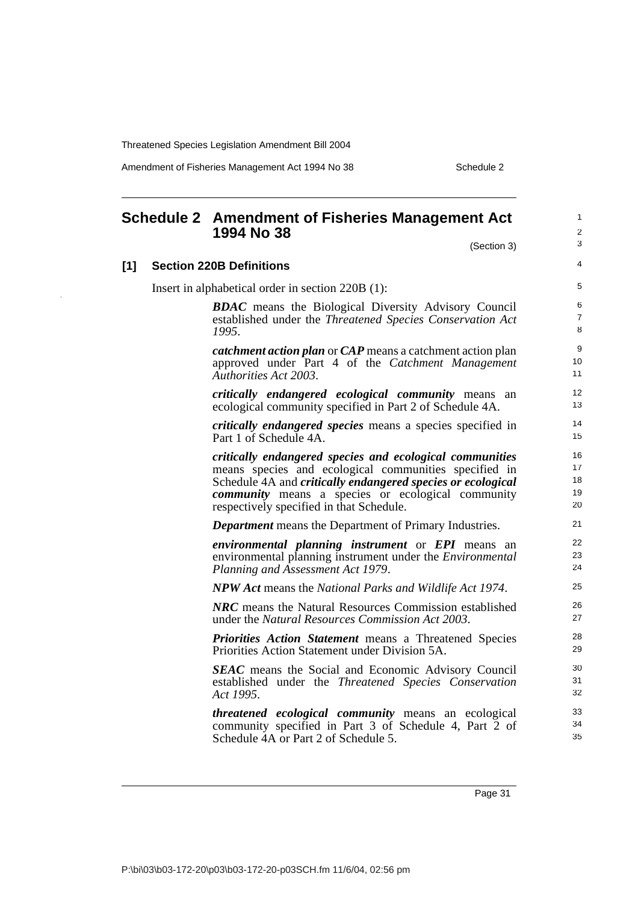## Schedule 2 Amendment of Fisheries Management Act 1994 No 38

(Section 3)

### [1] Section 220B Definitions

Insert in alphabetical order in section 220B (1):

> ***BDAC*** means the Biological Diversity Advisory Council established under the *Threatened Species Conservation Act 1995*.
>
> ***catchment action plan*** or ***CAP*** means a catchment action plan approved under Part 4 of the *Catchment Management Authorities Act 2003*.
>
> ***critically endangered ecological community*** means an ecological community specified in Part 2 of Schedule 4A.
>
> ***critically endangered species*** means a species specified in Part 1 of Schedule 4A.
>
> ***critically endangered species and ecological communities*** means species and ecological communities specified in Schedule 4A and ***critically endangered species or ecological community*** means a species or ecological community respectively specified in that Schedule.
>
> ***Department*** means the Department of Primary Industries.
>
> ***environmental planning instrument*** or ***EPI*** means an environmental planning instrument under the *Environmental Planning and Assessment Act 1979*.
>
> ***NPW Act*** means the *National Parks and Wildlife Act 1974*.
>
> ***NRC*** means the Natural Resources Commission established under the *Natural Resources Commission Act 2003*.
>
> ***Priorities Action Statement*** means a Threatened Species Priorities Action Statement under Division 5A.
>
> ***SEAC*** means the Social and Economic Advisory Council established under the *Threatened Species Conservation Act 1995*.
>
> ***threatened ecological community*** means an ecological community specified in Part 3 of Schedule 4, Part 2 of Schedule 4A or Part 2 of Schedule 5.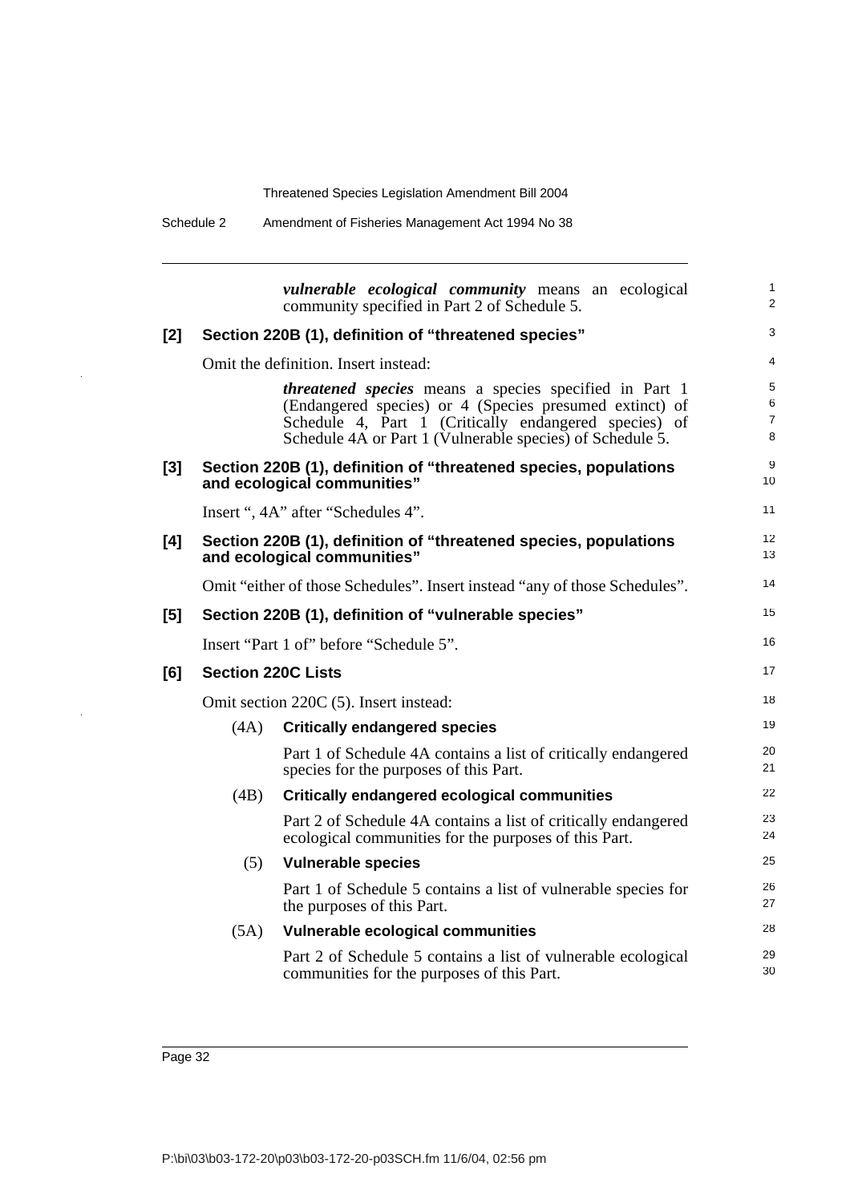***vulnerable ecological community*** means an ecological community specified in Part 2 of Schedule 5.

**[2] Section 220B (1), definition of "threatened species"**

Omit the definition. Insert instead:

> ***threatened species*** means a species specified in Part 1 (Endangered species) or 4 (Species presumed extinct) of Schedule 4, Part 1 (Critically endangered species) of Schedule 4A or Part 1 (Vulnerable species) of Schedule 5.

**[3] Section 220B (1), definition of "threatened species, populations and ecological communities"**

Insert ", 4A" after "Schedules 4".

**[4] Section 220B (1), definition of "threatened species, populations and ecological communities"**

Omit "either of those Schedules". Insert instead "any of those Schedules".

**[5] Section 220B (1), definition of "vulnerable species"**

Insert "Part 1 of" before "Schedule 5".

**[6] Section 220C Lists**

Omit section 220C (5). Insert instead:

(4A) **Critically endangered species**

Part 1 of Schedule 4A contains a list of critically endangered species for the purposes of this Part.

(4B) **Critically endangered ecological communities**

Part 2 of Schedule 4A contains a list of critically endangered ecological communities for the purposes of this Part.

(5) **Vulnerable species**

Part 1 of Schedule 5 contains a list of vulnerable species for the purposes of this Part.

(5A) **Vulnerable ecological communities**

Part 2 of Schedule 5 contains a list of vulnerable ecological communities for the purposes of this Part.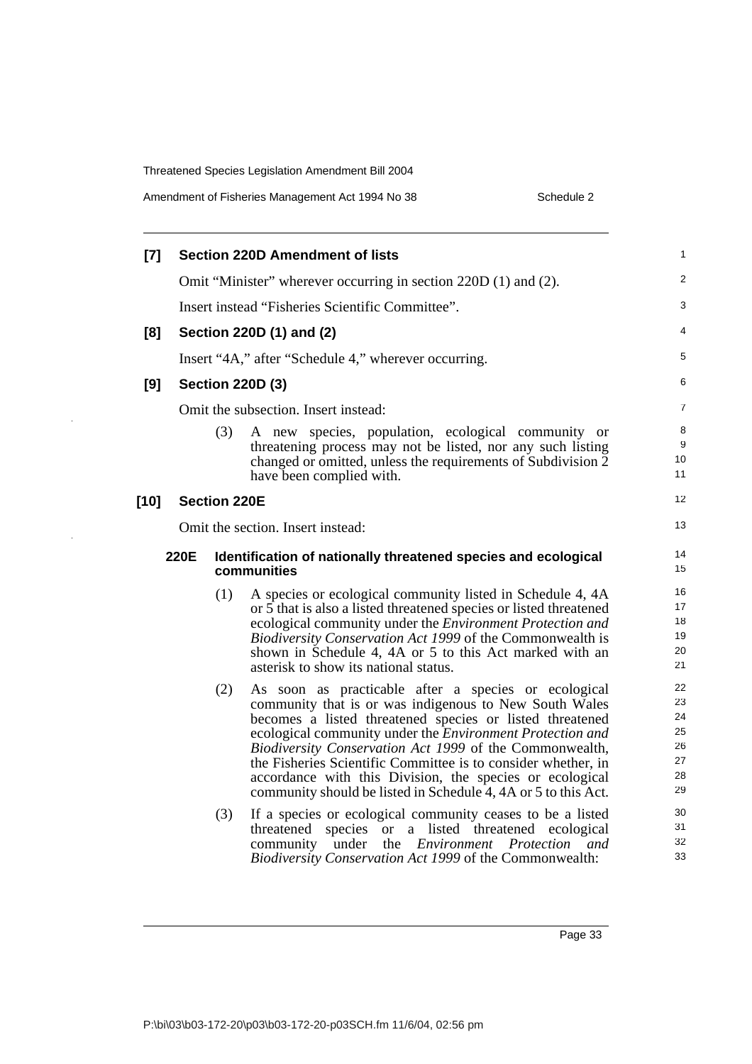**[7] Section 220D Amendment of lists**

Omit "Minister" wherever occurring in section 220D (1) and (2).

Insert instead "Fisheries Scientific Committee".

**[8] Section 220D (1) and (2)**

Insert "4A," after "Schedule 4," wherever occurring.

**[9] Section 220D (3)**

Omit the subsection. Insert instead:

(3) A new species, population, ecological community or threatening process may not be listed, nor any such listing changed or omitted, unless the requirements of Subdivision 2 have been complied with.

**[10] Section 220E**

Omit the section. Insert instead:

**220E Identification of nationally threatened species and ecological communities**

(1) A species or ecological community listed in Schedule 4, 4A or 5 that is also a listed threatened species or listed threatened ecological community under the *Environment Protection and Biodiversity Conservation Act 1999* of the Commonwealth is shown in Schedule 4, 4A or 5 to this Act marked with an asterisk to show its national status.

(2) As soon as practicable after a species or ecological community that is or was indigenous to New South Wales becomes a listed threatened species or listed threatened ecological community under the *Environment Protection and Biodiversity Conservation Act 1999* of the Commonwealth, the Fisheries Scientific Committee is to consider whether, in accordance with this Division, the species or ecological community should be listed in Schedule 4, 4A or 5 to this Act.

(3) If a species or ecological community ceases to be a listed threatened species or a listed threatened ecological community under the *Environment Protection and Biodiversity Conservation Act 1999* of the Commonwealth: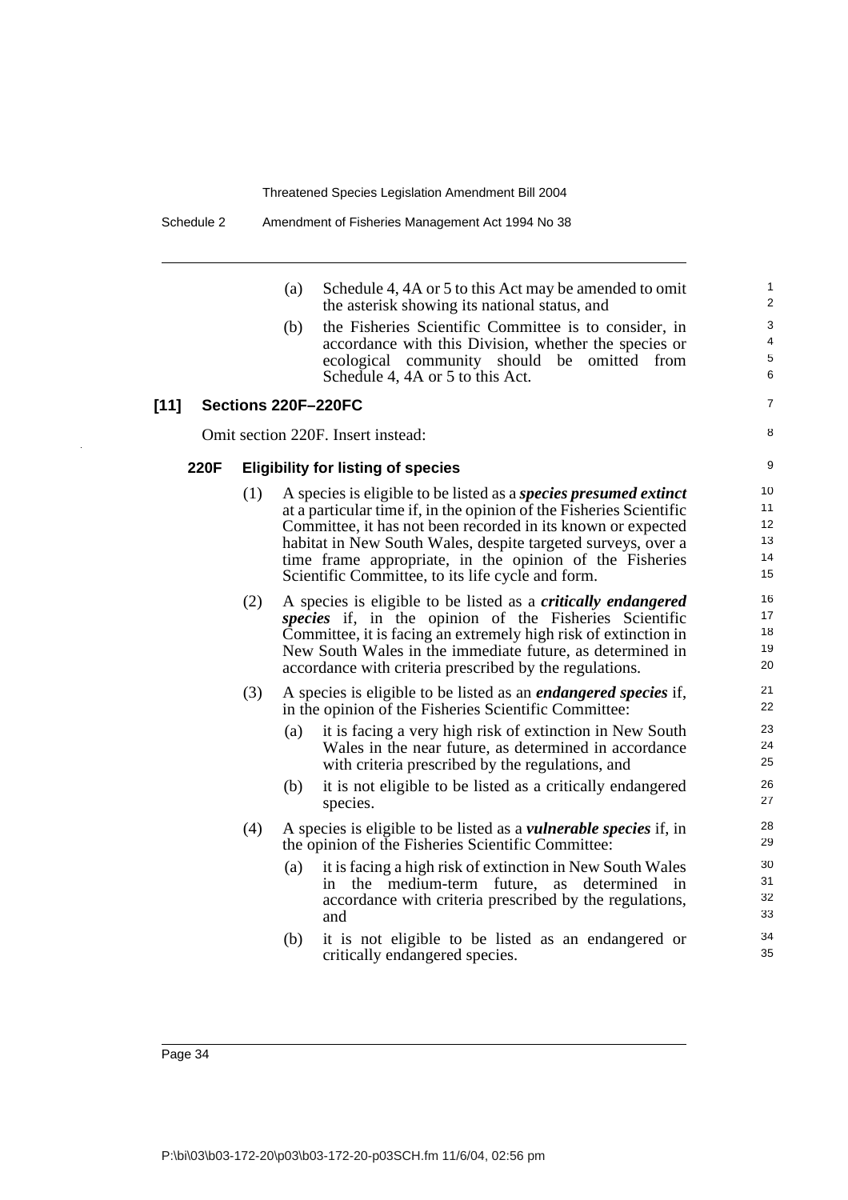(a) Schedule 4, 4A or 5 to this Act may be amended to omit the asterisk showing its national status, and

(b) the Fisheries Scientific Committee is to consider, in accordance with this Division, whether the species or ecological community should be omitted from Schedule 4, 4A or 5 to this Act.

### [11] Sections 220F–220FC

Omit section 220F. Insert instead:

#### 220F Eligibility for listing of species

(1) A species is eligible to be listed as a ***species presumed extinct*** at a particular time if, in the opinion of the Fisheries Scientific Committee, it has not been recorded in its known or expected habitat in New South Wales, despite targeted surveys, over a time frame appropriate, in the opinion of the Fisheries Scientific Committee, to its life cycle and form.

(2) A species is eligible to be listed as a ***critically endangered species*** if, in the opinion of the Fisheries Scientific Committee, it is facing an extremely high risk of extinction in New South Wales in the immediate future, as determined in accordance with criteria prescribed by the regulations.

(3) A species is eligible to be listed as an ***endangered species*** if, in the opinion of the Fisheries Scientific Committee:

(a) it is facing a very high risk of extinction in New South Wales in the near future, as determined in accordance with criteria prescribed by the regulations, and

(b) it is not eligible to be listed as a critically endangered species.

(4) A species is eligible to be listed as a ***vulnerable species*** if, in the opinion of the Fisheries Scientific Committee:

(a) it is facing a high risk of extinction in New South Wales in the medium-term future, as determined in accordance with criteria prescribed by the regulations, and

(b) it is not eligible to be listed as an endangered or critically endangered species.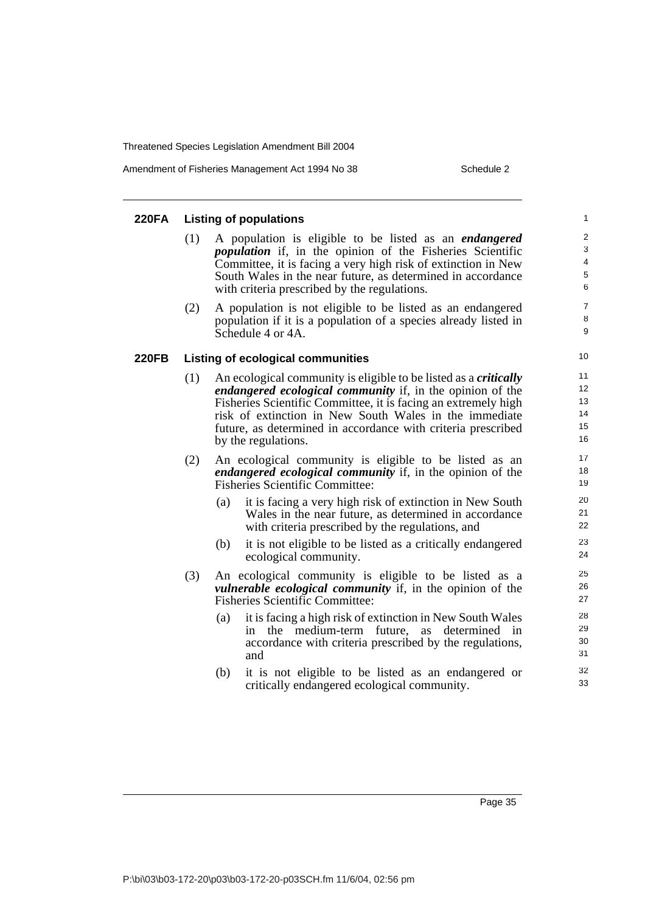### 220FA Listing of populations

(1) A population is eligible to be listed as an ***endangered population*** if, in the opinion of the Fisheries Scientific Committee, it is facing a very high risk of extinction in New South Wales in the near future, as determined in accordance with criteria prescribed by the regulations.

(2) A population is not eligible to be listed as an endangered population if it is a population of a species already listed in Schedule 4 or 4A.

### 220FB Listing of ecological communities

(1) An ecological community is eligible to be listed as a ***critically endangered ecological community*** if, in the opinion of the Fisheries Scientific Committee, it is facing an extremely high risk of extinction in New South Wales in the immediate future, as determined in accordance with criteria prescribed by the regulations.

(2) An ecological community is eligible to be listed as an ***endangered ecological community*** if, in the opinion of the Fisheries Scientific Committee:

- (a) it is facing a very high risk of extinction in New South Wales in the near future, as determined in accordance with criteria prescribed by the regulations, and
- (b) it is not eligible to be listed as a critically endangered ecological community.

(3) An ecological community is eligible to be listed as a ***vulnerable ecological community*** if, in the opinion of the Fisheries Scientific Committee:

- (a) it is facing a high risk of extinction in New South Wales in the medium-term future, as determined in accordance with criteria prescribed by the regulations, and
- (b) it is not eligible to be listed as an endangered or critically endangered ecological community.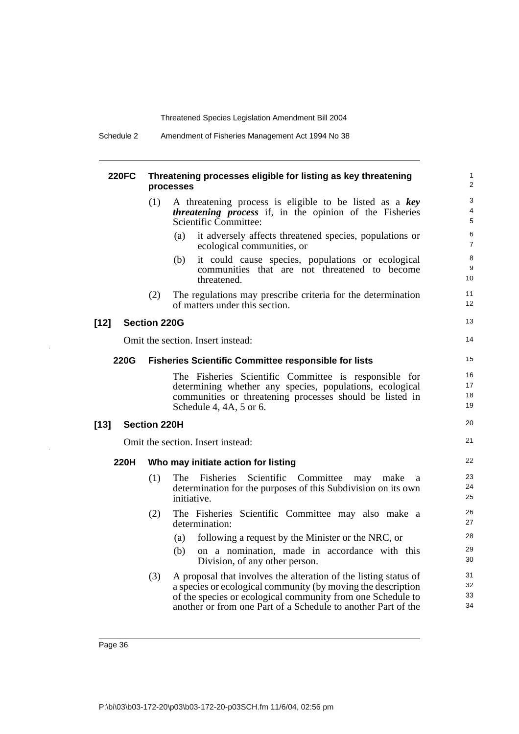#### 220FC Threatening processes eligible for listing as key threatening processes

(1) A threatening process is eligible to be listed as a ***key threatening process*** if, in the opinion of the Fisheries Scientific Committee:

(a) it adversely affects threatened species, populations or ecological communities, or

(b) it could cause species, populations or ecological communities that are not threatened to become threatened.

(2) The regulations may prescribe criteria for the determination of matters under this section.

### [12] Section 220G

Omit the section. Insert instead:

#### 220G Fisheries Scientific Committee responsible for lists

The Fisheries Scientific Committee is responsible for determining whether any species, populations, ecological communities or threatening processes should be listed in Schedule 4, 4A, 5 or 6.

### [13] Section 220H

Omit the section. Insert instead:

#### 220H Who may initiate action for listing

(1) The Fisheries Scientific Committee may make a determination for the purposes of this Subdivision on its own initiative.

(2) The Fisheries Scientific Committee may also make a determination:

(a) following a request by the Minister or the NRC, or

(b) on a nomination, made in accordance with this Division, of any other person.

(3) A proposal that involves the alteration of the listing status of a species or ecological community (by moving the description of the species or ecological community from one Schedule to another or from one Part of a Schedule to another Part of the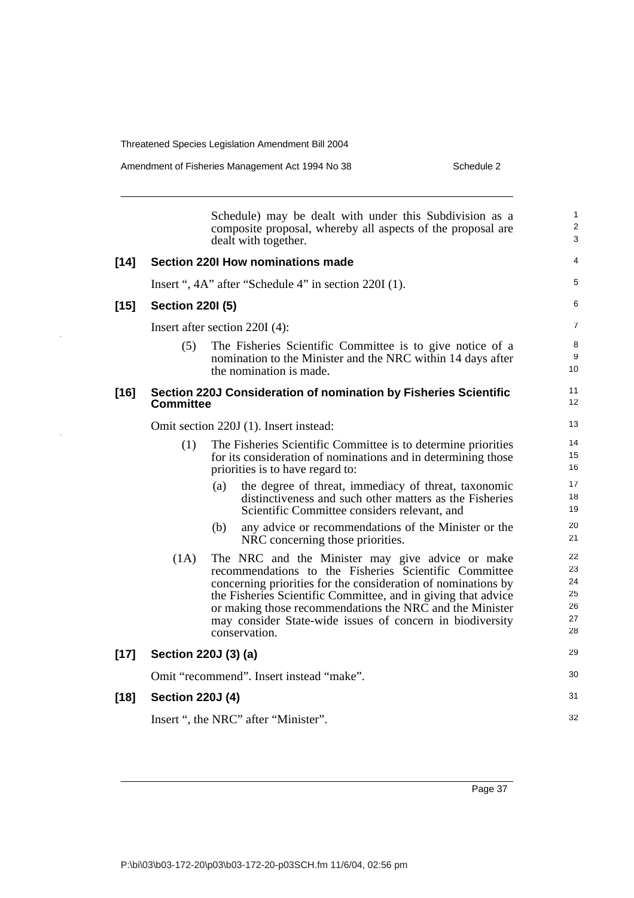Schedule) may be dealt with under this Subdivision as a composite proposal, whereby all aspects of the proposal are dealt with together.

**[14] Section 220I How nominations made**

Insert ", 4A" after "Schedule 4" in section 220I (1).

**[15] Section 220I (5)**

Insert after section 220I (4):

(5) The Fisheries Scientific Committee is to give notice of a nomination to the Minister and the NRC within 14 days after the nomination is made.

**[16] Section 220J Consideration of nomination by Fisheries Scientific Committee**

Omit section 220J (1). Insert instead:

(1) The Fisheries Scientific Committee is to determine priorities for its consideration of nominations and in determining those priorities is to have regard to:

(a) the degree of threat, immediacy of threat, taxonomic distinctiveness and such other matters as the Fisheries Scientific Committee considers relevant, and

(b) any advice or recommendations of the Minister or the NRC concerning those priorities.

(1A) The NRC and the Minister may give advice or make recommendations to the Fisheries Scientific Committee concerning priorities for the consideration of nominations by the Fisheries Scientific Committee, and in giving that advice or making those recommendations the NRC and the Minister may consider State-wide issues of concern in biodiversity conservation.

**[17] Section 220J (3) (a)**

Omit "recommend". Insert instead "make".

**[18] Section 220J (4)**

Insert ", the NRC" after "Minister".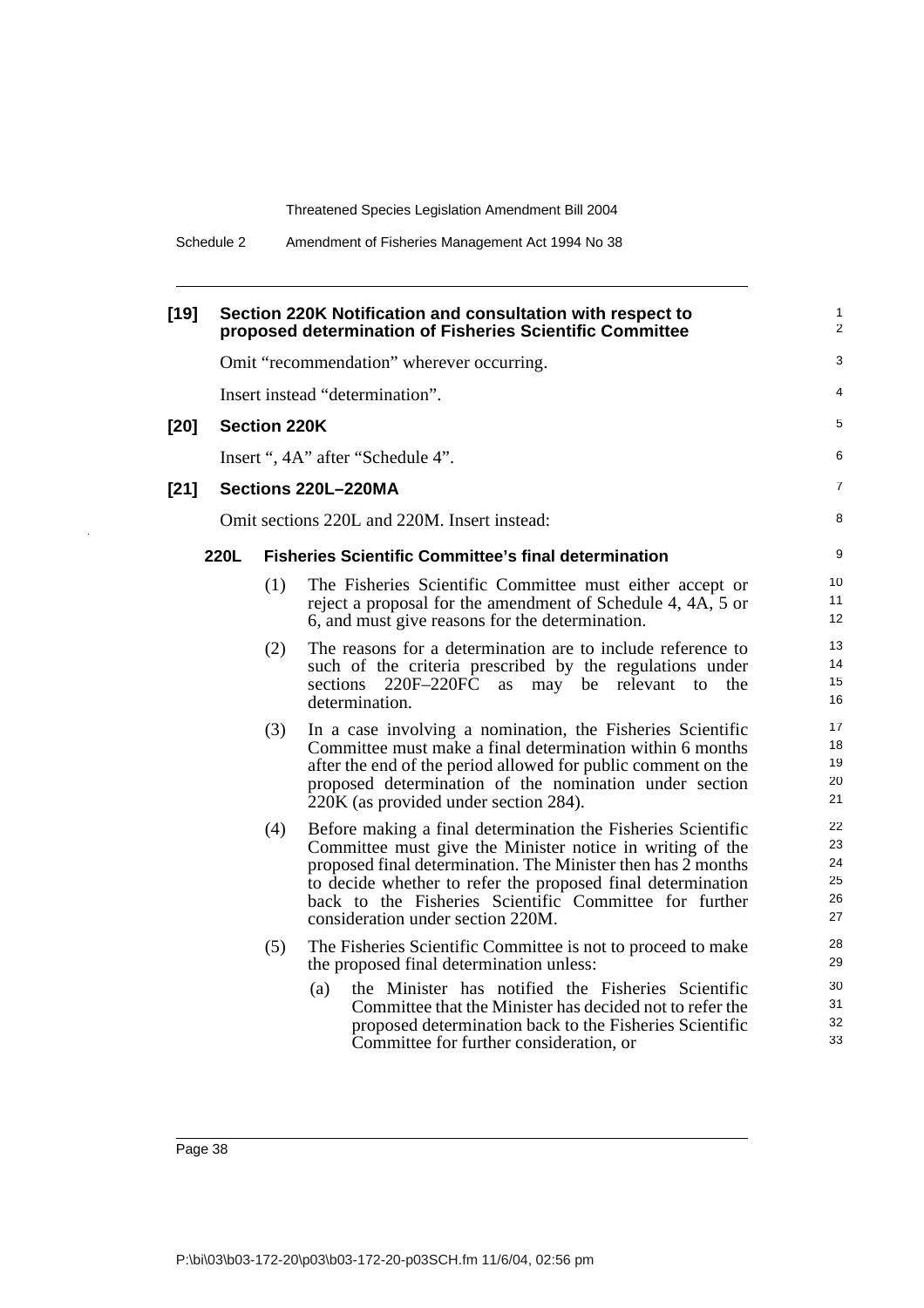**[19] Section 220K Notification and consultation with respect to proposed determination of Fisheries Scientific Committee**

Omit "recommendation" wherever occurring.

Insert instead "determination".

**[20] Section 220K**

Insert ", 4A" after "Schedule 4".

**[21] Sections 220L–220MA**

Omit sections 220L and 220M. Insert instead:

**220L Fisheries Scientific Committee's final determination**

(1) The Fisheries Scientific Committee must either accept or reject a proposal for the amendment of Schedule 4, 4A, 5 or 6, and must give reasons for the determination.

(2) The reasons for a determination are to include reference to such of the criteria prescribed by the regulations under sections 220F–220FC as may be relevant to the determination.

(3) In a case involving a nomination, the Fisheries Scientific Committee must make a final determination within 6 months after the end of the period allowed for public comment on the proposed determination of the nomination under section 220K (as provided under section 284).

(4) Before making a final determination the Fisheries Scientific Committee must give the Minister notice in writing of the proposed final determination. The Minister then has 2 months to decide whether to refer the proposed final determination back to the Fisheries Scientific Committee for further consideration under section 220M.

(5) The Fisheries Scientific Committee is not to proceed to make the proposed final determination unless:

(a) the Minister has notified the Fisheries Scientific Committee that the Minister has decided not to refer the proposed determination back to the Fisheries Scientific Committee for further consideration, or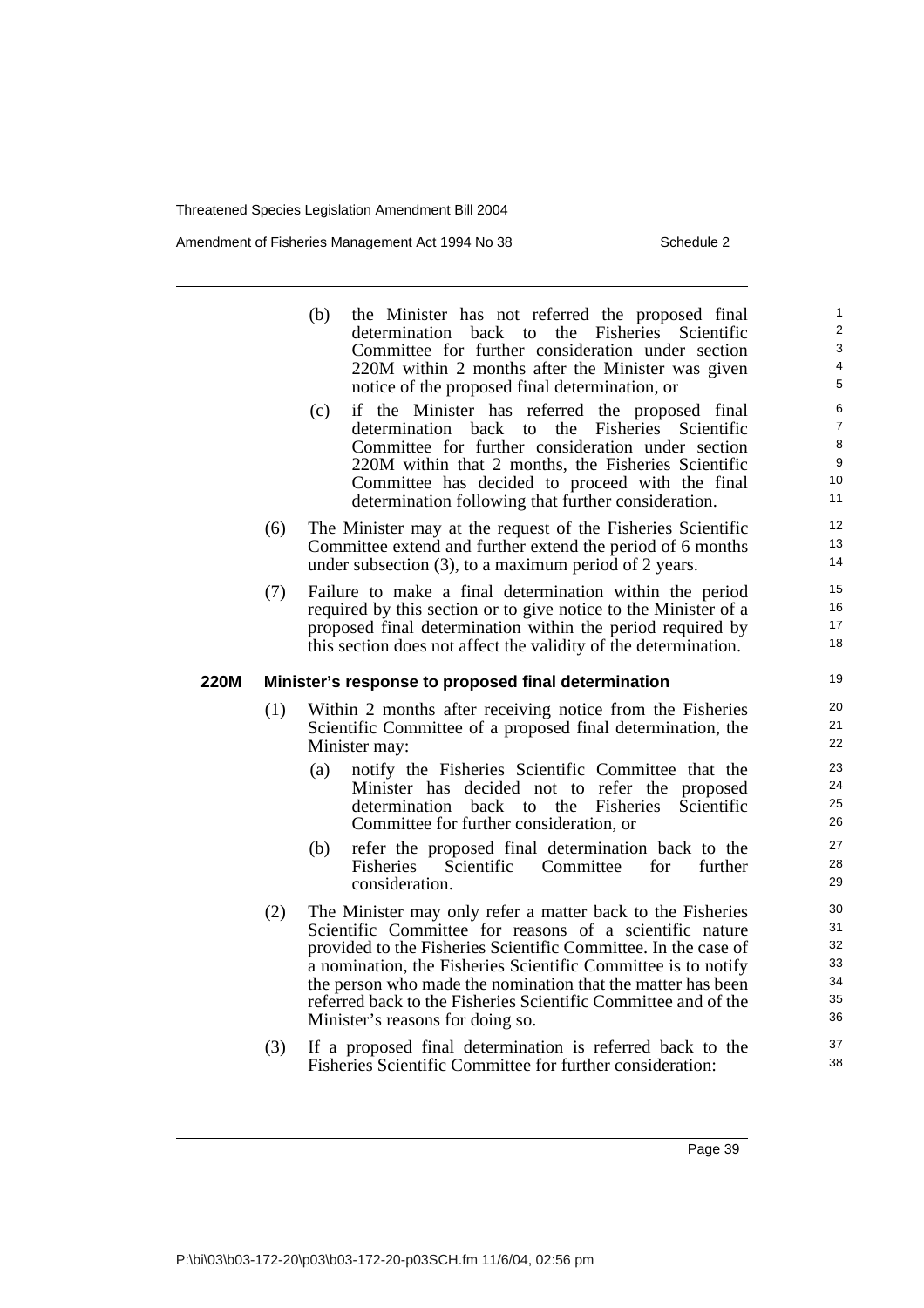(b) the Minister has not referred the proposed final determination back to the Fisheries Scientific Committee for further consideration under section 220M within 2 months after the Minister was given notice of the proposed final determination, or

(c) if the Minister has referred the proposed final determination back to the Fisheries Scientific Committee for further consideration under section 220M within that 2 months, the Fisheries Scientific Committee has decided to proceed with the final determination following that further consideration.

(6) The Minister may at the request of the Fisheries Scientific Committee extend and further extend the period of 6 months under subsection (3), to a maximum period of 2 years.

(7) Failure to make a final determination within the period required by this section or to give notice to the Minister of a proposed final determination within the period required by this section does not affect the validity of the determination.

**220M Minister's response to proposed final determination**

(1) Within 2 months after receiving notice from the Fisheries Scientific Committee of a proposed final determination, the Minister may:

(a) notify the Fisheries Scientific Committee that the Minister has decided not to refer the proposed determination back to the Fisheries Scientific Committee for further consideration, or

(b) refer the proposed final determination back to the Fisheries Scientific Committee for further consideration.

(2) The Minister may only refer a matter back to the Fisheries Scientific Committee for reasons of a scientific nature provided to the Fisheries Scientific Committee. In the case of a nomination, the Fisheries Scientific Committee is to notify the person who made the nomination that the matter has been referred back to the Fisheries Scientific Committee and of the Minister's reasons for doing so.

(3) If a proposed final determination is referred back to the Fisheries Scientific Committee for further consideration: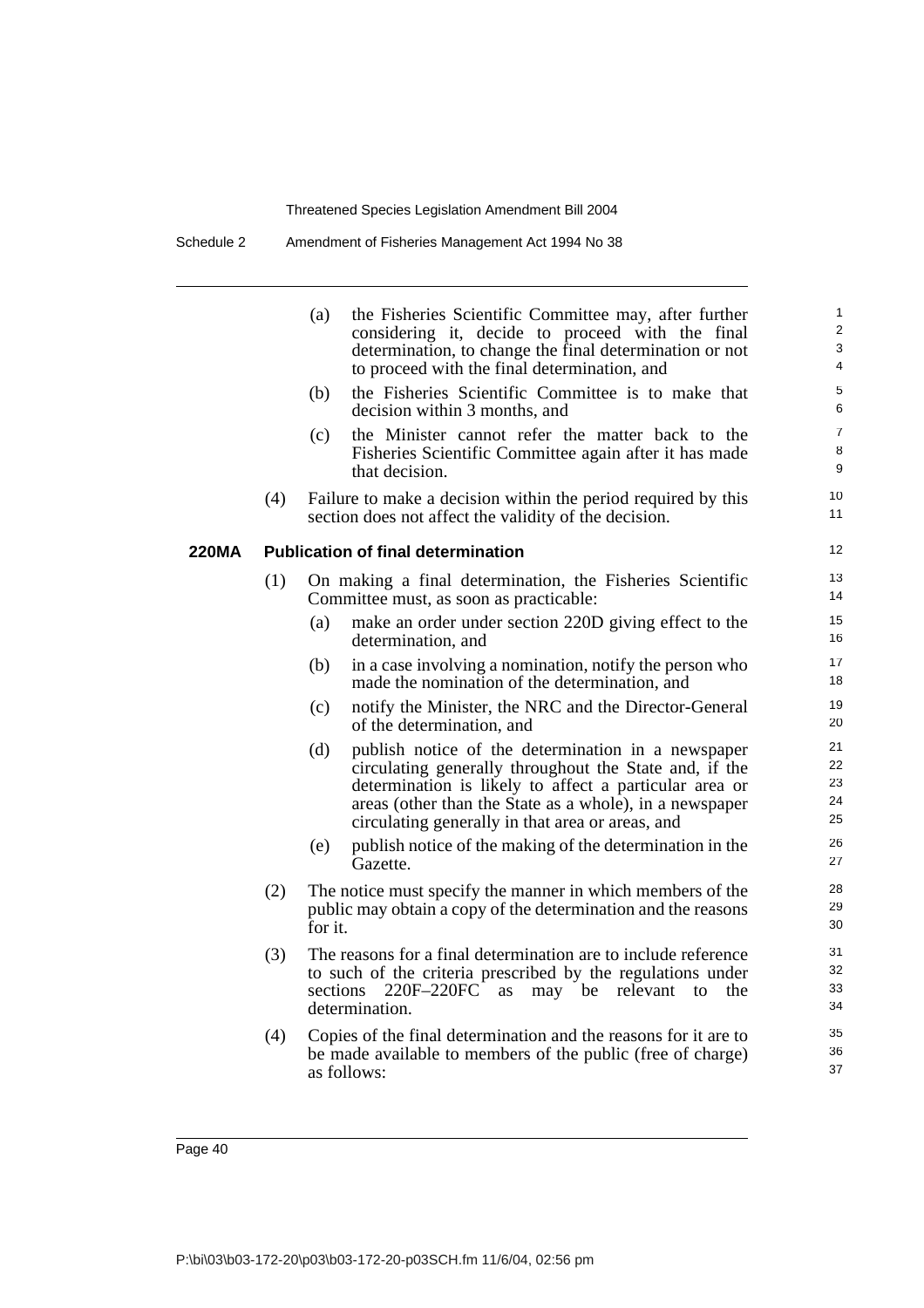(a) the Fisheries Scientific Committee may, after further considering it, decide to proceed with the final determination, to change the final determination or not to proceed with the final determination, and

(b) the Fisheries Scientific Committee is to make that decision within 3 months, and

(c) the Minister cannot refer the matter back to the Fisheries Scientific Committee again after it has made that decision.

(4) Failure to make a decision within the period required by this section does not affect the validity of the decision.

**220MA Publication of final determination**

(1) On making a final determination, the Fisheries Scientific Committee must, as soon as practicable:

(a) make an order under section 220D giving effect to the determination, and

(b) in a case involving a nomination, notify the person who made the nomination of the determination, and

(c) notify the Minister, the NRC and the Director-General of the determination, and

(d) publish notice of the determination in a newspaper circulating generally throughout the State and, if the determination is likely to affect a particular area or areas (other than the State as a whole), in a newspaper circulating generally in that area or areas, and

(e) publish notice of the making of the determination in the Gazette.

(2) The notice must specify the manner in which members of the public may obtain a copy of the determination and the reasons for it.

(3) The reasons for a final determination are to include reference to such of the criteria prescribed by the regulations under sections 220F–220FC as may be relevant to the determination.

(4) Copies of the final determination and the reasons for it are to be made available to members of the public (free of charge) as follows: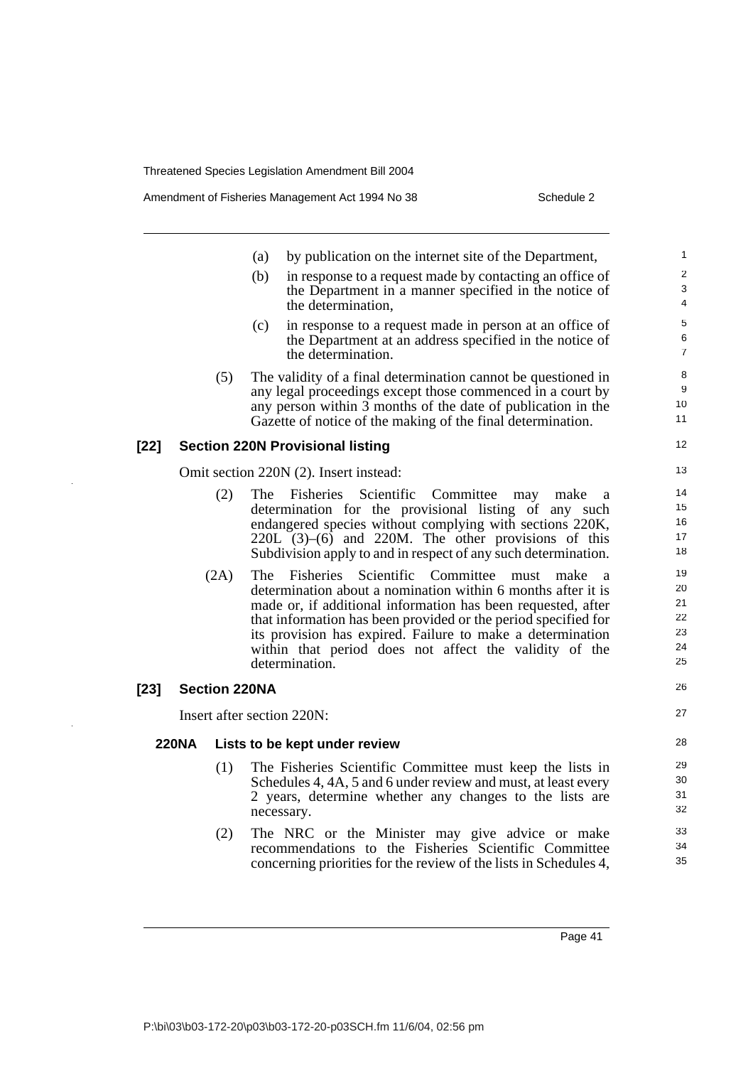(a) by publication on the internet site of the Department,

(b) in response to a request made by contacting an office of the Department in a manner specified in the notice of the determination,

(c) in response to a request made in person at an office of the Department at an address specified in the notice of the determination.

(5) The validity of a final determination cannot be questioned in any legal proceedings except those commenced in a court by any person within 3 months of the date of publication in the Gazette of notice of the making of the final determination.

### [22] Section 220N Provisional listing

Omit section 220N (2). Insert instead:

(2) The Fisheries Scientific Committee may make a determination for the provisional listing of any such endangered species without complying with sections 220K, 220L (3)–(6) and 220M. The other provisions of this Subdivision apply to and in respect of any such determination.

(2A) The Fisheries Scientific Committee must make a determination about a nomination within 6 months after it is made or, if additional information has been requested, after that information has been provided or the period specified for its provision has expired. Failure to make a determination within that period does not affect the validity of the determination.

### [23] Section 220NA

Insert after section 220N:

#### 220NA Lists to be kept under review

(1) The Fisheries Scientific Committee must keep the lists in Schedules 4, 4A, 5 and 6 under review and must, at least every 2 years, determine whether any changes to the lists are necessary.

(2) The NRC or the Minister may give advice or make recommendations to the Fisheries Scientific Committee concerning priorities for the review of the lists in Schedules 4,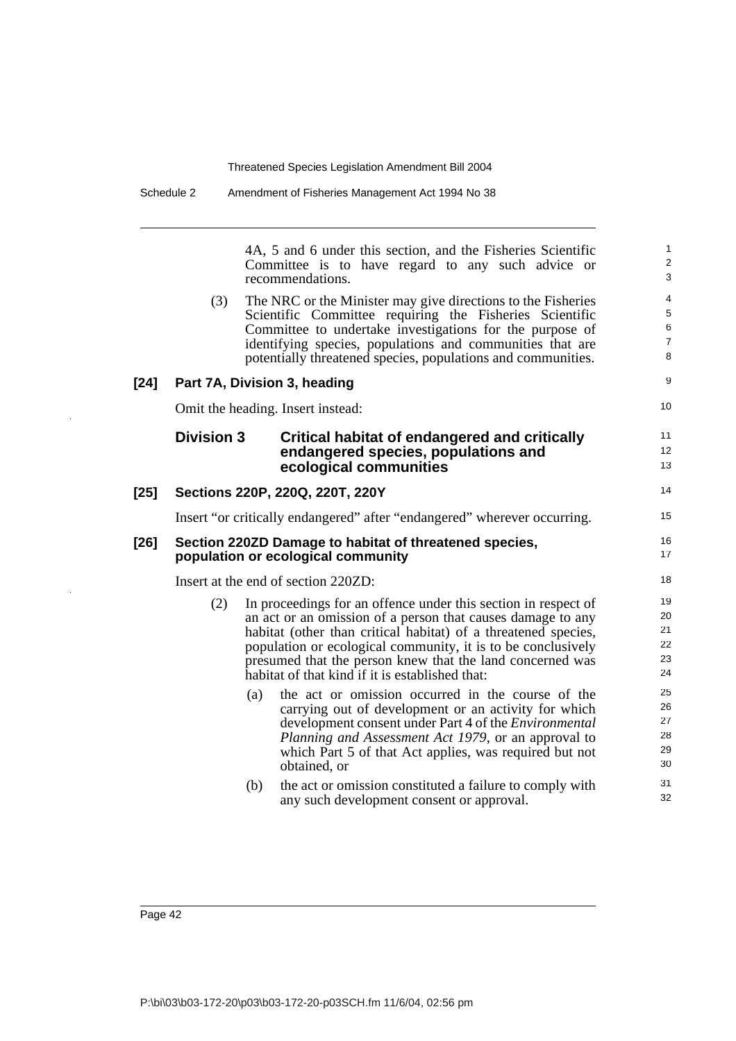4A, 5 and 6 under this section, and the Fisheries Scientific Committee is to have regard to any such advice or recommendations.

(3) The NRC or the Minister may give directions to the Fisheries Scientific Committee requiring the Fisheries Scientific Committee to undertake investigations for the purpose of identifying species, populations and communities that are potentially threatened species, populations and communities.

**[24] Part 7A, Division 3, heading**

Omit the heading. Insert instead:

**Division 3 Critical habitat of endangered and critically endangered species, populations and ecological communities**

**[25] Sections 220P, 220Q, 220T, 220Y**

Insert "or critically endangered" after "endangered" wherever occurring.

**[26] Section 220ZD Damage to habitat of threatened species, population or ecological community**

Insert at the end of section 220ZD:

(2) In proceedings for an offence under this section in respect of an act or an omission of a person that causes damage to any habitat (other than critical habitat) of a threatened species, population or ecological community, it is to be conclusively presumed that the person knew that the land concerned was habitat of that kind if it is established that:

(a) the act or omission occurred in the course of the carrying out of development or an activity for which development consent under Part 4 of the *Environmental Planning and Assessment Act 1979*, or an approval to which Part 5 of that Act applies, was required but not obtained, or

(b) the act or omission constituted a failure to comply with any such development consent or approval.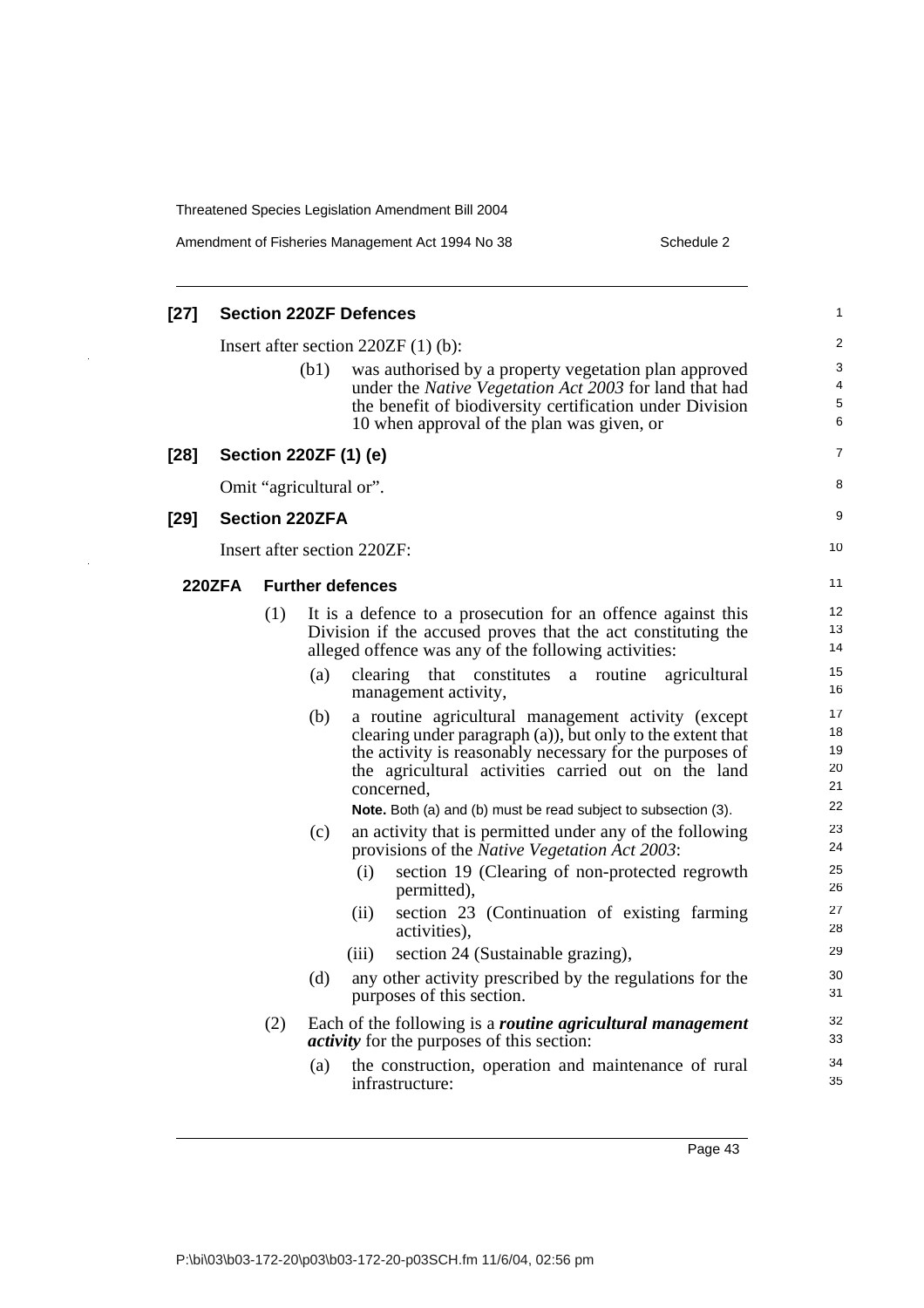**[27] Section 220ZF Defences**

Insert after section 220ZF (1) (b):

> (b1) was authorised by a property vegetation plan approved under the *Native Vegetation Act 2003* for land that had the benefit of biodiversity certification under Division 10 when approval of the plan was given, or

**[28] Section 220ZF (1) (e)**

Omit "agricultural or".

**[29] Section 220ZFA**

Insert after section 220ZF:

**220ZFA Further defences**

(1) It is a defence to a prosecution for an offence against this Division if the accused proves that the act constituting the alleged offence was any of the following activities:

(a) clearing that constitutes a routine agricultural management activity,

(b) a routine agricultural management activity (except clearing under paragraph (a)), but only to the extent that the activity is reasonably necessary for the purposes of the agricultural activities carried out on the land concerned,

**Note.** Both (a) and (b) must be read subject to subsection (3).

(c) an activity that is permitted under any of the following provisions of the *Native Vegetation Act 2003*:

(i) section 19 (Clearing of non-protected regrowth permitted),

(ii) section 23 (Continuation of existing farming activities),

(iii) section 24 (Sustainable grazing),

(d) any other activity prescribed by the regulations for the purposes of this section.

(2) Each of the following is a ***routine agricultural management activity*** for the purposes of this section:

(a) the construction, operation and maintenance of rural infrastructure: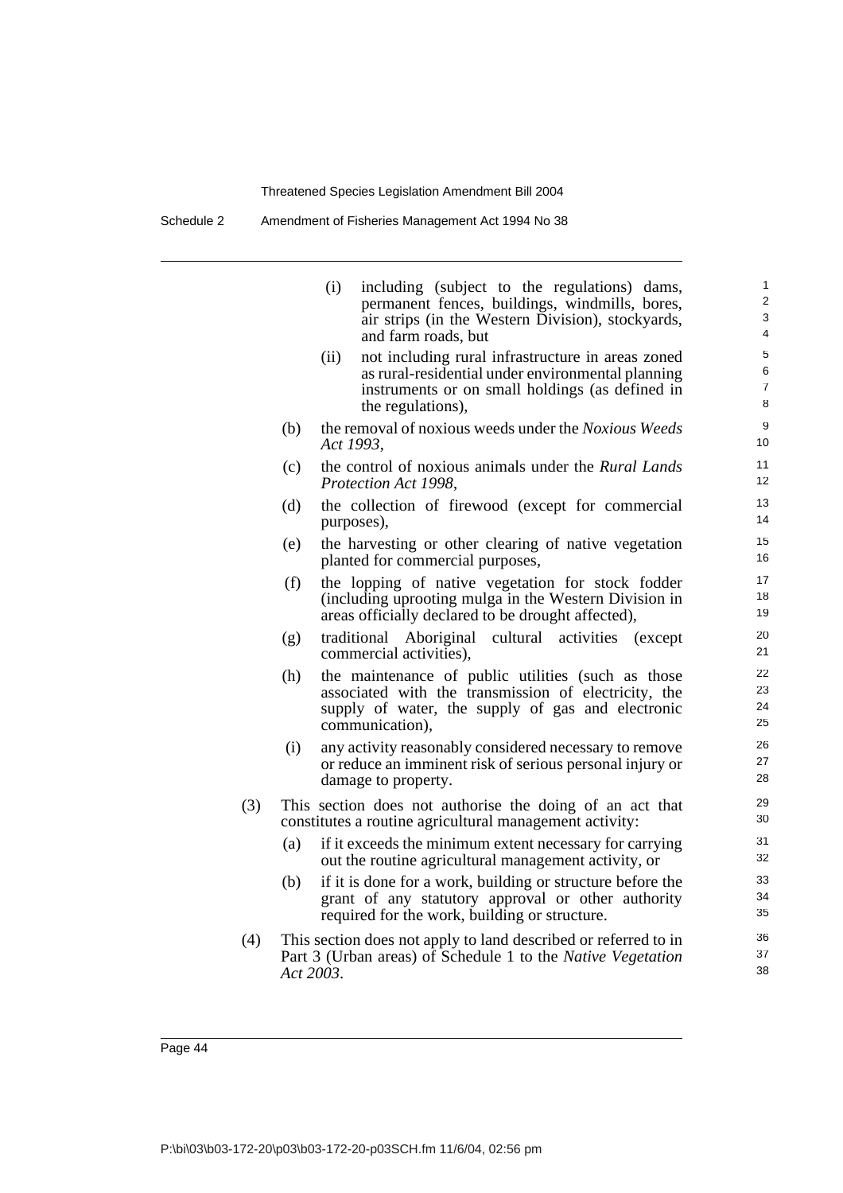(i) including (subject to the regulations) dams, permanent fences, buildings, windmills, bores, air strips (in the Western Division), stockyards, and farm roads, but

(ii) not including rural infrastructure in areas zoned as rural-residential under environmental planning instruments or on small holdings (as defined in the regulations),

(b) the removal of noxious weeds under the *Noxious Weeds Act 1993*,

(c) the control of noxious animals under the *Rural Lands Protection Act 1998*,

(d) the collection of firewood (except for commercial purposes),

(e) the harvesting or other clearing of native vegetation planted for commercial purposes,

(f) the lopping of native vegetation for stock fodder (including uprooting mulga in the Western Division in areas officially declared to be drought affected),

(g) traditional Aboriginal cultural activities (except commercial activities),

(h) the maintenance of public utilities (such as those associated with the transmission of electricity, the supply of water, the supply of gas and electronic communication),

(i) any activity reasonably considered necessary to remove or reduce an imminent risk of serious personal injury or damage to property.

(3) This section does not authorise the doing of an act that constitutes a routine agricultural management activity:

(a) if it exceeds the minimum extent necessary for carrying out the routine agricultural management activity, or

(b) if it is done for a work, building or structure before the grant of any statutory approval or other authority required for the work, building or structure.

(4) This section does not apply to land described or referred to in Part 3 (Urban areas) of Schedule 1 to the *Native Vegetation Act 2003*.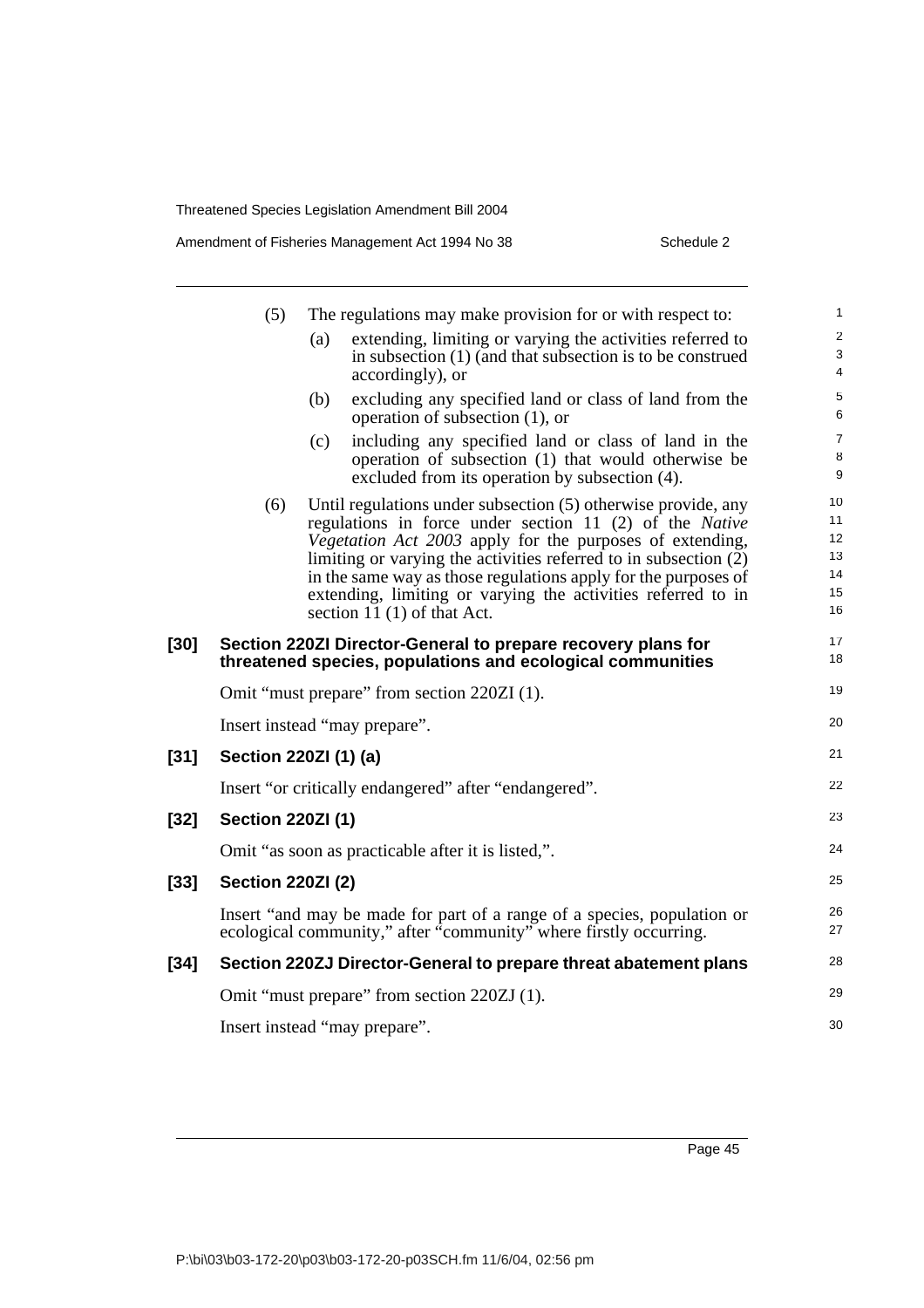(5) The regulations may make provision for or with respect to:

(a) extending, limiting or varying the activities referred to in subsection (1) (and that subsection is to be construed accordingly), or

(b) excluding any specified land or class of land from the operation of subsection (1), or

(c) including any specified land or class of land in the operation of subsection (1) that would otherwise be excluded from its operation by subsection (4).

(6) Until regulations under subsection (5) otherwise provide, any regulations in force under section 11 (2) of the *Native Vegetation Act 2003* apply for the purposes of extending, limiting or varying the activities referred to in subsection (2) in the same way as those regulations apply for the purposes of extending, limiting or varying the activities referred to in section 11 (1) of that Act.

**[30] Section 220ZI Director-General to prepare recovery plans for threatened species, populations and ecological communities**

Omit "must prepare" from section 220ZI (1).

Insert instead "may prepare".

**[31] Section 220ZI (1) (a)**

Insert "or critically endangered" after "endangered".

**[32] Section 220ZI (1)**

Omit "as soon as practicable after it is listed,".

**[33] Section 220ZI (2)**

Insert "and may be made for part of a range of a species, population or ecological community," after "community" where firstly occurring.

**[34] Section 220ZJ Director-General to prepare threat abatement plans**

Omit "must prepare" from section 220ZJ (1).

Insert instead "may prepare".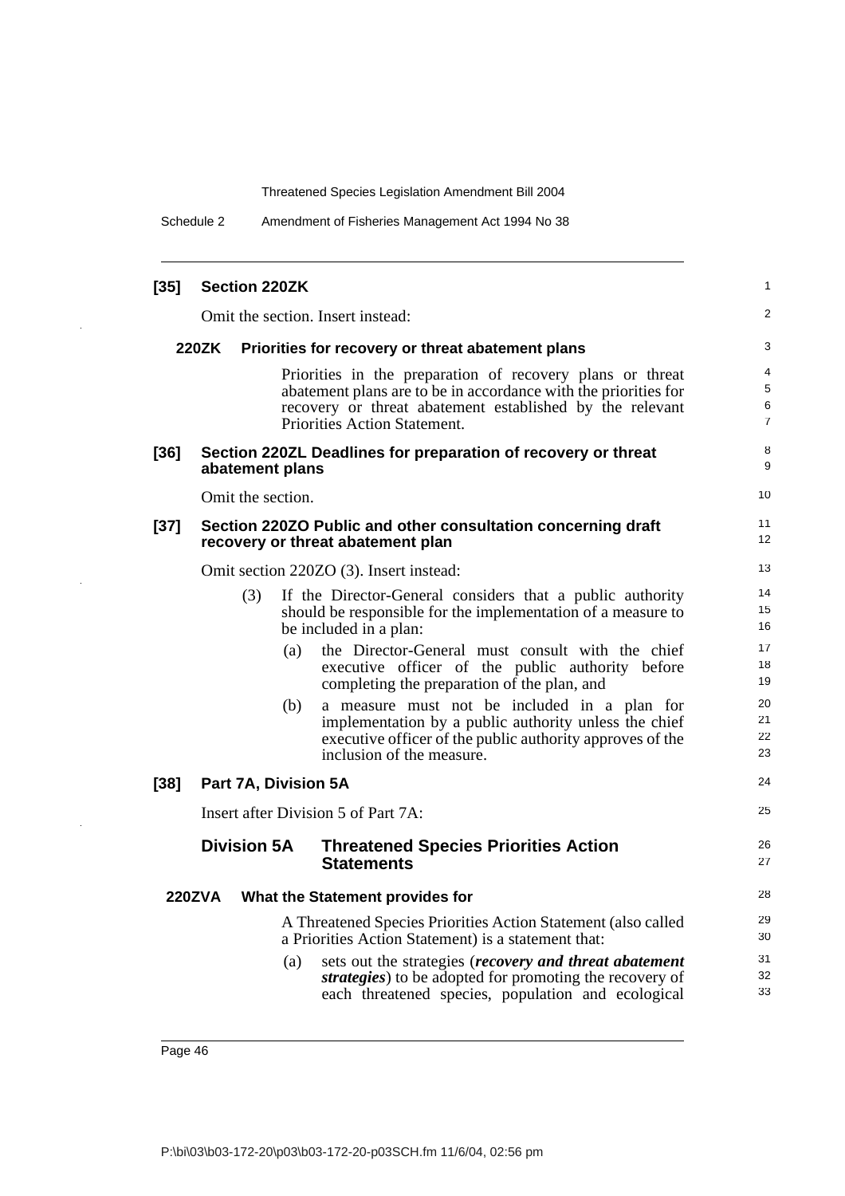**[35] Section 220ZK**

Omit the section. Insert instead:

**220ZK Priorities for recovery or threat abatement plans**

Priorities in the preparation of recovery plans or threat abatement plans are to be in accordance with the priorities for recovery or threat abatement established by the relevant Priorities Action Statement.

**[36] Section 220ZL Deadlines for preparation of recovery or threat abatement plans**

Omit the section.

**[37] Section 220ZO Public and other consultation concerning draft recovery or threat abatement plan**

Omit section 220ZO (3). Insert instead:

(3) If the Director-General considers that a public authority should be responsible for the implementation of a measure to be included in a plan:

(a) the Director-General must consult with the chief executive officer of the public authority before completing the preparation of the plan, and

(b) a measure must not be included in a plan for implementation by a public authority unless the chief executive officer of the public authority approves of the inclusion of the measure.

**[38] Part 7A, Division 5A**

Insert after Division 5 of Part 7A:

## Division 5A Threatened Species Priorities Action Statements

**220ZVA What the Statement provides for**

A Threatened Species Priorities Action Statement (also called a Priorities Action Statement) is a statement that:

(a) sets out the strategies (***recovery and threat abatement strategies***) to be adopted for promoting the recovery of each threatened species, population and ecological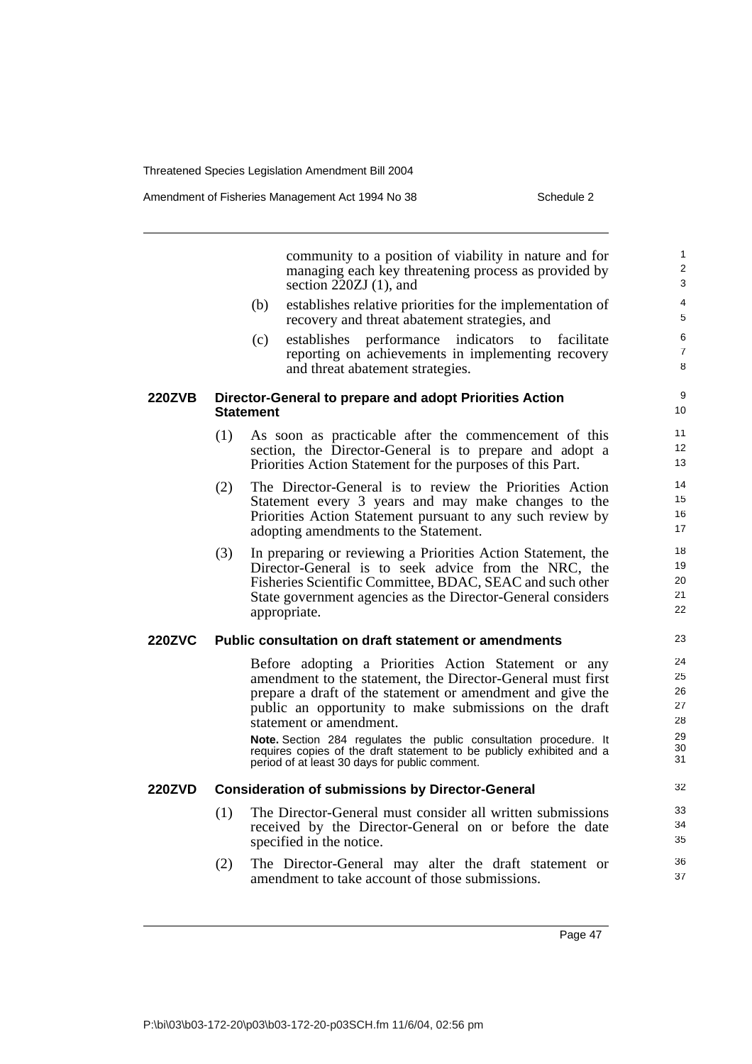community to a position of viability in nature and for managing each key threatening process as provided by section 220ZJ (1), and

(b) establishes relative priorities for the implementation of recovery and threat abatement strategies, and

(c) establishes performance indicators to facilitate reporting on achievements in implementing recovery and threat abatement strategies.

**220ZVB Director-General to prepare and adopt Priorities Action Statement**

(1) As soon as practicable after the commencement of this section, the Director-General is to prepare and adopt a Priorities Action Statement for the purposes of this Part.

(2) The Director-General is to review the Priorities Action Statement every 3 years and may make changes to the Priorities Action Statement pursuant to any such review by adopting amendments to the Statement.

(3) In preparing or reviewing a Priorities Action Statement, the Director-General is to seek advice from the NRC, the Fisheries Scientific Committee, BDAC, SEAC and such other State government agencies as the Director-General considers appropriate.

**220ZVC Public consultation on draft statement or amendments**

Before adopting a Priorities Action Statement or any amendment to the statement, the Director-General must first prepare a draft of the statement or amendment and give the public an opportunity to make submissions on the draft statement or amendment.

**Note.** Section 284 regulates the public consultation procedure. It requires copies of the draft statement to be publicly exhibited and a period of at least 30 days for public comment.

**220ZVD Consideration of submissions by Director-General**

(1) The Director-General must consider all written submissions received by the Director-General on or before the date specified in the notice.

(2) The Director-General may alter the draft statement or amendment to take account of those submissions.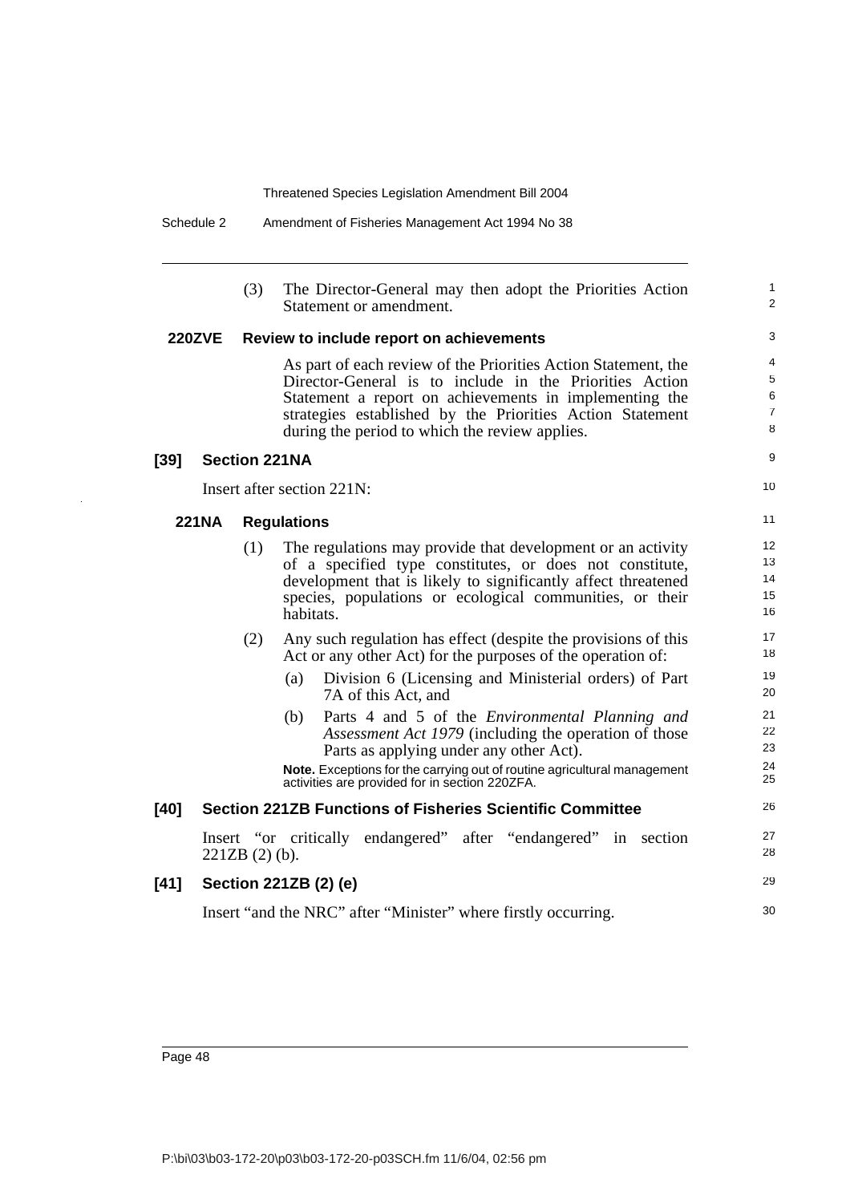(3) The Director-General may then adopt the Priorities Action Statement or amendment.

**220ZVE Review to include report on achievements**

As part of each review of the Priorities Action Statement, the Director-General is to include in the Priorities Action Statement a report on achievements in implementing the strategies established by the Priorities Action Statement during the period to which the review applies.

### [39] Section 221NA

Insert after section 221N:

**221NA Regulations**

(1) The regulations may provide that development or an activity of a specified type constitutes, or does not constitute, development that is likely to significantly affect threatened species, populations or ecological communities, or their habitats.

(2) Any such regulation has effect (despite the provisions of this Act or any other Act) for the purposes of the operation of:

(a) Division 6 (Licensing and Ministerial orders) of Part 7A of this Act, and

(b) Parts 4 and 5 of the *Environmental Planning and Assessment Act 1979* (including the operation of those Parts as applying under any other Act).

**Note.** Exceptions for the carrying out of routine agricultural management activities are provided for in section 220ZFA.

### [40] Section 221ZB Functions of Fisheries Scientific Committee

Insert "or critically endangered" after "endangered" in section 221ZB (2) (b).

### [41] Section 221ZB (2) (e)

Insert "and the NRC" after "Minister" where firstly occurring.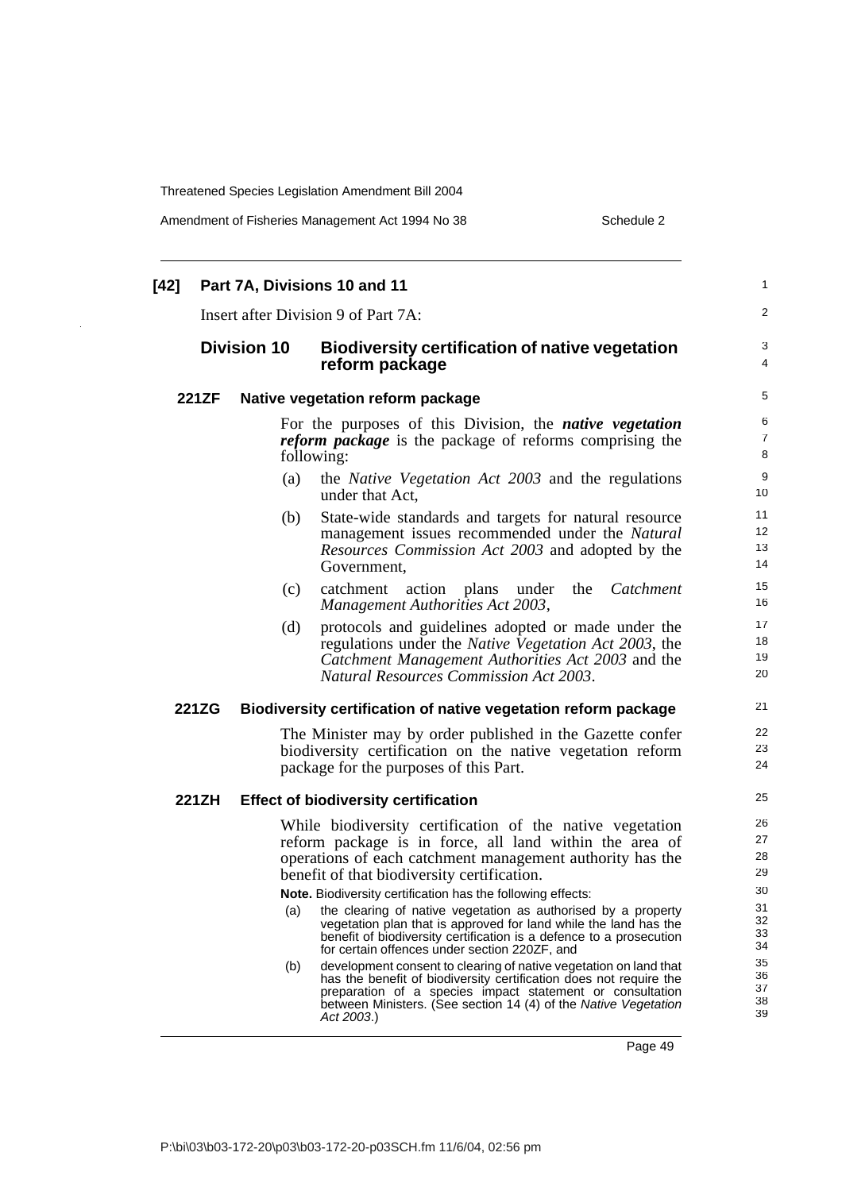## [42] Part 7A, Divisions 10 and 11

Insert after Division 9 of Part 7A:

### Division 10 Biodiversity certification of native vegetation reform package

#### 221ZF Native vegetation reform package

For the purposes of this Division, the ***native vegetation reform package*** is the package of reforms comprising the following:

(a) the *Native Vegetation Act 2003* and the regulations under that Act,

(b) State-wide standards and targets for natural resource management issues recommended under the *Natural Resources Commission Act 2003* and adopted by the Government,

(c) catchment action plans under the *Catchment Management Authorities Act 2003*,

(d) protocols and guidelines adopted or made under the regulations under the *Native Vegetation Act 2003*, the *Catchment Management Authorities Act 2003* and the *Natural Resources Commission Act 2003*.

#### 221ZG Biodiversity certification of native vegetation reform package

The Minister may by order published in the Gazette confer biodiversity certification on the native vegetation reform package for the purposes of this Part.

#### 221ZH Effect of biodiversity certification

While biodiversity certification of the native vegetation reform package is in force, all land within the area of operations of each catchment management authority has the benefit of that biodiversity certification.

**Note.** Biodiversity certification has the following effects:

(a) the clearing of native vegetation as authorised by a property vegetation plan that is approved for land while the land has the benefit of biodiversity certification is a defence to a prosecution for certain offences under section 220ZF, and

(b) development consent to clearing of native vegetation on land that has the benefit of biodiversity certification does not require the preparation of a species impact statement or consultation between Ministers. (See section 14 (4) of the *Native Vegetation Act 2003*.)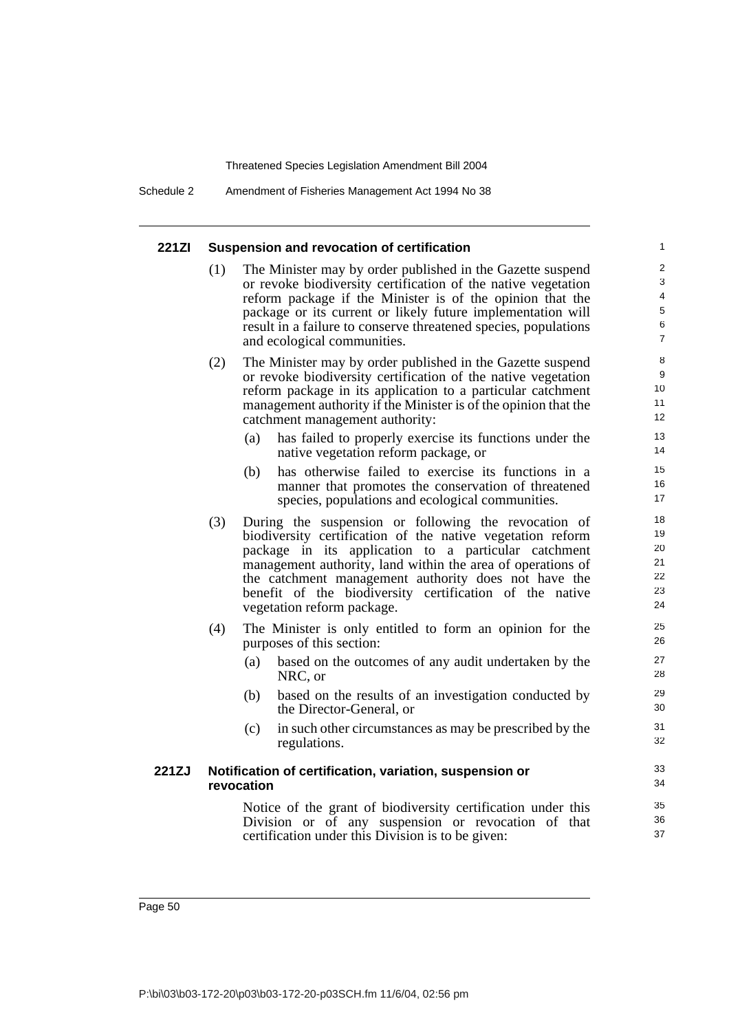#### 221ZI Suspension and revocation of certification

(1) The Minister may by order published in the Gazette suspend or revoke biodiversity certification of the native vegetation reform package if the Minister is of the opinion that the package or its current or likely future implementation will result in a failure to conserve threatened species, populations and ecological communities.

(2) The Minister may by order published in the Gazette suspend or revoke biodiversity certification of the native vegetation reform package in its application to a particular catchment management authority if the Minister is of the opinion that the catchment management authority:

- (a) has failed to properly exercise its functions under the native vegetation reform package, or
- (b) has otherwise failed to exercise its functions in a manner that promotes the conservation of threatened species, populations and ecological communities.

(3) During the suspension or following the revocation of biodiversity certification of the native vegetation reform package in its application to a particular catchment management authority, land within the area of operations of the catchment management authority does not have the benefit of the biodiversity certification of the native vegetation reform package.

(4) The Minister is only entitled to form an opinion for the purposes of this section:

- (a) based on the outcomes of any audit undertaken by the NRC, or
- (b) based on the results of an investigation conducted by the Director-General, or
- (c) in such other circumstances as may be prescribed by the regulations.

#### 221ZJ Notification of certification, variation, suspension or revocation

Notice of the grant of biodiversity certification under this Division or of any suspension or revocation of that certification under this Division is to be given: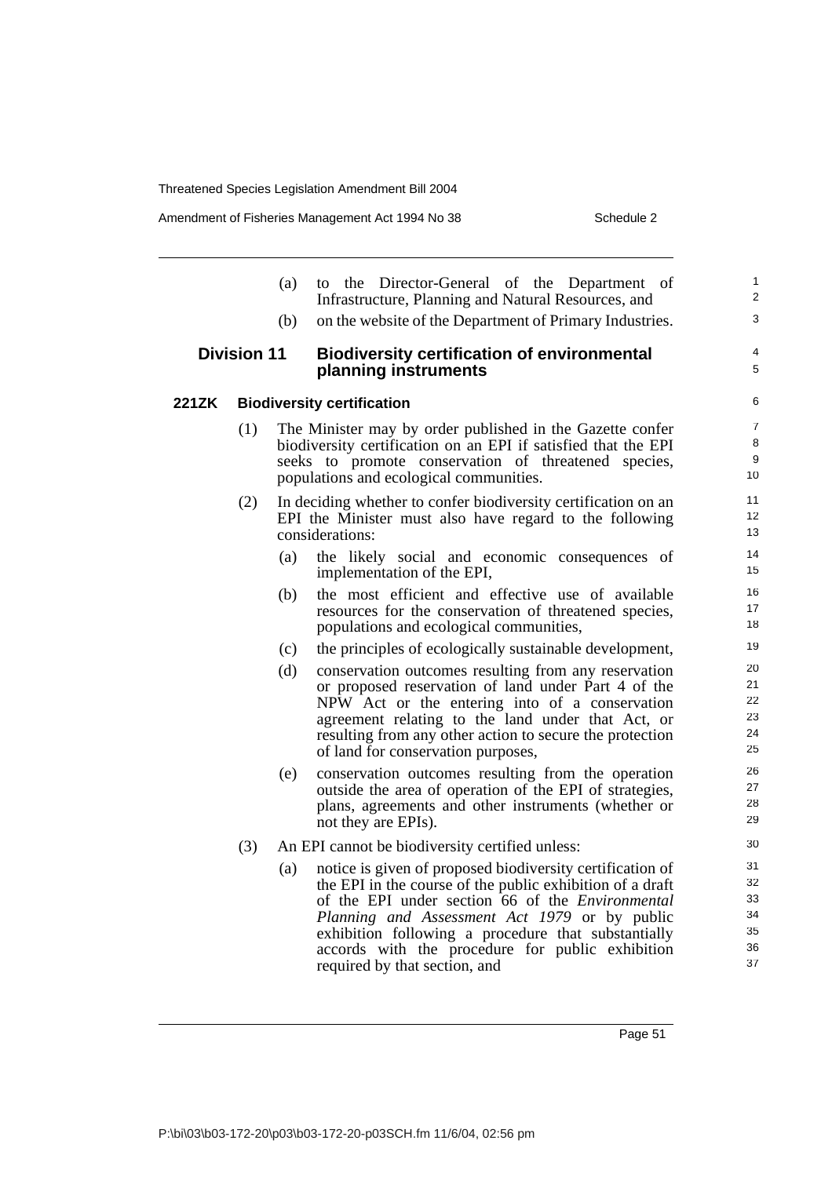(a) to the Director-General of the Department of Infrastructure, Planning and Natural Resources, and

(b) on the website of the Department of Primary Industries.

## Division 11 Biodiversity certification of environmental planning instruments

### 221ZK Biodiversity certification

(1) The Minister may by order published in the Gazette confer biodiversity certification on an EPI if satisfied that the EPI seeks to promote conservation of threatened species, populations and ecological communities.

(2) In deciding whether to confer biodiversity certification on an EPI the Minister must also have regard to the following considerations:

(a) the likely social and economic consequences of implementation of the EPI,

(b) the most efficient and effective use of available resources for the conservation of threatened species, populations and ecological communities,

(c) the principles of ecologically sustainable development,

(d) conservation outcomes resulting from any reservation or proposed reservation of land under Part 4 of the NPW Act or the entering into of a conservation agreement relating to the land under that Act, or resulting from any other action to secure the protection of land for conservation purposes,

(e) conservation outcomes resulting from the operation outside the area of operation of the EPI of strategies, plans, agreements and other instruments (whether or not they are EPIs).

(3) An EPI cannot be biodiversity certified unless:

(a) notice is given of proposed biodiversity certification of the EPI in the course of the public exhibition of a draft of the EPI under section 66 of the *Environmental Planning and Assessment Act 1979* or by public exhibition following a procedure that substantially accords with the procedure for public exhibition required by that section, and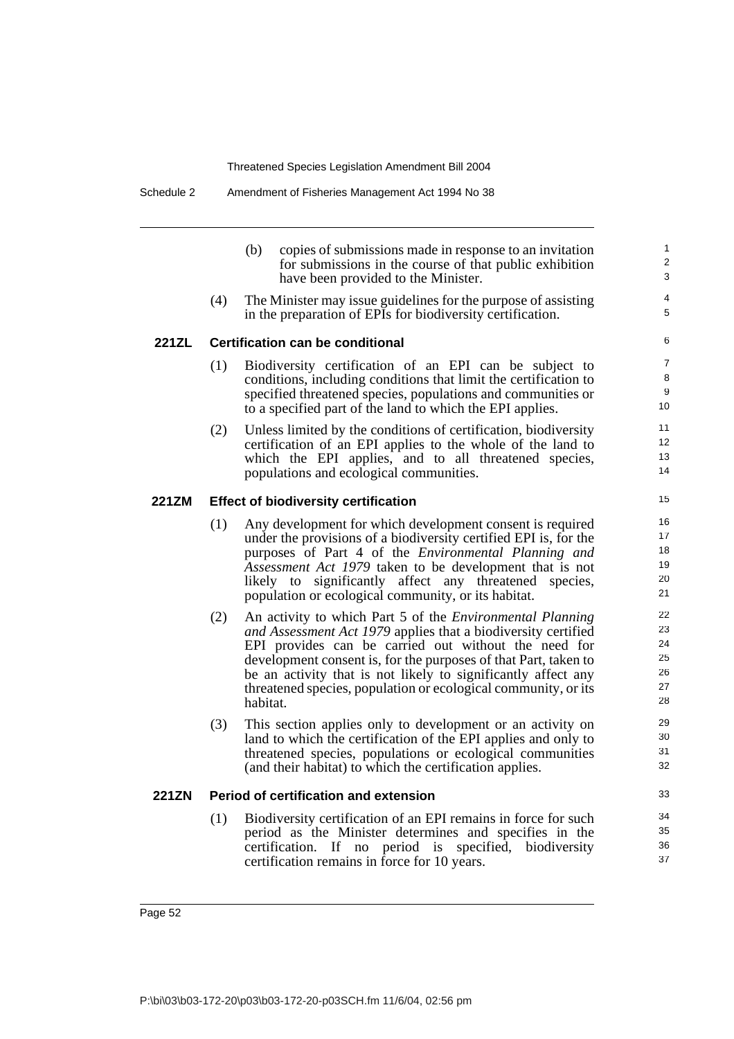(b) copies of submissions made in response to an invitation for submissions in the course of that public exhibition have been provided to the Minister.

(4) The Minister may issue guidelines for the purpose of assisting in the preparation of EPIs for biodiversity certification.

### 221ZL Certification can be conditional

(1) Biodiversity certification of an EPI can be subject to conditions, including conditions that limit the certification to specified threatened species, populations and communities or to a specified part of the land to which the EPI applies.

(2) Unless limited by the conditions of certification, biodiversity certification of an EPI applies to the whole of the land to which the EPI applies, and to all threatened species, populations and ecological communities.

### 221ZM Effect of biodiversity certification

(1) Any development for which development consent is required under the provisions of a biodiversity certified EPI is, for the purposes of Part 4 of the *Environmental Planning and Assessment Act 1979* taken to be development that is not likely to significantly affect any threatened species, population or ecological community, or its habitat.

(2) An activity to which Part 5 of the *Environmental Planning and Assessment Act 1979* applies that a biodiversity certified EPI provides can be carried out without the need for development consent is, for the purposes of that Part, taken to be an activity that is not likely to significantly affect any threatened species, population or ecological community, or its habitat.

(3) This section applies only to development or an activity on land to which the certification of the EPI applies and only to threatened species, populations or ecological communities (and their habitat) to which the certification applies.

### 221ZN Period of certification and extension

(1) Biodiversity certification of an EPI remains in force for such period as the Minister determines and specifies in the certification. If no period is specified, biodiversity certification remains in force for 10 years.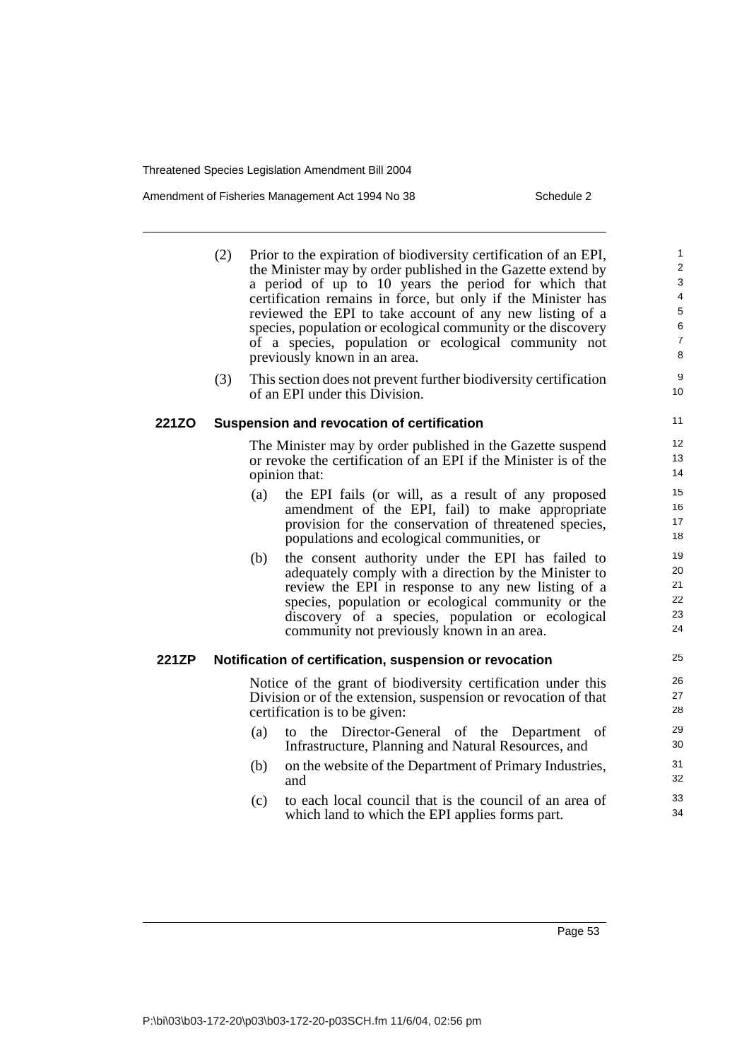(2) Prior to the expiration of biodiversity certification of an EPI, the Minister may by order published in the Gazette extend by a period of up to 10 years the period for which that certification remains in force, but only if the Minister has reviewed the EPI to take account of any new listing of a species, population or ecological community or the discovery of a species, population or ecological community not previously known in an area.

(3) This section does not prevent further biodiversity certification of an EPI under this Division.

### 221ZO Suspension and revocation of certification

The Minister may by order published in the Gazette suspend or revoke the certification of an EPI if the Minister is of the opinion that:

(a) the EPI fails (or will, as a result of any proposed amendment of the EPI, fail) to make appropriate provision for the conservation of threatened species, populations and ecological communities, or

(b) the consent authority under the EPI has failed to adequately comply with a direction by the Minister to review the EPI in response to any new listing of a species, population or ecological community or the discovery of a species, population or ecological community not previously known in an area.

### 221ZP Notification of certification, suspension or revocation

Notice of the grant of biodiversity certification under this Division or of the extension, suspension or revocation of that certification is to be given:

(a) to the Director-General of the Department of Infrastructure, Planning and Natural Resources, and

(b) on the website of the Department of Primary Industries, and

(c) to each local council that is the council of an area of which land to which the EPI applies forms part.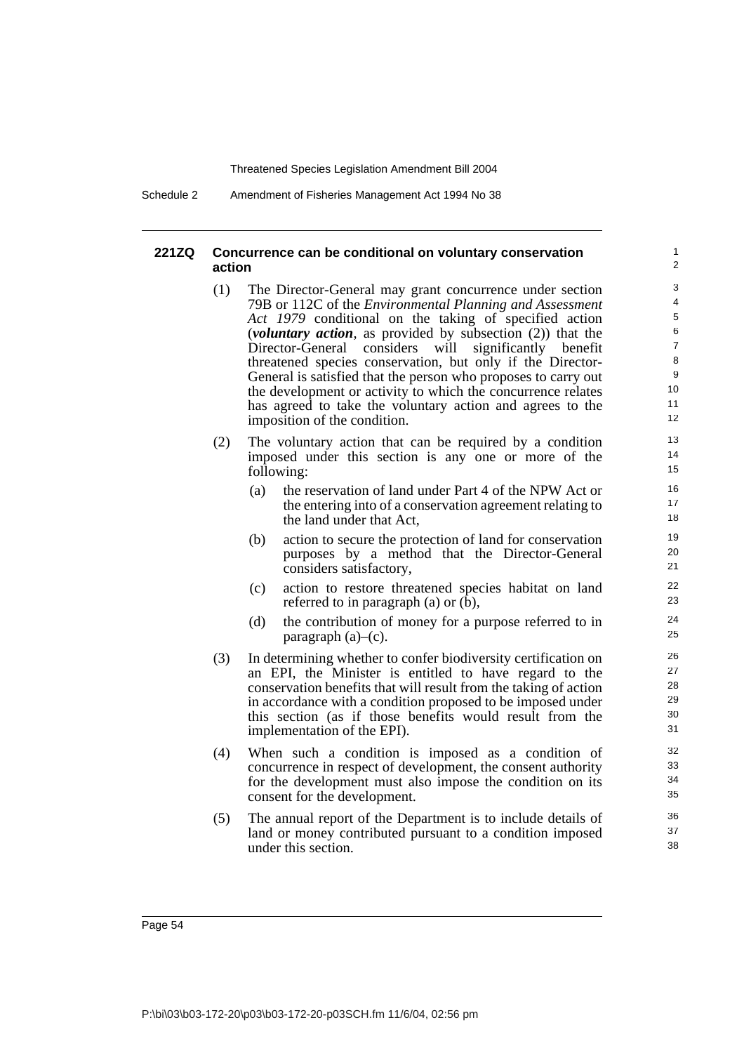#### 221ZQ Concurrence can be conditional on voluntary conservation action

(1) The Director-General may grant concurrence under section 79B or 112C of the *Environmental Planning and Assessment Act 1979* conditional on the taking of specified action (***voluntary action***, as provided by subsection (2)) that the Director-General considers will significantly benefit threatened species conservation, but only if the Director-General is satisfied that the person who proposes to carry out the development or activity to which the concurrence relates has agreed to take the voluntary action and agrees to the imposition of the condition.

(2) The voluntary action that can be required by a condition imposed under this section is any one or more of the following:

- (a) the reservation of land under Part 4 of the NPW Act or the entering into of a conservation agreement relating to the land under that Act,
- (b) action to secure the protection of land for conservation purposes by a method that the Director-General considers satisfactory,
- (c) action to restore threatened species habitat on land referred to in paragraph (a) or (b),
- (d) the contribution of money for a purpose referred to in paragraph (a)–(c).

(3) In determining whether to confer biodiversity certification on an EPI, the Minister is entitled to have regard to the conservation benefits that will result from the taking of action in accordance with a condition proposed to be imposed under this section (as if those benefits would result from the implementation of the EPI).

(4) When such a condition is imposed as a condition of concurrence in respect of development, the consent authority for the development must also impose the condition on its consent for the development.

(5) The annual report of the Department is to include details of land or money contributed pursuant to a condition imposed under this section.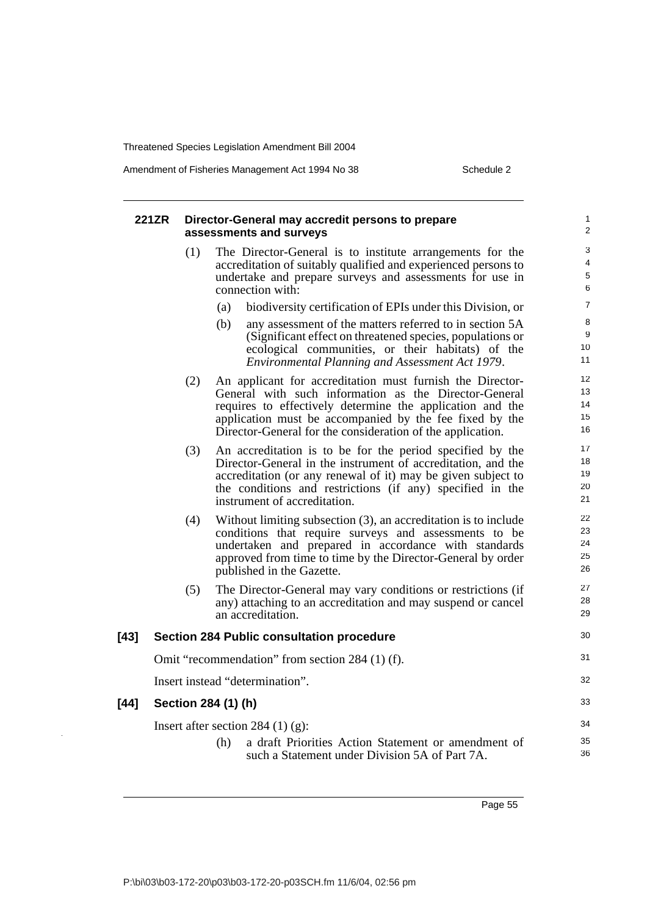#### 221ZR Director-General may accredit persons to prepare assessments and surveys

(1) The Director-General is to institute arrangements for the accreditation of suitably qualified and experienced persons to undertake and prepare surveys and assessments for use in connection with:

(a) biodiversity certification of EPIs under this Division, or

(b) any assessment of the matters referred to in section 5A (Significant effect on threatened species, populations or ecological communities, or their habitats) of the *Environmental Planning and Assessment Act 1979*.

(2) An applicant for accreditation must furnish the Director-General with such information as the Director-General requires to effectively determine the application and the application must be accompanied by the fee fixed by the Director-General for the consideration of the application.

(3) An accreditation is to be for the period specified by the Director-General in the instrument of accreditation, and the accreditation (or any renewal of it) may be given subject to the conditions and restrictions (if any) specified in the instrument of accreditation.

(4) Without limiting subsection (3), an accreditation is to include conditions that require surveys and assessments to be undertaken and prepared in accordance with standards approved from time to time by the Director-General by order published in the Gazette.

(5) The Director-General may vary conditions or restrictions (if any) attaching to an accreditation and may suspend or cancel an accreditation.

### [43] Section 284 Public consultation procedure

Omit "recommendation" from section 284 (1) (f).

Insert instead "determination".

### [44] Section 284 (1) (h)

Insert after section 284 (1) (g):

(h) a draft Priorities Action Statement or amendment of such a Statement under Division 5A of Part 7A.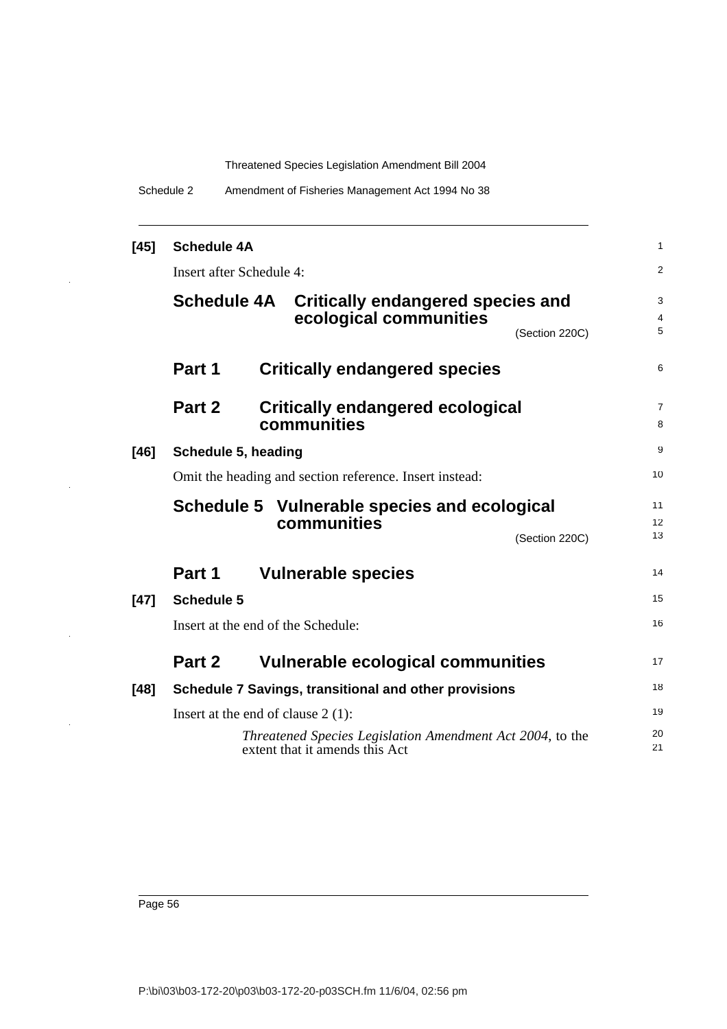**[45] Schedule 4A**

Insert after Schedule 4:

## Schedule 4A Critically endangered species and ecological communities

(Section 220C)

### Part 1 Critically endangered species

### Part 2 Critically endangered ecological communities

**[46] Schedule 5, heading**

Omit the heading and section reference. Insert instead:

## Schedule 5 Vulnerable species and ecological communities

(Section 220C)

### Part 1 Vulnerable species

**[47] Schedule 5**

Insert at the end of the Schedule:

### Part 2 Vulnerable ecological communities

**[48] Schedule 7 Savings, transitional and other provisions**

Insert at the end of clause 2 (1):

*Threatened Species Legislation Amendment Act 2004*, to the extent that it amends this Act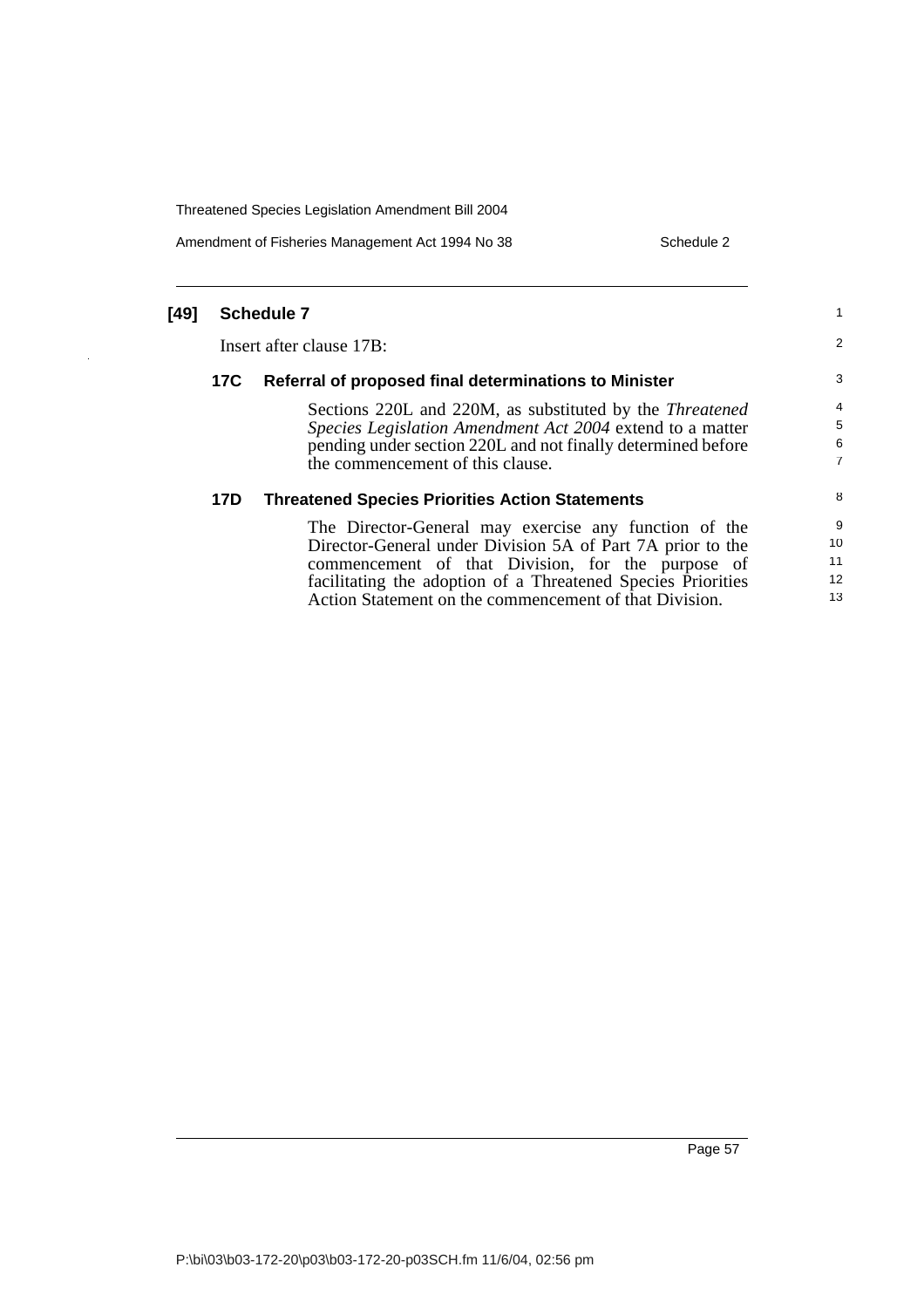**[49] Schedule 7**

Insert after clause 17B:

**17C Referral of proposed final determinations to Minister**

Sections 220L and 220M, as substituted by the *Threatened Species Legislation Amendment Act 2004* extend to a matter pending under section 220L and not finally determined before the commencement of this clause.

**17D Threatened Species Priorities Action Statements**

The Director-General may exercise any function of the Director-General under Division 5A of Part 7A prior to the commencement of that Division, for the purpose of facilitating the adoption of a Threatened Species Priorities Action Statement on the commencement of that Division.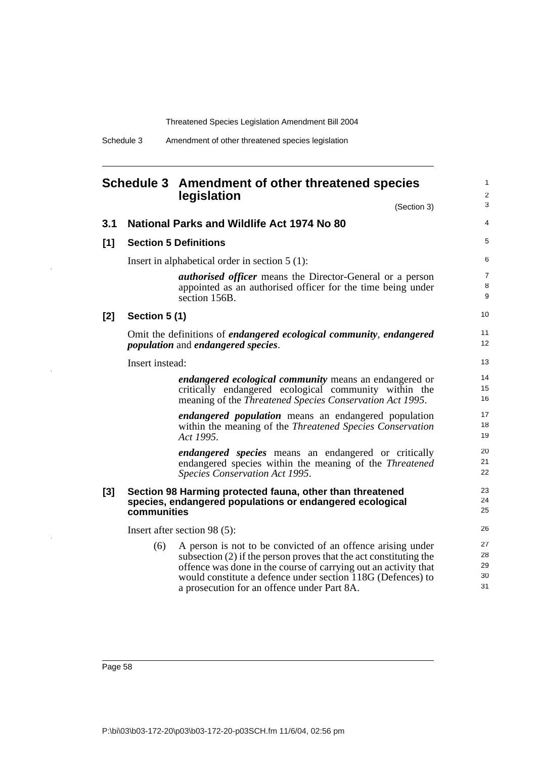# Schedule 3 Amendment of other threatened species legislation

(Section 3)

## 3.1 National Parks and Wildlife Act 1974 No 80

### [1] Section 5 Definitions

Insert in alphabetical order in section 5 (1):

> ***authorised officer*** means the Director-General or a person appointed as an authorised officer for the time being under section 156B.

### [2] Section 5 (1)

Omit the definitions of ***endangered ecological community***, ***endangered population*** and ***endangered species***.

Insert instead:

> ***endangered ecological community*** means an endangered or critically endangered ecological community within the meaning of the *Threatened Species Conservation Act 1995*.
>
> ***endangered population*** means an endangered population within the meaning of the *Threatened Species Conservation Act 1995*.
>
> ***endangered species*** means an endangered or critically endangered species within the meaning of the *Threatened Species Conservation Act 1995*.

### [3] Section 98 Harming protected fauna, other than threatened species, endangered populations or endangered ecological communities

Insert after section 98 (5):

> (6) A person is not to be convicted of an offence arising under subsection (2) if the person proves that the act constituting the offence was done in the course of carrying out an activity that would constitute a defence under section 118G (Defences) to a prosecution for an offence under Part 8A.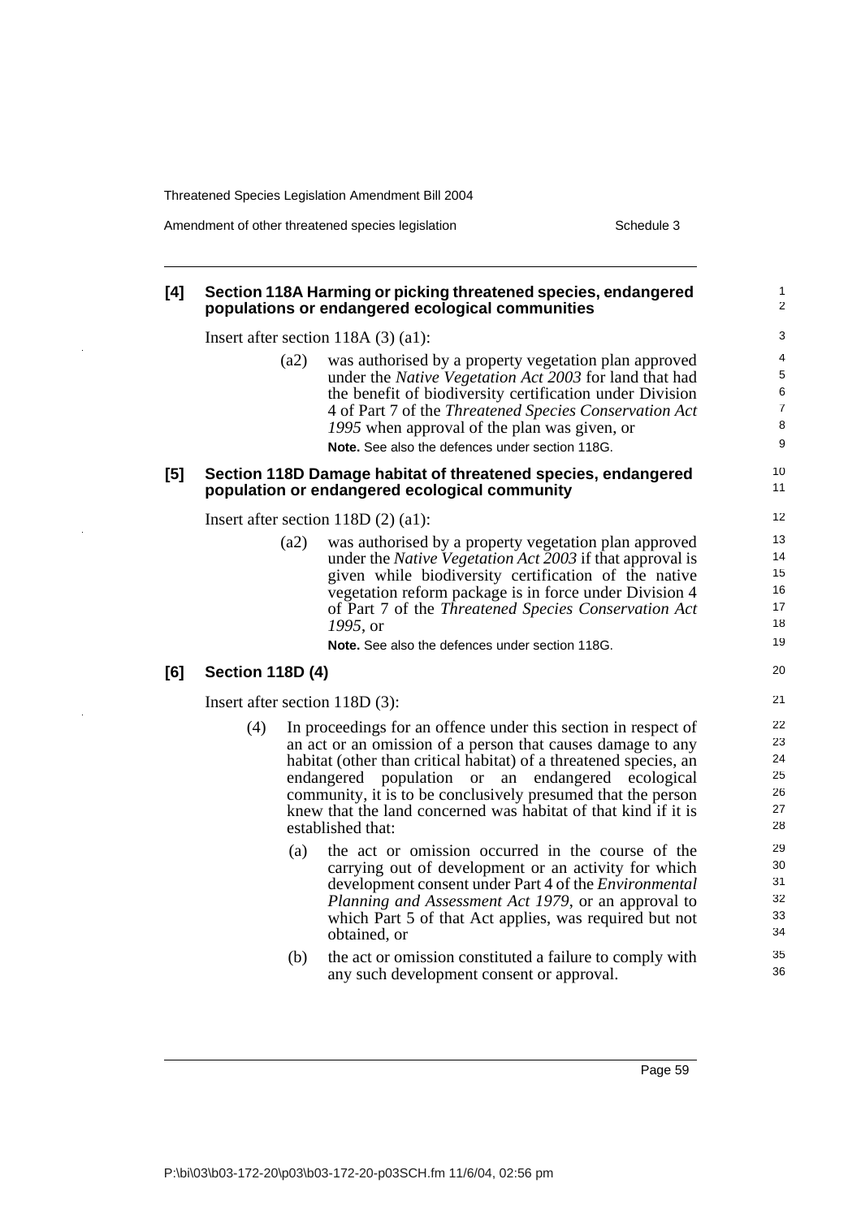**[4] Section 118A Harming or picking threatened species, endangered populations or endangered ecological communities**

Insert after section 118A (3) (a1):

> (a2) was authorised by a property vegetation plan approved under the *Native Vegetation Act 2003* for land that had the benefit of biodiversity certification under Division 4 of Part 7 of the *Threatened Species Conservation Act 1995* when approval of the plan was given, or
>
> **Note.** See also the defences under section 118G.

**[5] Section 118D Damage habitat of threatened species, endangered population or endangered ecological community**

Insert after section 118D (2) (a1):

> (a2) was authorised by a property vegetation plan approved under the *Native Vegetation Act 2003* if that approval is given while biodiversity certification of the native vegetation reform package is in force under Division 4 of Part 7 of the *Threatened Species Conservation Act 1995*, or
>
> **Note.** See also the defences under section 118G.

**[6] Section 118D (4)**

Insert after section 118D (3):

> (4) In proceedings for an offence under this section in respect of an act or an omission of a person that causes damage to any habitat (other than critical habitat) of a threatened species, an endangered population or an endangered ecological community, it is to be conclusively presumed that the person knew that the land concerned was habitat of that kind if it is established that:
>
> (a) the act or omission occurred in the course of the carrying out of development or an activity for which development consent under Part 4 of the *Environmental Planning and Assessment Act 1979*, or an approval to which Part 5 of that Act applies, was required but not obtained, or
>
> (b) the act or omission constituted a failure to comply with any such development consent or approval.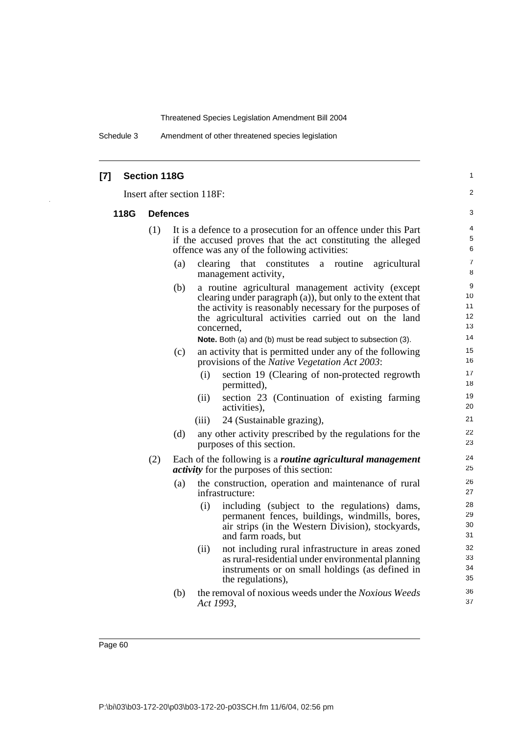## [7] Section 118G

Insert after section 118F:

### 118G Defences

(1) It is a defence to a prosecution for an offence under this Part if the accused proves that the act constituting the alleged offence was any of the following activities:

- (a) clearing that constitutes a routine agricultural management activity,
- (b) a routine agricultural management activity (except clearing under paragraph (a)), but only to the extent that the activity is reasonably necessary for the purposes of the agricultural activities carried out on the land concerned,

  **Note.** Both (a) and (b) must be read subject to subsection (3).

- (c) an activity that is permitted under any of the following provisions of the *Native Vegetation Act 2003*:
  - (i) section 19 (Clearing of non-protected regrowth permitted),
  - (ii) section 23 (Continuation of existing farming activities),
  - (iii) 24 (Sustainable grazing),
- (d) any other activity prescribed by the regulations for the purposes of this section.

(2) Each of the following is a ***routine agricultural management activity*** for the purposes of this section:

- (a) the construction, operation and maintenance of rural infrastructure:
  - (i) including (subject to the regulations) dams, permanent fences, buildings, windmills, bores, air strips (in the Western Division), stockyards, and farm roads, but
  - (ii) not including rural infrastructure in areas zoned as rural-residential under environmental planning instruments or on small holdings (as defined in the regulations),
- (b) the removal of noxious weeds under the *Noxious Weeds Act 1993*,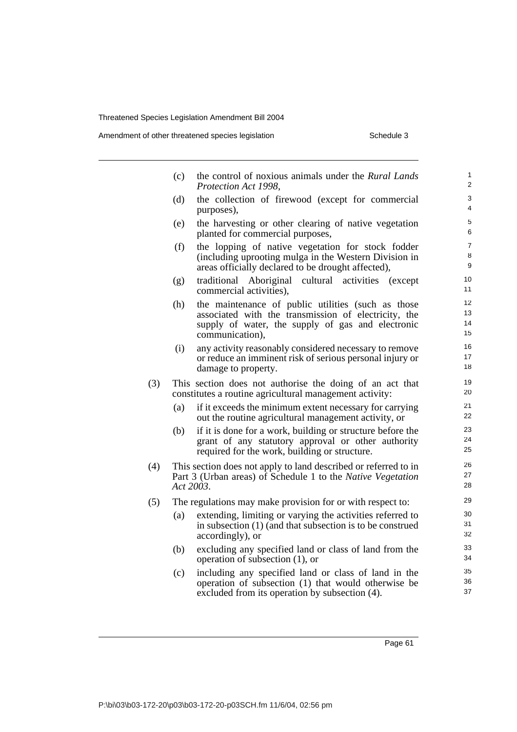(c) the control of noxious animals under the *Rural Lands Protection Act 1998*,

(d) the collection of firewood (except for commercial purposes),

(e) the harvesting or other clearing of native vegetation planted for commercial purposes,

(f) the lopping of native vegetation for stock fodder (including uprooting mulga in the Western Division in areas officially declared to be drought affected),

(g) traditional Aboriginal cultural activities (except commercial activities),

(h) the maintenance of public utilities (such as those associated with the transmission of electricity, the supply of water, the supply of gas and electronic communication),

(i) any activity reasonably considered necessary to remove or reduce an imminent risk of serious personal injury or damage to property.

(3) This section does not authorise the doing of an act that constitutes a routine agricultural management activity:

(a) if it exceeds the minimum extent necessary for carrying out the routine agricultural management activity, or

(b) if it is done for a work, building or structure before the grant of any statutory approval or other authority required for the work, building or structure.

(4) This section does not apply to land described or referred to in Part 3 (Urban areas) of Schedule 1 to the *Native Vegetation Act 2003*.

(5) The regulations may make provision for or with respect to:

(a) extending, limiting or varying the activities referred to in subsection (1) (and that subsection is to be construed accordingly), or

(b) excluding any specified land or class of land from the operation of subsection (1), or

(c) including any specified land or class of land in the operation of subsection (1) that would otherwise be excluded from its operation by subsection (4).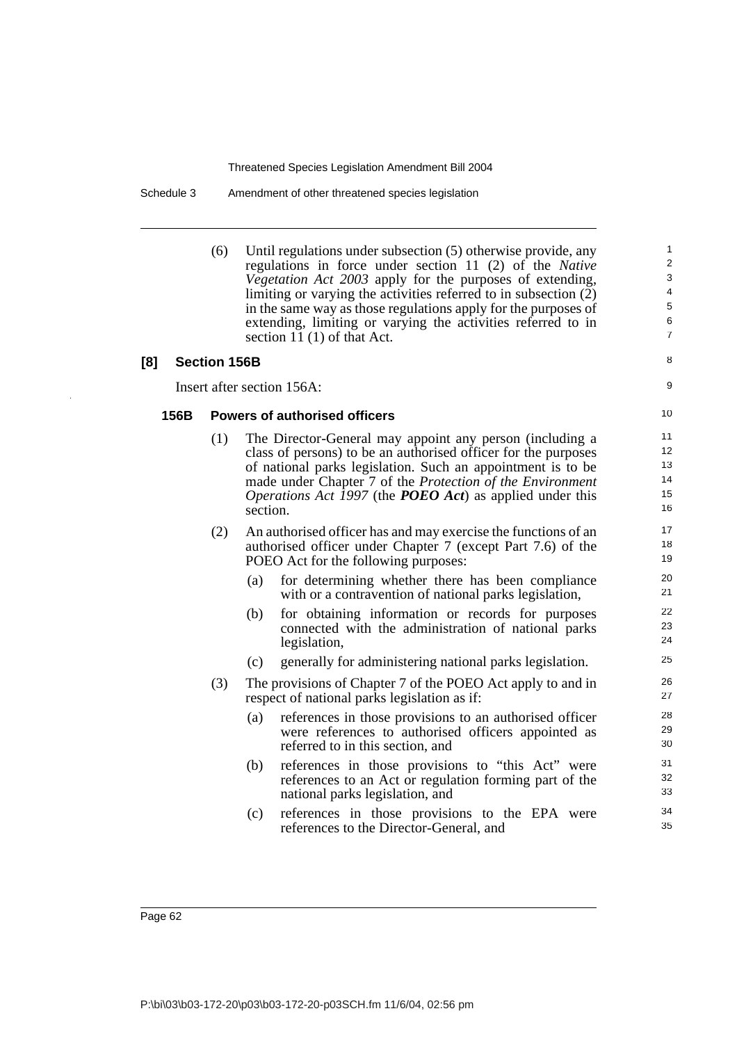(6) Until regulations under subsection (5) otherwise provide, any regulations in force under section 11 (2) of the *Native Vegetation Act 2003* apply for the purposes of extending, limiting or varying the activities referred to in subsection (2) in the same way as those regulations apply for the purposes of extending, limiting or varying the activities referred to in section 11 (1) of that Act.

### [8] Section 156B

Insert after section 156A:

#### 156B Powers of authorised officers

(1) The Director-General may appoint any person (including a class of persons) to be an authorised officer for the purposes of national parks legislation. Such an appointment is to be made under Chapter 7 of the *Protection of the Environment Operations Act 1997* (the ***POEO Act***) as applied under this section.

(2) An authorised officer has and may exercise the functions of an authorised officer under Chapter 7 (except Part 7.6) of the POEO Act for the following purposes:

(a) for determining whether there has been compliance with or a contravention of national parks legislation,

(b) for obtaining information or records for purposes connected with the administration of national parks legislation,

(c) generally for administering national parks legislation.

(3) The provisions of Chapter 7 of the POEO Act apply to and in respect of national parks legislation as if:

(a) references in those provisions to an authorised officer were references to authorised officers appointed as referred to in this section, and

(b) references in those provisions to "this Act" were references to an Act or regulation forming part of the national parks legislation, and

(c) references in those provisions to the EPA were references to the Director-General, and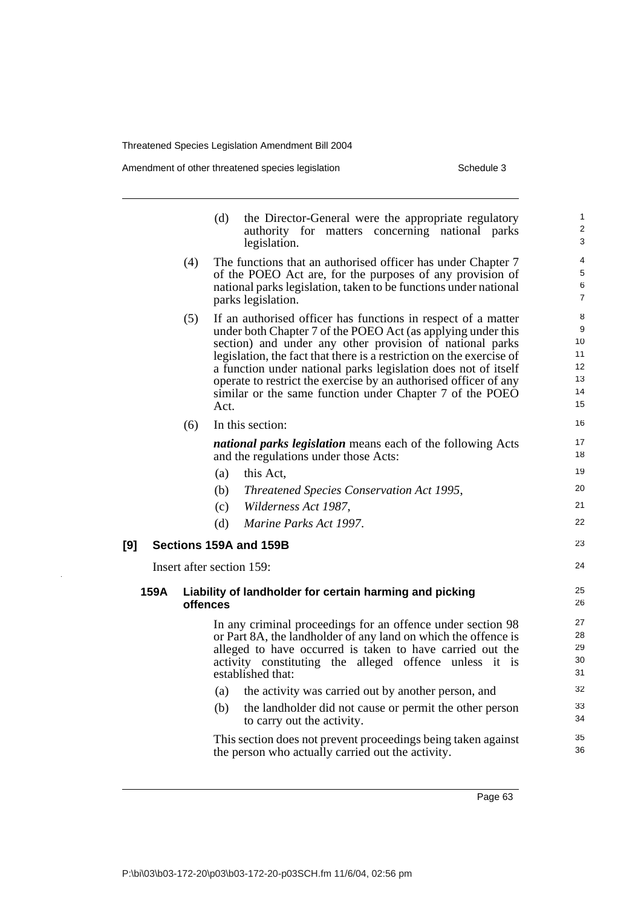(d) the Director-General were the appropriate regulatory authority for matters concerning national parks legislation.

(4) The functions that an authorised officer has under Chapter 7 of the POEO Act are, for the purposes of any provision of national parks legislation, taken to be functions under national parks legislation.

(5) If an authorised officer has functions in respect of a matter under both Chapter 7 of the POEO Act (as applying under this section) and under any other provision of national parks legislation, the fact that there is a restriction on the exercise of a function under national parks legislation does not of itself operate to restrict the exercise by an authorised officer of any similar or the same function under Chapter 7 of the POEO Act.

(6) In this section:

***national parks legislation*** means each of the following Acts and the regulations under those Acts:

(a) this Act,

(b) *Threatened Species Conservation Act 1995*,

(c) *Wilderness Act 1987*,

(d) *Marine Parks Act 1997*.

**[9] Sections 159A and 159B**

Insert after section 159:

**159A Liability of landholder for certain harming and picking offences**

In any criminal proceedings for an offence under section 98 or Part 8A, the landholder of any land on which the offence is alleged to have occurred is taken to have carried out the activity constituting the alleged offence unless it is established that:

(a) the activity was carried out by another person, and

(b) the landholder did not cause or permit the other person to carry out the activity.

This section does not prevent proceedings being taken against the person who actually carried out the activity.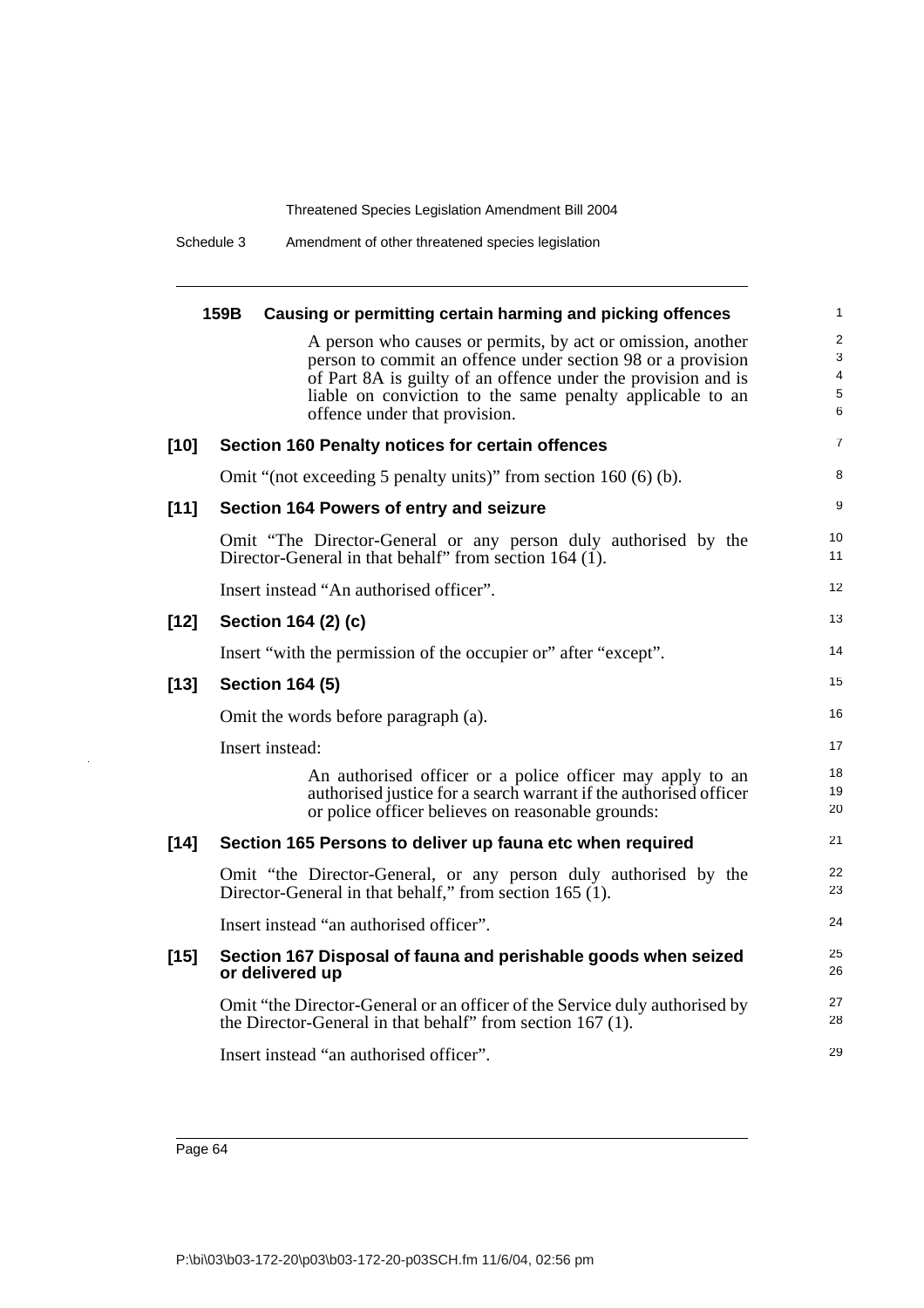### 159B Causing or permitting certain harming and picking offences

A person who causes or permits, by act or omission, another person to commit an offence under section 98 or a provision of Part 8A is guilty of an offence under the provision and is liable on conviction to the same penalty applicable to an offence under that provision.

### [10] Section 160 Penalty notices for certain offences

Omit "(not exceeding 5 penalty units)" from section 160 (6) (b).

### [11] Section 164 Powers of entry and seizure

Omit "The Director-General or any person duly authorised by the Director-General in that behalf" from section 164 (1).

Insert instead "An authorised officer".

### [12] Section 164 (2) (c)

Insert "with the permission of the occupier or" after "except".

### [13] Section 164 (5)

Omit the words before paragraph (a).

Insert instead:

> An authorised officer or a police officer may apply to an authorised justice for a search warrant if the authorised officer or police officer believes on reasonable grounds:

### [14] Section 165 Persons to deliver up fauna etc when required

Omit "the Director-General, or any person duly authorised by the Director-General in that behalf," from section 165 (1).

Insert instead "an authorised officer".

### [15] Section 167 Disposal of fauna and perishable goods when seized or delivered up

Omit "the Director-General or an officer of the Service duly authorised by the Director-General in that behalf" from section 167 (1).

Insert instead "an authorised officer".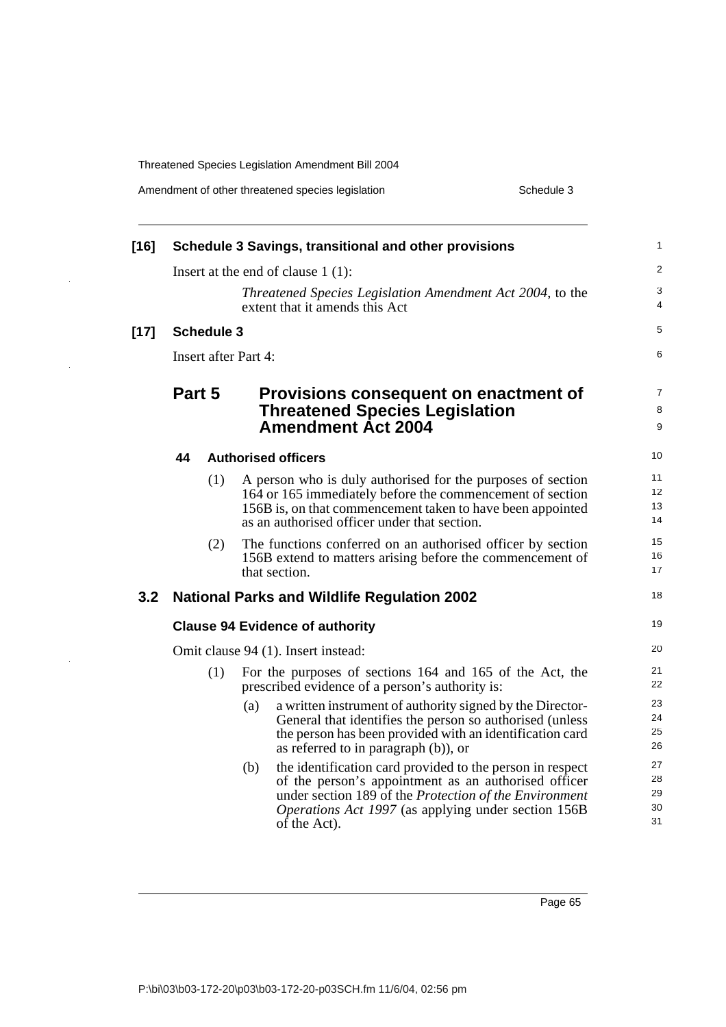**[16] Schedule 3 Savings, transitional and other provisions**

Insert at the end of clause 1 (1):

*Threatened Species Legislation Amendment Act 2004*, to the extent that it amends this Act

**[17] Schedule 3**

Insert after Part 4:

## Part 5 Provisions consequent on enactment of Threatened Species Legislation Amendment Act 2004

### 44 Authorised officers

(1) A person who is duly authorised for the purposes of section 164 or 165 immediately before the commencement of section 156B is, on that commencement taken to have been appointed as an authorised officer under that section.

(2) The functions conferred on an authorised officer by section 156B extend to matters arising before the commencement of that section.

## 3.2 National Parks and Wildlife Regulation 2002

### Clause 94 Evidence of authority

Omit clause 94 (1). Insert instead:

(1) For the purposes of sections 164 and 165 of the Act, the prescribed evidence of a person's authority is:

(a) a written instrument of authority signed by the Director-General that identifies the person so authorised (unless the person has been provided with an identification card as referred to in paragraph (b)), or

(b) the identification card provided to the person in respect of the person's appointment as an authorised officer under section 189 of the *Protection of the Environment Operations Act 1997* (as applying under section 156B of the Act).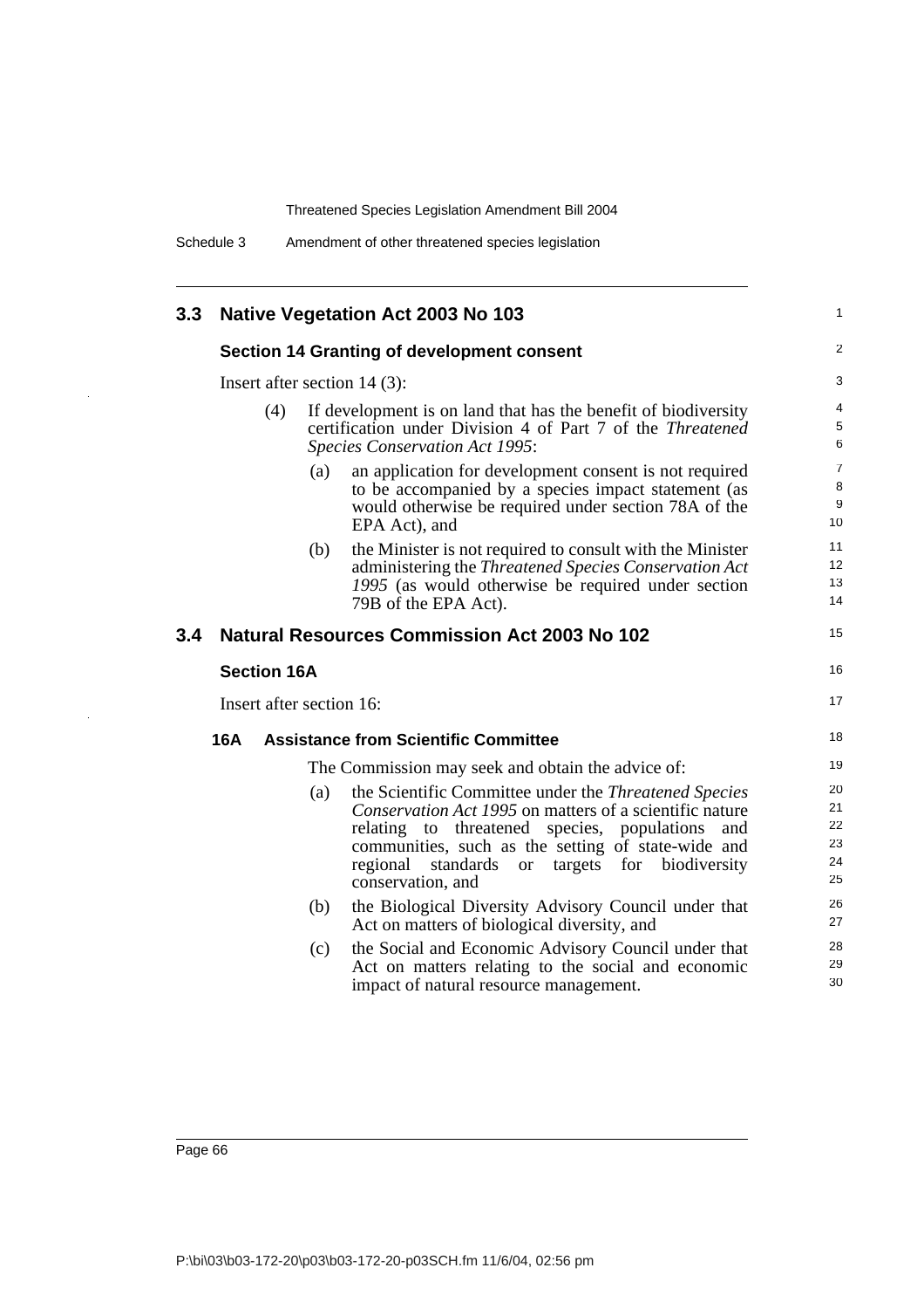## 3.3 Native Vegetation Act 2003 No 103

### Section 14 Granting of development consent

Insert after section 14 (3):

(4) If development is on land that has the benefit of biodiversity certification under Division 4 of Part 7 of the *Threatened Species Conservation Act 1995*:

(a) an application for development consent is not required to be accompanied by a species impact statement (as would otherwise be required under section 78A of the EPA Act), and

(b) the Minister is not required to consult with the Minister administering the *Threatened Species Conservation Act 1995* (as would otherwise be required under section 79B of the EPA Act).

## 3.4 Natural Resources Commission Act 2003 No 102

### Section 16A

Insert after section 16:

**16A Assistance from Scientific Committee**

The Commission may seek and obtain the advice of:

(a) the Scientific Committee under the *Threatened Species Conservation Act 1995* on matters of a scientific nature relating to threatened species, populations and communities, such as the setting of state-wide and regional standards or targets for biodiversity conservation, and

(b) the Biological Diversity Advisory Council under that Act on matters of biological diversity, and

(c) the Social and Economic Advisory Council under that Act on matters relating to the social and economic impact of natural resource management.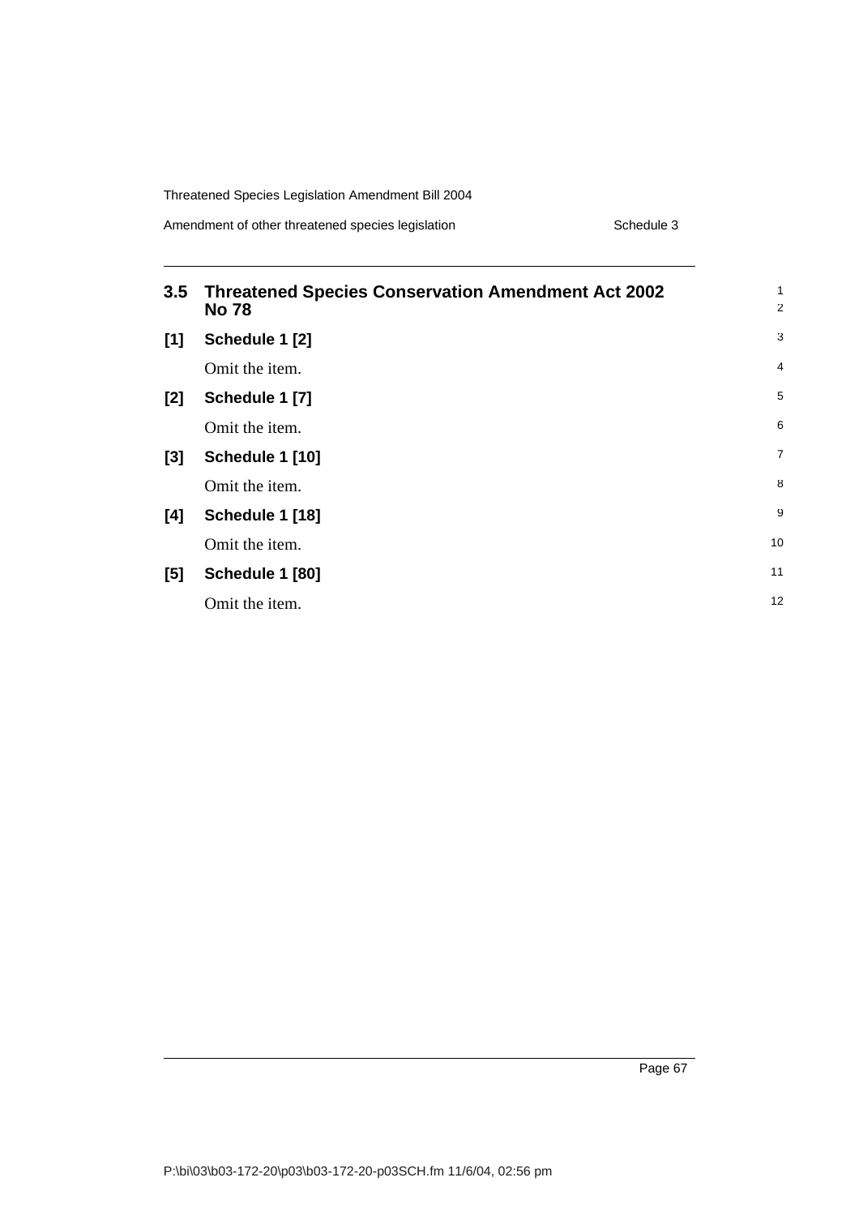## 3.5 Threatened Species Conservation Amendment Act 2002 No 78

### [1] Schedule 1 [2]

Omit the item.

### [2] Schedule 1 [7]

Omit the item.

### [3] Schedule 1 [10]

Omit the item.

### [4] Schedule 1 [18]

Omit the item.

### [5] Schedule 1 [80]

Omit the item.